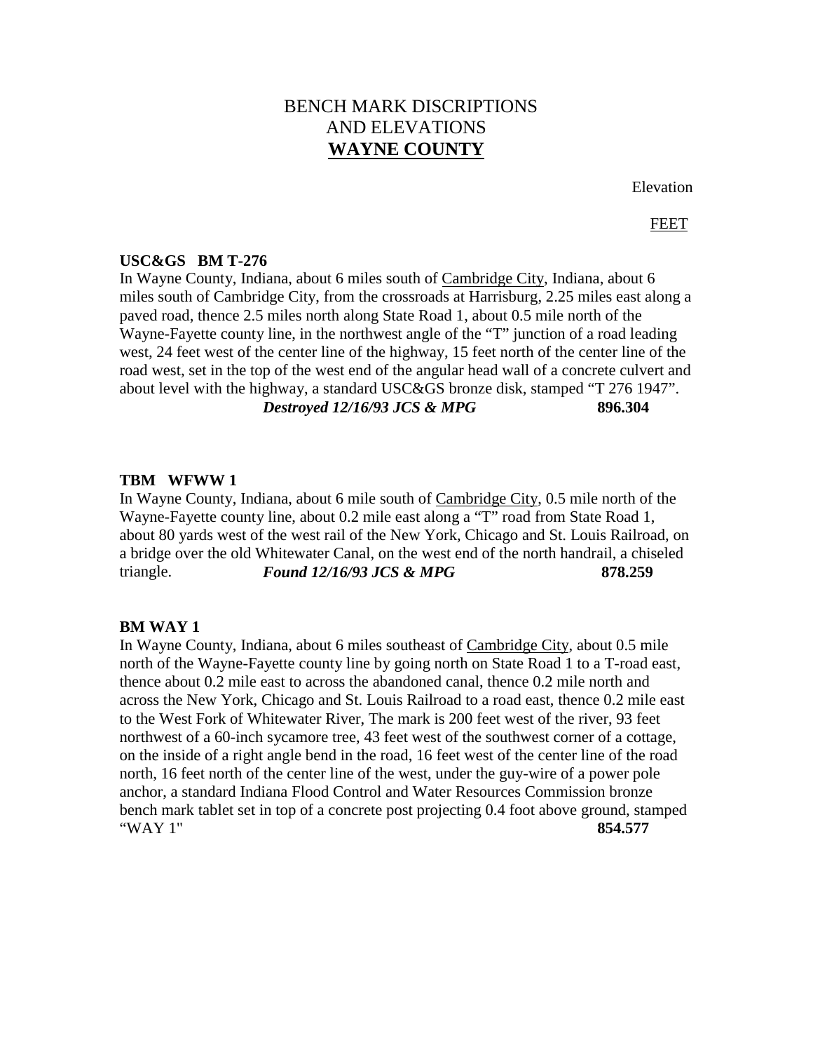# BENCH MARK DISCRIPTIONS AND ELEVATIONS
## WAYNE COUNTY

Elevation

FEET

**USC&GS BM T-276**

In Wayne County, Indiana, about 6 miles south of Cambridge City, Indiana, about 6 miles south of Cambridge City, from the crossroads at Harrisburg, 2.25 miles east along a paved road, thence 2.5 miles north along State Road 1, about 0.5 mile north of the Wayne-Fayette county line, in the northwest angle of the "T" junction of a road leading west, 24 feet west of the center line of the highway, 15 feet north of the center line of the road west, set in the top of the west end of the angular head wall of a concrete culvert and about level with the highway, a standard USC&GS bronze disk, stamped "T 276 1947".
***Destroyed 12/16/93 JCS & MPG*** **896.304**

**TBM WFWW 1**

In Wayne County, Indiana, about 6 mile south of Cambridge City, 0.5 mile north of the Wayne-Fayette county line, about 0.2 mile east along a "T" road from State Road 1, about 80 yards west of the west rail of the New York, Chicago and St. Louis Railroad, on a bridge over the old Whitewater Canal, on the west end of the north handrail, a chiseled triangle. ***Found 12/16/93 JCS & MPG*** **878.259**

**BM WAY 1**

In Wayne County, Indiana, about 6 miles southeast of Cambridge City, about 0.5 mile north of the Wayne-Fayette county line by going north on State Road 1 to a T-road east, thence about 0.2 mile east to across the abandoned canal, thence 0.2 mile north and across the New York, Chicago and St. Louis Railroad to a road east, thence 0.2 mile east to the West Fork of Whitewater River, The mark is 200 feet west of the river, 93 feet northwest of a 60-inch sycamore tree, 43 feet west of the southwest corner of a cottage, on the inside of a right angle bend in the road, 16 feet west of the center line of the road north, 16 feet north of the center line of the west, under the guy-wire of a power pole anchor, a standard Indiana Flood Control and Water Resources Commission bronze bench mark tablet set in top of a concrete post projecting 0.4 foot above ground, stamped "WAY 1" **854.577**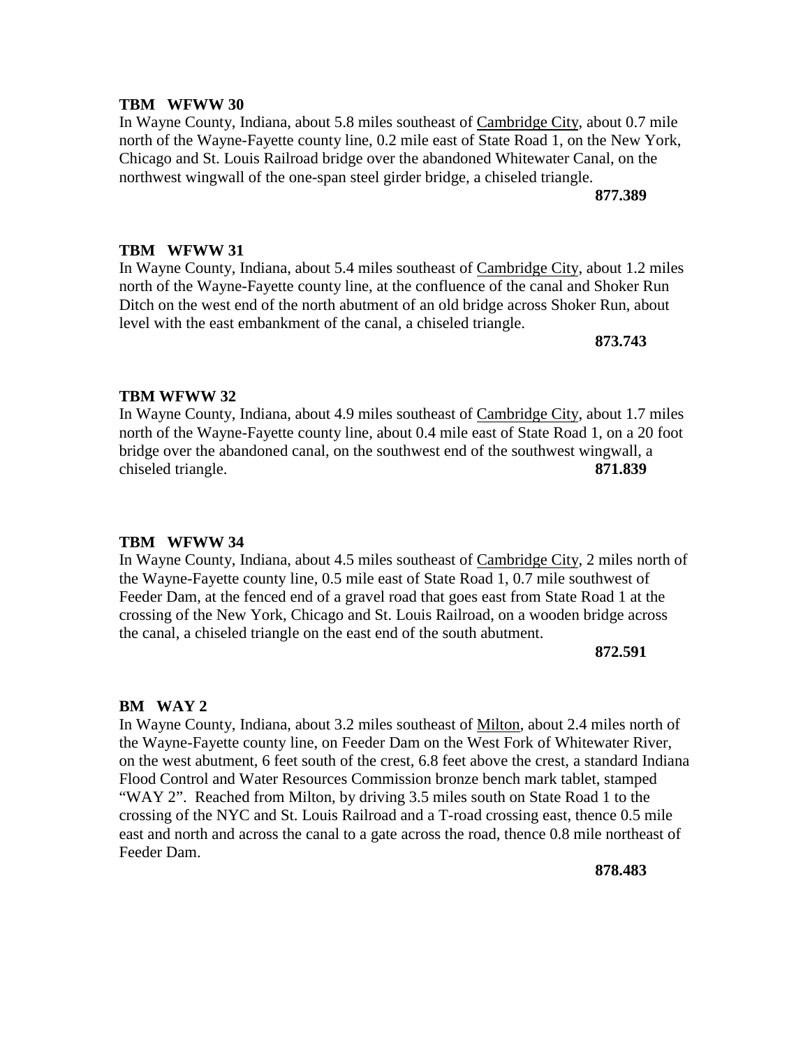**TBM WFWW 30**

In Wayne County, Indiana, about 5.8 miles southeast of Cambridge City, about 0.7 mile north of the Wayne-Fayette county line, 0.2 mile east of State Road 1, on the New York, Chicago and St. Louis Railroad bridge over the abandoned Whitewater Canal, on the northwest wingwall of the one-span steel girder bridge, a chiseled triangle.

**877.389**

**TBM WFWW 31**

In Wayne County, Indiana, about 5.4 miles southeast of Cambridge City, about 1.2 miles north of the Wayne-Fayette county line, at the confluence of the canal and Shoker Run Ditch on the west end of the north abutment of an old bridge across Shoker Run, about level with the east embankment of the canal, a chiseled triangle.

**873.743**

**TBM WFWW 32**

In Wayne County, Indiana, about 4.9 miles southeast of Cambridge City, about 1.7 miles north of the Wayne-Fayette county line, about 0.4 mile east of State Road 1, on a 20 foot bridge over the abandoned canal, on the southwest end of the southwest wingwall, a chiseled triangle. **871.839**

**TBM WFWW 34**

In Wayne County, Indiana, about 4.5 miles southeast of Cambridge City, 2 miles north of the Wayne-Fayette county line, 0.5 mile east of State Road 1, 0.7 mile southwest of Feeder Dam, at the fenced end of a gravel road that goes east from State Road 1 at the crossing of the New York, Chicago and St. Louis Railroad, on a wooden bridge across the canal, a chiseled triangle on the east end of the south abutment.

**872.591**

**BM WAY 2**

In Wayne County, Indiana, about 3.2 miles southeast of Milton, about 2.4 miles north of the Wayne-Fayette county line, on Feeder Dam on the West Fork of Whitewater River, on the west abutment, 6 feet south of the crest, 6.8 feet above the crest, a standard Indiana Flood Control and Water Resources Commission bronze bench mark tablet, stamped "WAY 2". Reached from Milton, by driving 3.5 miles south on State Road 1 to the crossing of the NYC and St. Louis Railroad and a T-road crossing east, thence 0.5 mile east and north and across the canal to a gate across the road, thence 0.8 mile northeast of Feeder Dam.

**878.483**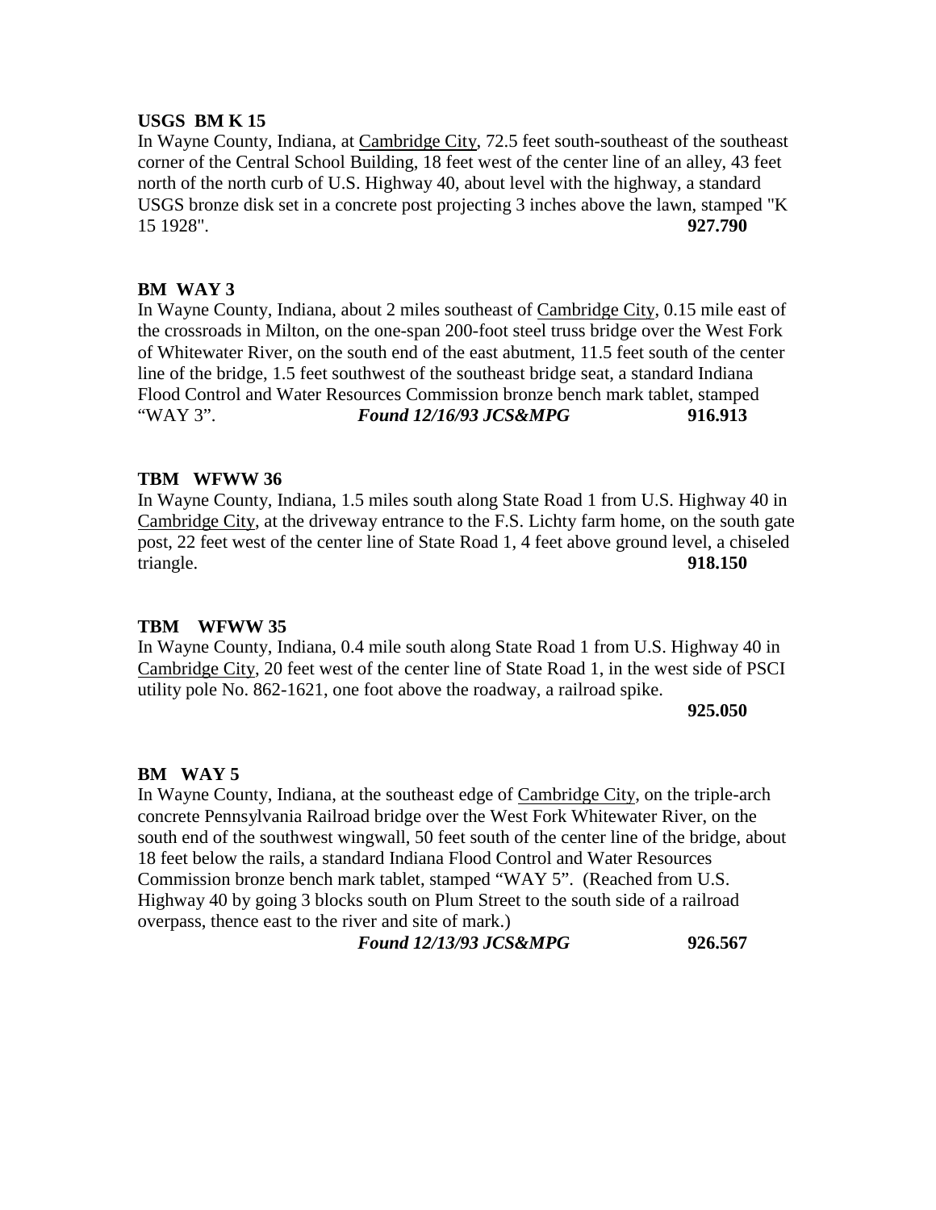**USGS BM K 15**

In Wayne County, Indiana, at Cambridge City, 72.5 feet south-southeast of the southeast corner of the Central School Building, 18 feet west of the center line of an alley, 43 feet north of the north curb of U.S. Highway 40, about level with the highway, a standard USGS bronze disk set in a concrete post projecting 3 inches above the lawn, stamped "K 15 1928". **927.790**

**BM WAY 3**

In Wayne County, Indiana, about 2 miles southeast of Cambridge City, 0.15 mile east of the crossroads in Milton, on the one-span 200-foot steel truss bridge over the West Fork of Whitewater River, on the south end of the east abutment, 11.5 feet south of the center line of the bridge, 1.5 feet southwest of the southeast bridge seat, a standard Indiana Flood Control and Water Resources Commission bronze bench mark tablet, stamped "WAY 3". ***Found 12/16/93 JCS&MPG*** **916.913**

**TBM WFWW 36**

In Wayne County, Indiana, 1.5 miles south along State Road 1 from U.S. Highway 40 in Cambridge City, at the driveway entrance to the F.S. Lichty farm home, on the south gate post, 22 feet west of the center line of State Road 1, 4 feet above ground level, a chiseled triangle. **918.150**

**TBM WFWW 35**

In Wayne County, Indiana, 0.4 mile south along State Road 1 from U.S. Highway 40 in Cambridge City, 20 feet west of the center line of State Road 1, in the west side of PSCI utility pole No. 862-1621, one foot above the roadway, a railroad spike. **925.050**

**BM WAY 5**

In Wayne County, Indiana, at the southeast edge of Cambridge City, on the triple-arch concrete Pennsylvania Railroad bridge over the West Fork Whitewater River, on the south end of the southwest wingwall, 50 feet south of the center line of the bridge, about 18 feet below the rails, a standard Indiana Flood Control and Water Resources Commission bronze bench mark tablet, stamped "WAY 5". (Reached from U.S. Highway 40 by going 3 blocks south on Plum Street to the south side of a railroad overpass, thence east to the river and site of mark.) ***Found 12/13/93 JCS&MPG*** **926.567**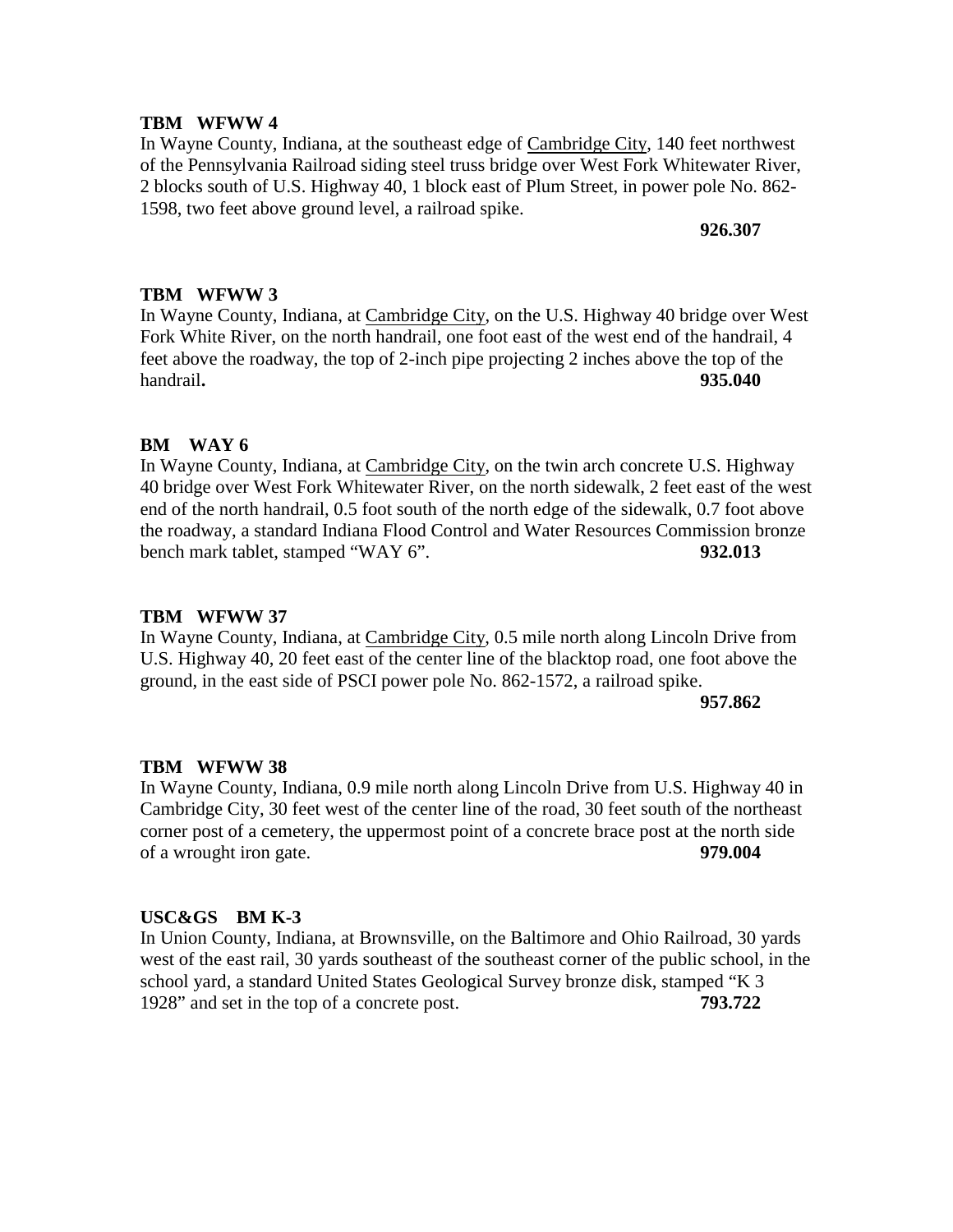**TBM WFWW 4**

In Wayne County, Indiana, at the southeast edge of Cambridge City, 140 feet northwest of the Pennsylvania Railroad siding steel truss bridge over West Fork Whitewater River, 2 blocks south of U.S. Highway 40, 1 block east of Plum Street, in power pole No. 862-1598, two feet above ground level, a railroad spike.

**926.307**

**TBM WFWW 3**

In Wayne County, Indiana, at Cambridge City, on the U.S. Highway 40 bridge over West Fork White River, on the north handrail, one foot east of the west end of the handrail, 4 feet above the roadway, the top of 2-inch pipe projecting 2 inches above the top of the handrail**.** **935.040**

**BM WAY 6**

In Wayne County, Indiana, at Cambridge City, on the twin arch concrete U.S. Highway 40 bridge over West Fork Whitewater River, on the north sidewalk, 2 feet east of the west end of the north handrail, 0.5 foot south of the north edge of the sidewalk, 0.7 foot above the roadway, a standard Indiana Flood Control and Water Resources Commission bronze bench mark tablet, stamped "WAY 6". **932.013**

**TBM WFWW 37**

In Wayne County, Indiana, at Cambridge City, 0.5 mile north along Lincoln Drive from U.S. Highway 40, 20 feet east of the center line of the blacktop road, one foot above the ground, in the east side of PSCI power pole No. 862-1572, a railroad spike.

**957.862**

**TBM WFWW 38**

In Wayne County, Indiana, 0.9 mile north along Lincoln Drive from U.S. Highway 40 in Cambridge City, 30 feet west of the center line of the road, 30 feet south of the northeast corner post of a cemetery, the uppermost point of a concrete brace post at the north side of a wrought iron gate. **979.004**

**USC&GS BM K-3**

In Union County, Indiana, at Brownsville, on the Baltimore and Ohio Railroad, 30 yards west of the east rail, 30 yards southeast of the southeast corner of the public school, in the school yard, a standard United States Geological Survey bronze disk, stamped "K 3 1928" and set in the top of a concrete post. **793.722**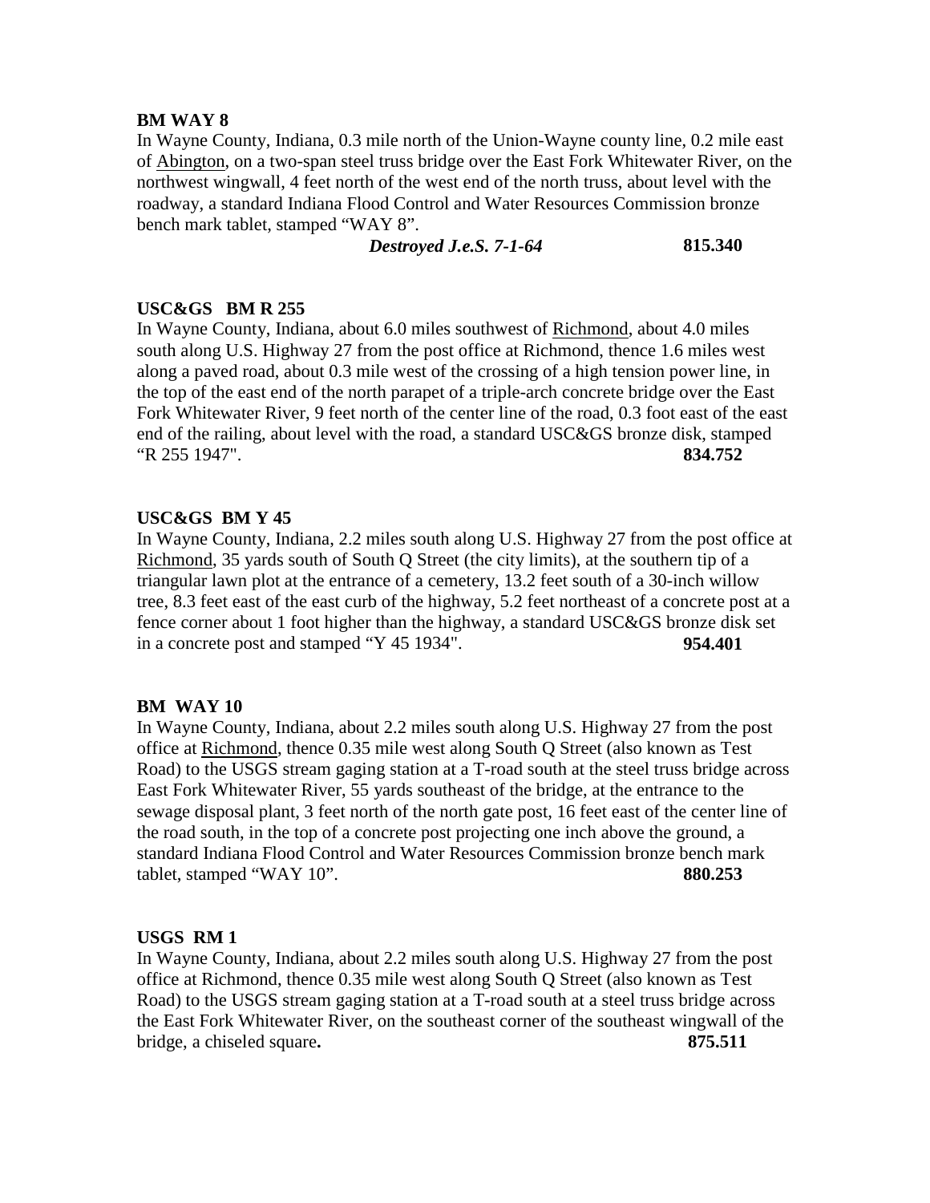**BM WAY 8**

In Wayne County, Indiana, 0.3 mile north of the Union-Wayne county line, 0.2 mile east of Abington, on a two-span steel truss bridge over the East Fork Whitewater River, on the northwest wingwall, 4 feet north of the west end of the north truss, about level with the roadway, a standard Indiana Flood Control and Water Resources Commission bronze bench mark tablet, stamped "WAY 8".

***Destroyed J.e.S. 7-1-64*** **815.340**

**USC&GS BM R 255**

In Wayne County, Indiana, about 6.0 miles southwest of Richmond, about 4.0 miles south along U.S. Highway 27 from the post office at Richmond, thence 1.6 miles west along a paved road, about 0.3 mile west of the crossing of a high tension power line, in the top of the east end of the north parapet of a triple-arch concrete bridge over the East Fork Whitewater River, 9 feet north of the center line of the road, 0.3 foot east of the east end of the railing, about level with the road, a standard USC&GS bronze disk, stamped "R 255 1947". **834.752**

**USC&GS BM Y 45**

In Wayne County, Indiana, 2.2 miles south along U.S. Highway 27 from the post office at Richmond, 35 yards south of South Q Street (the city limits), at the southern tip of a triangular lawn plot at the entrance of a cemetery, 13.2 feet south of a 30-inch willow tree, 8.3 feet east of the east curb of the highway, 5.2 feet northeast of a concrete post at a fence corner about 1 foot higher than the highway, a standard USC&GS bronze disk set in a concrete post and stamped "Y 45 1934". **954.401**

**BM WAY 10**

In Wayne County, Indiana, about 2.2 miles south along U.S. Highway 27 from the post office at Richmond, thence 0.35 mile west along South Q Street (also known as Test Road) to the USGS stream gaging station at a T-road south at the steel truss bridge across East Fork Whitewater River, 55 yards southeast of the bridge, at the entrance to the sewage disposal plant, 3 feet north of the north gate post, 16 feet east of the center line of the road south, in the top of a concrete post projecting one inch above the ground, a standard Indiana Flood Control and Water Resources Commission bronze bench mark tablet, stamped "WAY 10". **880.253**

**USGS RM 1**

In Wayne County, Indiana, about 2.2 miles south along U.S. Highway 27 from the post office at Richmond, thence 0.35 mile west along South Q Street (also known as Test Road) to the USGS stream gaging station at a T-road south at a steel truss bridge across the East Fork Whitewater River, on the southeast corner of the southeast wingwall of the bridge, a chiseled square. **875.511**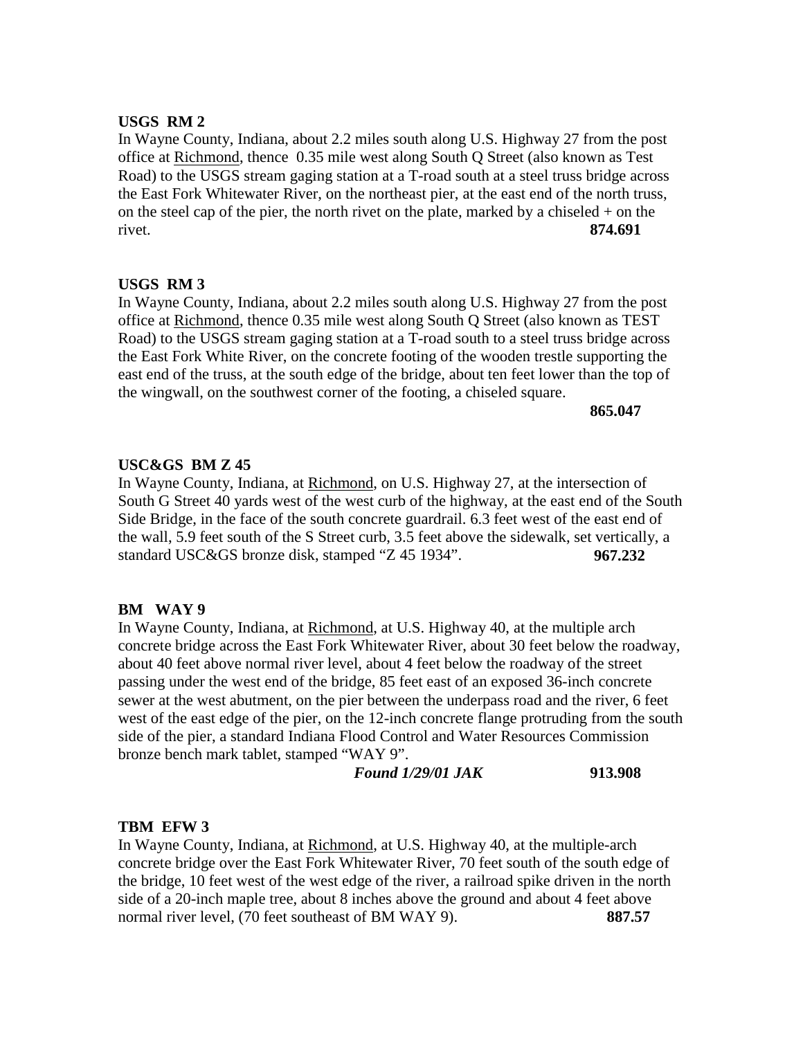**USGS RM 2**

In Wayne County, Indiana, about 2.2 miles south along U.S. Highway 27 from the post office at Richmond, thence 0.35 mile west along South Q Street (also known as Test Road) to the USGS stream gaging station at a T-road south at a steel truss bridge across the East Fork Whitewater River, on the northeast pier, at the east end of the north truss, on the steel cap of the pier, the north rivet on the plate, marked by a chiseled + on the rivet. **874.691**

**USGS RM 3**

In Wayne County, Indiana, about 2.2 miles south along U.S. Highway 27 from the post office at Richmond, thence 0.35 mile west along South Q Street (also known as TEST Road) to the USGS stream gaging station at a T-road south to a steel truss bridge across the East Fork White River, on the concrete footing of the wooden trestle supporting the east end of the truss, at the south edge of the bridge, about ten feet lower than the top of the wingwall, on the southwest corner of the footing, a chiseled square.

**865.047**

**USC&GS BM Z 45**

In Wayne County, Indiana, at Richmond, on U.S. Highway 27, at the intersection of South G Street 40 yards west of the west curb of the highway, at the east end of the South Side Bridge, in the face of the south concrete guardrail. 6.3 feet west of the east end of the wall, 5.9 feet south of the S Street curb, 3.5 feet above the sidewalk, set vertically, a standard USC&GS bronze disk, stamped "Z 45 1934". **967.232**

**BM WAY 9**

In Wayne County, Indiana, at Richmond, at U.S. Highway 40, at the multiple arch concrete bridge across the East Fork Whitewater River, about 30 feet below the roadway, about 40 feet above normal river level, about 4 feet below the roadway of the street passing under the west end of the bridge, 85 feet east of an exposed 36-inch concrete sewer at the west abutment, on the pier between the underpass road and the river, 6 feet west of the east edge of the pier, on the 12-inch concrete flange protruding from the south side of the pier, a standard Indiana Flood Control and Water Resources Commission bronze bench mark tablet, stamped "WAY 9".

***Found 1/29/01 JAK*** **913.908**

**TBM EFW 3**

In Wayne County, Indiana, at Richmond, at U.S. Highway 40, at the multiple-arch concrete bridge over the East Fork Whitewater River, 70 feet south of the south edge of the bridge, 10 feet west of the west edge of the river, a railroad spike driven in the north side of a 20-inch maple tree, about 8 inches above the ground and about 4 feet above normal river level, (70 feet southeast of BM WAY 9). **887.57**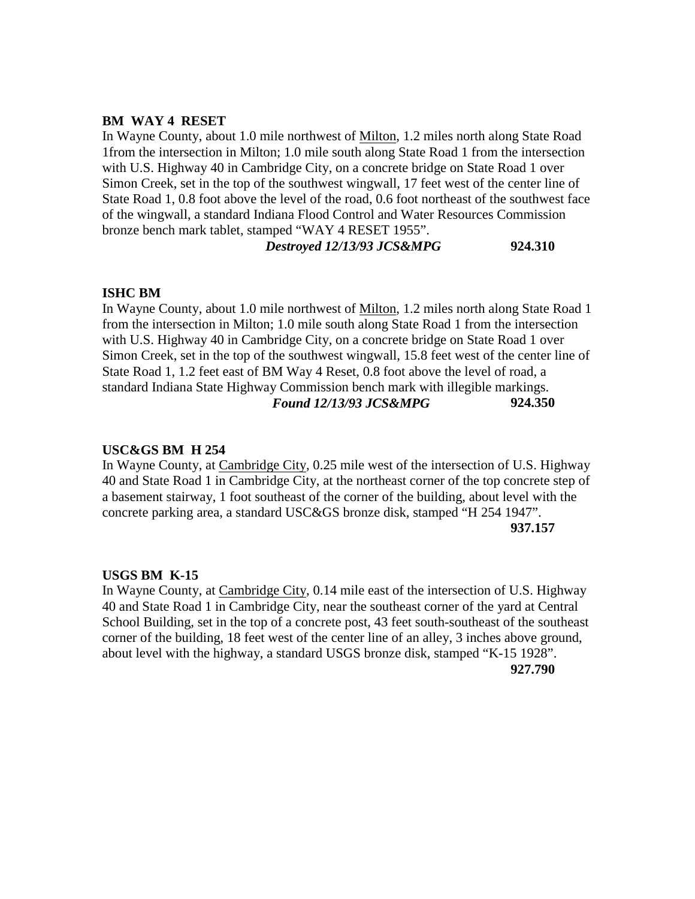**BM WAY 4 RESET**

In Wayne County, about 1.0 mile northwest of Milton, 1.2 miles north along State Road 1from the intersection in Milton; 1.0 mile south along State Road 1 from the intersection with U.S. Highway 40 in Cambridge City, on a concrete bridge on State Road 1 over Simon Creek, set in the top of the southwest wingwall, 17 feet west of the center line of State Road 1, 0.8 foot above the level of the road, 0.6 foot northeast of the southwest face of the wingwall, a standard Indiana Flood Control and Water Resources Commission bronze bench mark tablet, stamped "WAY 4 RESET 1955".

***Destroyed 12/13/93 JCS&MPG*** **924.310**

**ISHC BM**

In Wayne County, about 1.0 mile northwest of Milton, 1.2 miles north along State Road 1 from the intersection in Milton; 1.0 mile south along State Road 1 from the intersection with U.S. Highway 40 in Cambridge City, on a concrete bridge on State Road 1 over Simon Creek, set in the top of the southwest wingwall, 15.8 feet west of the center line of State Road 1, 1.2 feet east of BM Way 4 Reset, 0.8 foot above the level of road, a standard Indiana State Highway Commission bench mark with illegible markings.

***Found 12/13/93 JCS&MPG*** **924.350**

**USC&GS BM H 254**

In Wayne County, at Cambridge City, 0.25 mile west of the intersection of U.S. Highway 40 and State Road 1 in Cambridge City, at the northeast corner of the top concrete step of a basement stairway, 1 foot southeast of the corner of the building, about level with the concrete parking area, a standard USC&GS bronze disk, stamped "H 254 1947".

**937.157**

**USGS BM K-15**

In Wayne County, at Cambridge City, 0.14 mile east of the intersection of U.S. Highway 40 and State Road 1 in Cambridge City, near the southeast corner of the yard at Central School Building, set in the top of a concrete post, 43 feet south-southeast of the southeast corner of the building, 18 feet west of the center line of an alley, 3 inches above ground, about level with the highway, a standard USGS bronze disk, stamped "K-15 1928".

**927.790**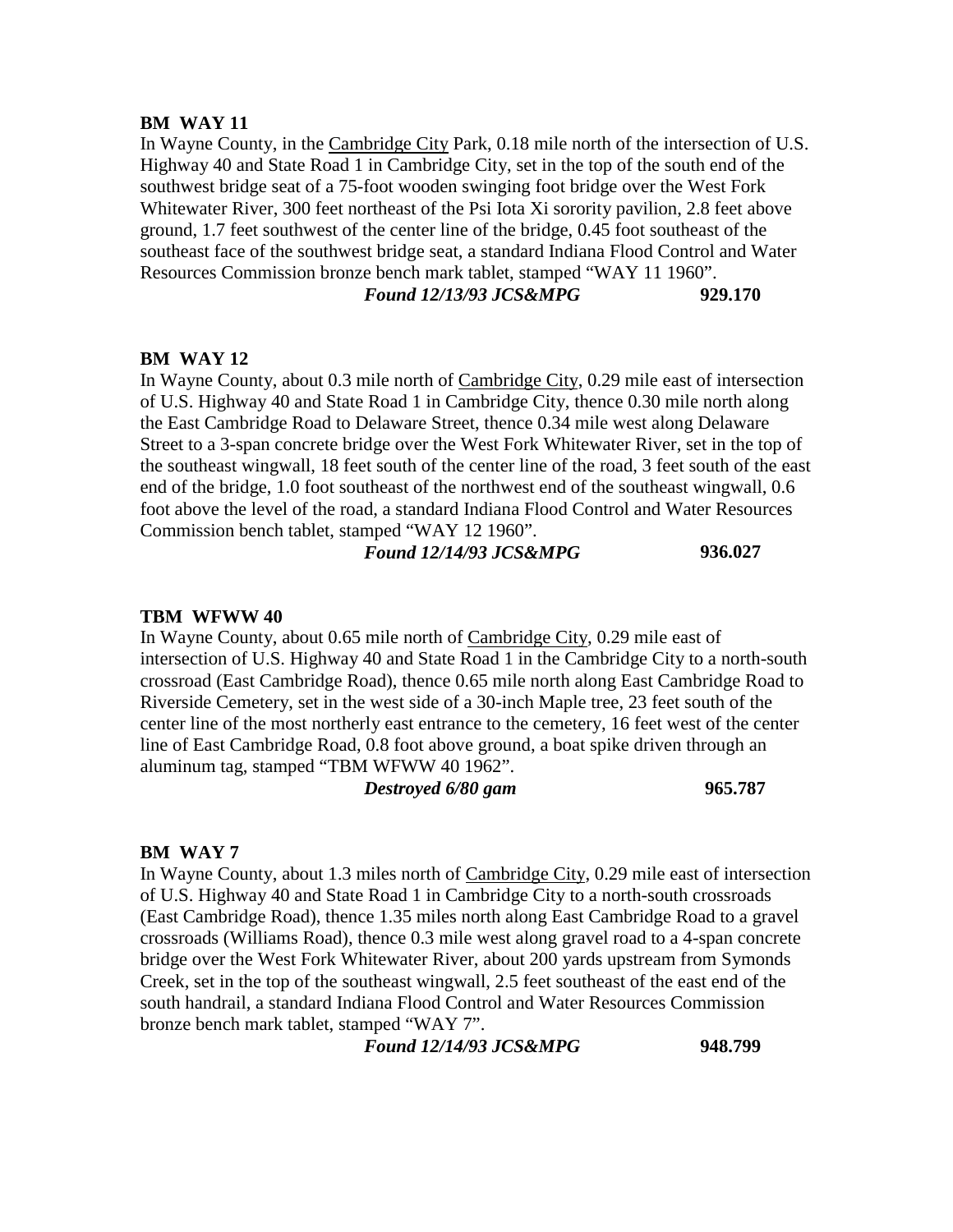**BM WAY 11**

In Wayne County, in the Cambridge City Park, 0.18 mile north of the intersection of U.S. Highway 40 and State Road 1 in Cambridge City, set in the top of the south end of the southwest bridge seat of a 75-foot wooden swinging foot bridge over the West Fork Whitewater River, 300 feet northeast of the Psi Iota Xi sorority pavilion, 2.8 feet above ground, 1.7 feet southwest of the center line of the bridge, 0.45 foot southeast of the southeast face of the southwest bridge seat, a standard Indiana Flood Control and Water Resources Commission bronze bench mark tablet, stamped "WAY 11 1960".

***Found 12/13/93 JCS&MPG*** **929.170**

**BM WAY 12**

In Wayne County, about 0.3 mile north of Cambridge City, 0.29 mile east of intersection of U.S. Highway 40 and State Road 1 in Cambridge City, thence 0.30 mile north along the East Cambridge Road to Delaware Street, thence 0.34 mile west along Delaware Street to a 3-span concrete bridge over the West Fork Whitewater River, set in the top of the southeast wingwall, 18 feet south of the center line of the road, 3 feet south of the east end of the bridge, 1.0 foot southeast of the northwest end of the southeast wingwall, 0.6 foot above the level of the road, a standard Indiana Flood Control and Water Resources Commission bench tablet, stamped "WAY 12 1960".

***Found 12/14/93 JCS&MPG*** **936.027**

**TBM WFWW 40**

In Wayne County, about 0.65 mile north of Cambridge City, 0.29 mile east of intersection of U.S. Highway 40 and State Road 1 in the Cambridge City to a north-south crossroad (East Cambridge Road), thence 0.65 mile north along East Cambridge Road to Riverside Cemetery, set in the west side of a 30-inch Maple tree, 23 feet south of the center line of the most northerly east entrance to the cemetery, 16 feet west of the center line of East Cambridge Road, 0.8 foot above ground, a boat spike driven through an aluminum tag, stamped "TBM WFWW 40 1962".

***Destroyed 6/80 gam*** **965.787**

**BM WAY 7**

In Wayne County, about 1.3 miles north of Cambridge City, 0.29 mile east of intersection of U.S. Highway 40 and State Road 1 in Cambridge City to a north-south crossroads (East Cambridge Road), thence 1.35 miles north along East Cambridge Road to a gravel crossroads (Williams Road), thence 0.3 mile west along gravel road to a 4-span concrete bridge over the West Fork Whitewater River, about 200 yards upstream from Symonds Creek, set in the top of the southeast wingwall, 2.5 feet southeast of the east end of the south handrail, a standard Indiana Flood Control and Water Resources Commission bronze bench mark tablet, stamped "WAY 7".

***Found 12/14/93 JCS&MPG*** **948.799**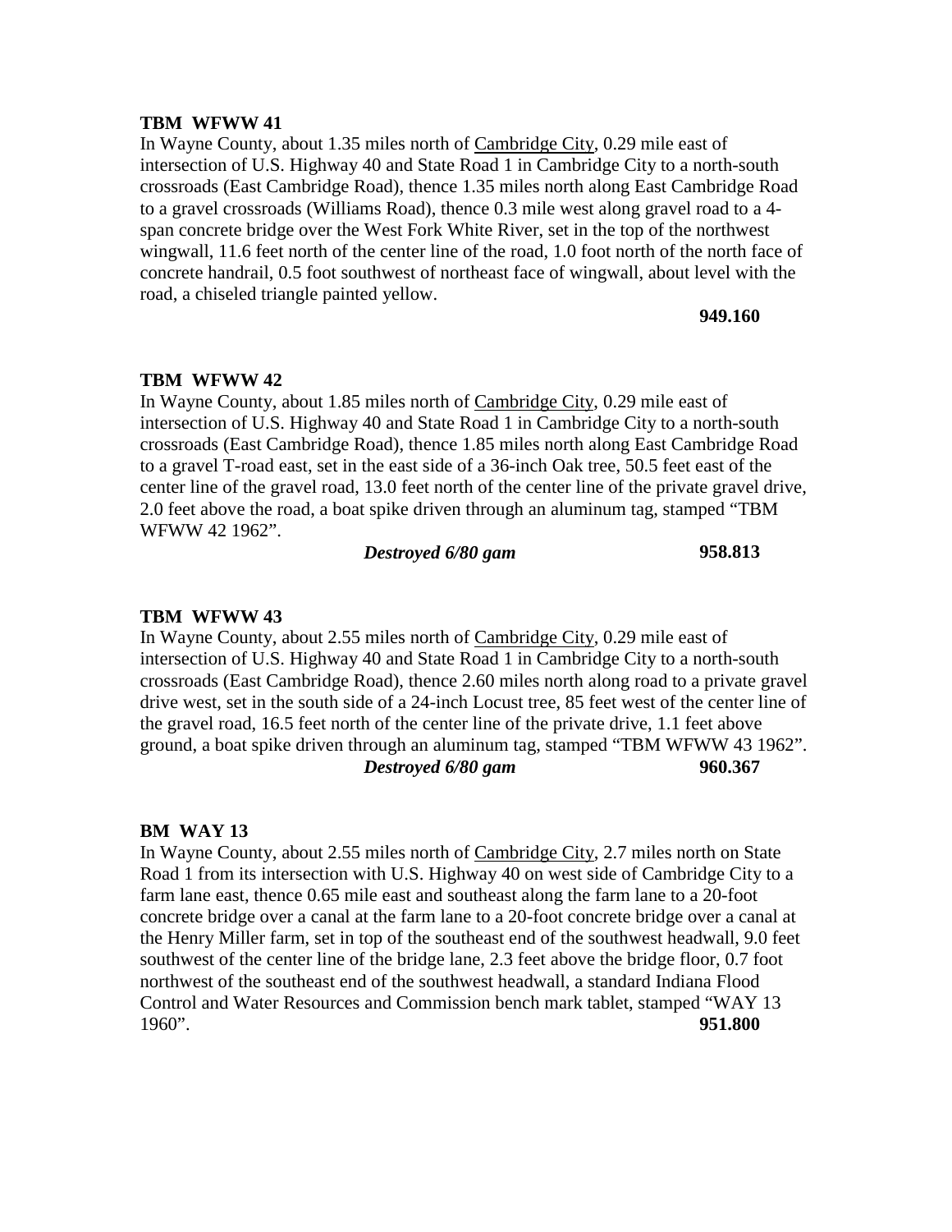**TBM WFWW 41**

In Wayne County, about 1.35 miles north of Cambridge City, 0.29 mile east of intersection of U.S. Highway 40 and State Road 1 in Cambridge City to a north-south crossroads (East Cambridge Road), thence 1.35 miles north along East Cambridge Road to a gravel crossroads (Williams Road), thence 0.3 mile west along gravel road to a 4-span concrete bridge over the West Fork White River, set in the top of the northwest wingwall, 11.6 feet north of the center line of the road, 1.0 foot north of the north face of concrete handrail, 0.5 foot southwest of northeast face of wingwall, about level with the road, a chiseled triangle painted yellow.

**949.160**

**TBM WFWW 42**

In Wayne County, about 1.85 miles north of Cambridge City, 0.29 mile east of intersection of U.S. Highway 40 and State Road 1 in Cambridge City to a north-south crossroads (East Cambridge Road), thence 1.85 miles north along East Cambridge Road to a gravel T-road east, set in the east side of a 36-inch Oak tree, 50.5 feet east of the center line of the gravel road, 13.0 feet north of the center line of the private gravel drive, 2.0 feet above the road, a boat spike driven through an aluminum tag, stamped "TBM WFWW 42 1962".

***Destroyed 6/80 gam*** **958.813**

**TBM WFWW 43**

In Wayne County, about 2.55 miles north of Cambridge City, 0.29 mile east of intersection of U.S. Highway 40 and State Road 1 in Cambridge City to a north-south crossroads (East Cambridge Road), thence 2.60 miles north along road to a private gravel drive west, set in the south side of a 24-inch Locust tree, 85 feet west of the center line of the gravel road, 16.5 feet north of the center line of the private drive, 1.1 feet above ground, a boat spike driven through an aluminum tag, stamped "TBM WFWW 43 1962".

***Destroyed 6/80 gam*** **960.367**

**BM WAY 13**

In Wayne County, about 2.55 miles north of Cambridge City, 2.7 miles north on State Road 1 from its intersection with U.S. Highway 40 on west side of Cambridge City to a farm lane east, thence 0.65 mile east and southeast along the farm lane to a 20-foot concrete bridge over a canal at the farm lane to a 20-foot concrete bridge over a canal at the Henry Miller farm, set in top of the southeast end of the southwest headwall, 9.0 feet southwest of the center line of the bridge lane, 2.3 feet above the bridge floor, 0.7 foot northwest of the southeast end of the southwest headwall, a standard Indiana Flood Control and Water Resources and Commission bench mark tablet, stamped "WAY 13 1960". **951.800**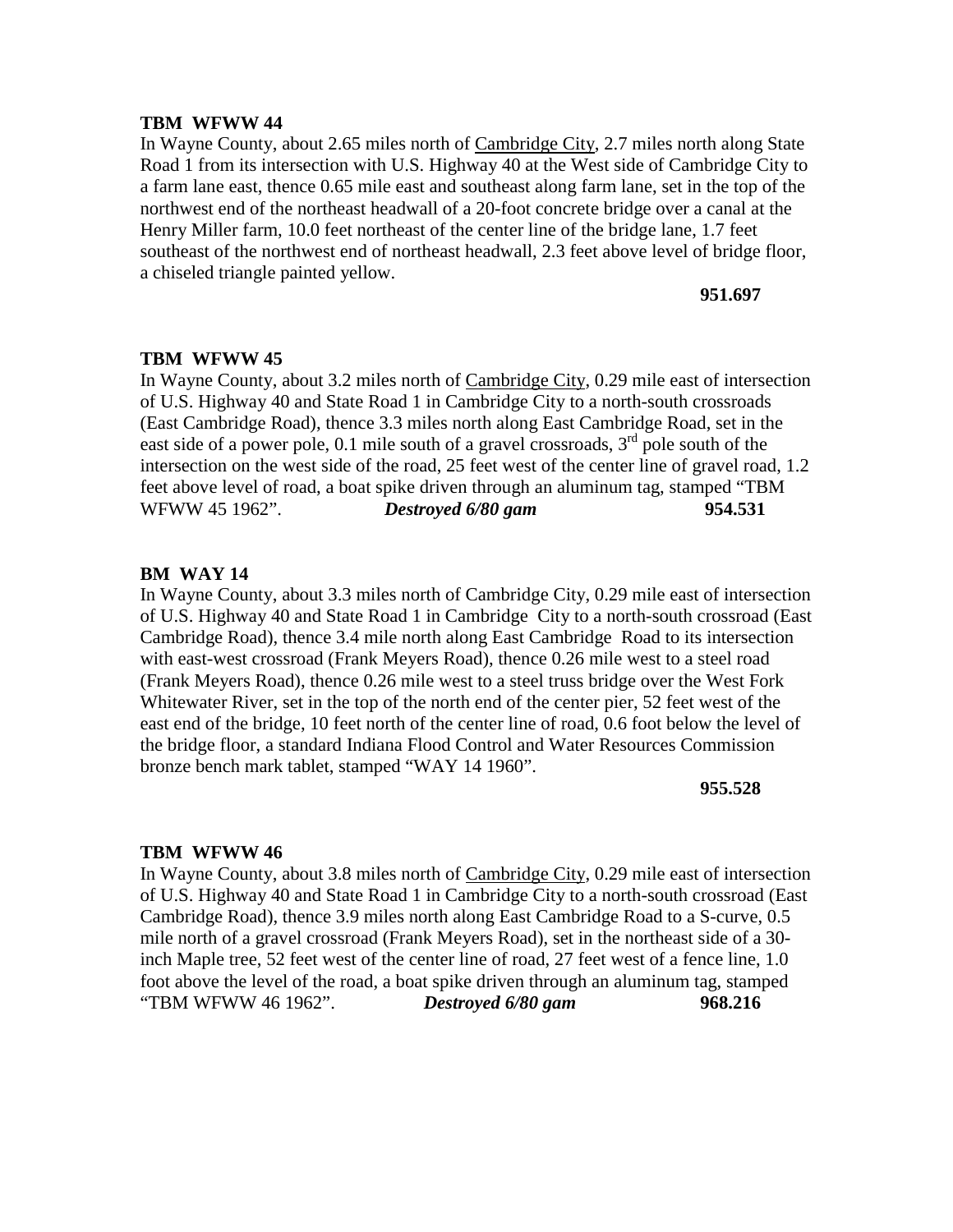**TBM WFWW 44**

In Wayne County, about 2.65 miles north of Cambridge City, 2.7 miles north along State Road 1 from its intersection with U.S. Highway 40 at the West side of Cambridge City to a farm lane east, thence 0.65 mile east and southeast along farm lane, set in the top of the northwest end of the northeast headwall of a 20-foot concrete bridge over a canal at the Henry Miller farm, 10.0 feet northeast of the center line of the bridge lane, 1.7 feet southeast of the northwest end of northeast headwall, 2.3 feet above level of bridge floor, a chiseled triangle painted yellow.

**951.697**

**TBM WFWW 45**

In Wayne County, about 3.2 miles north of Cambridge City, 0.29 mile east of intersection of U.S. Highway 40 and State Road 1 in Cambridge City to a north-south crossroads (East Cambridge Road), thence 3.3 miles north along East Cambridge Road, set in the east side of a power pole, 0.1 mile south of a gravel crossroads, 3rd pole south of the intersection on the west side of the road, 25 feet west of the center line of gravel road, 1.2 feet above level of road, a boat spike driven through an aluminum tag, stamped "TBM WFWW 45 1962". ***Destroyed 6/80 gam*** **954.531**

**BM WAY 14**

In Wayne County, about 3.3 miles north of Cambridge City, 0.29 mile east of intersection of U.S. Highway 40 and State Road 1 in Cambridge City to a north-south crossroad (East Cambridge Road), thence 3.4 mile north along East Cambridge Road to its intersection with east-west crossroad (Frank Meyers Road), thence 0.26 mile west to a steel road (Frank Meyers Road), thence 0.26 mile west to a steel truss bridge over the West Fork Whitewater River, set in the top of the north end of the center pier, 52 feet west of the east end of the bridge, 10 feet north of the center line of road, 0.6 foot below the level of the bridge floor, a standard Indiana Flood Control and Water Resources Commission bronze bench mark tablet, stamped "WAY 14 1960".

**955.528**

**TBM WFWW 46**

In Wayne County, about 3.8 miles north of Cambridge City, 0.29 mile east of intersection of U.S. Highway 40 and State Road 1 in Cambridge City to a north-south crossroad (East Cambridge Road), thence 3.9 miles north along East Cambridge Road to a S-curve, 0.5 mile north of a gravel crossroad (Frank Meyers Road), set in the northeast side of a 30-inch Maple tree, 52 feet west of the center line of road, 27 feet west of a fence line, 1.0 foot above the level of the road, a boat spike driven through an aluminum tag, stamped "TBM WFWW 46 1962". ***Destroyed 6/80 gam*** **968.216**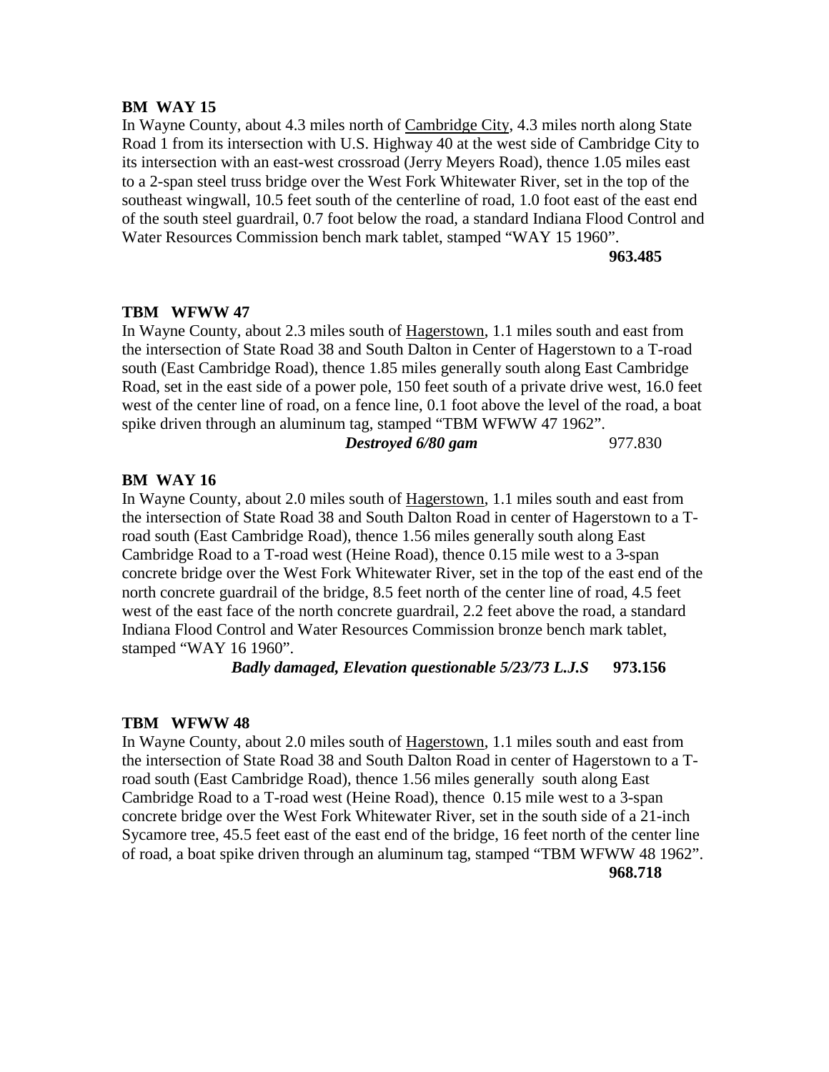**BM WAY 15**

In Wayne County, about 4.3 miles north of Cambridge City, 4.3 miles north along State Road 1 from its intersection with U.S. Highway 40 at the west side of Cambridge City to its intersection with an east-west crossroad (Jerry Meyers Road), thence 1.05 miles east to a 2-span steel truss bridge over the West Fork Whitewater River, set in the top of the southeast wingwall, 10.5 feet south of the centerline of road, 1.0 foot east of the east end of the south steel guardrail, 0.7 foot below the road, a standard Indiana Flood Control and Water Resources Commission bench mark tablet, stamped "WAY 15 1960".

**963.485**

**TBM WFWW 47**

In Wayne County, about 2.3 miles south of Hagerstown, 1.1 miles south and east from the intersection of State Road 38 and South Dalton in Center of Hagerstown to a T-road south (East Cambridge Road), thence 1.85 miles generally south along East Cambridge Road, set in the east side of a power pole, 150 feet south of a private drive west, 16.0 feet west of the center line of road, on a fence line, 0.1 foot above the level of the road, a boat spike driven through an aluminum tag, stamped "TBM WFWW 47 1962".

***Destroyed 6/80 gam*** 977.830

**BM WAY 16**

In Wayne County, about 2.0 miles south of Hagerstown, 1.1 miles south and east from the intersection of State Road 38 and South Dalton Road in center of Hagerstown to a T-road south (East Cambridge Road), thence 1.56 miles generally south along East Cambridge Road to a T-road west (Heine Road), thence 0.15 mile west to a 3-span concrete bridge over the West Fork Whitewater River, set in the top of the east end of the north concrete guardrail of the bridge, 8.5 feet north of the center line of road, 4.5 feet west of the east face of the north concrete guardrail, 2.2 feet above the road, a standard Indiana Flood Control and Water Resources Commission bronze bench mark tablet, stamped "WAY 16 1960".

***Badly damaged, Elevation questionable 5/23/73 L.J.S*** **973.156**

**TBM WFWW 48**

In Wayne County, about 2.0 miles south of Hagerstown, 1.1 miles south and east from the intersection of State Road 38 and South Dalton Road in center of Hagerstown to a T-road south (East Cambridge Road), thence 1.56 miles generally south along East Cambridge Road to a T-road west (Heine Road), thence 0.15 mile west to a 3-span concrete bridge over the West Fork Whitewater River, set in the south side of a 21-inch Sycamore tree, 45.5 feet east of the east end of the bridge, 16 feet north of the center line of road, a boat spike driven through an aluminum tag, stamped "TBM WFWW 48 1962".

**968.718**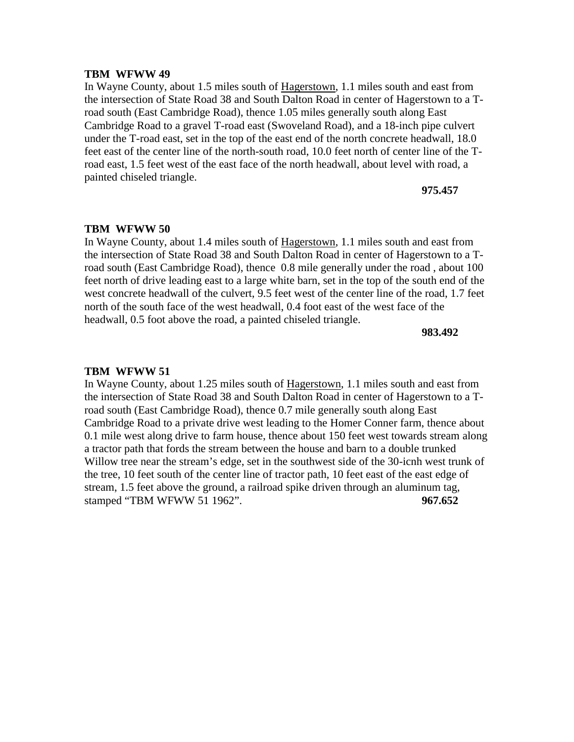**TBM WFWW 49**

In Wayne County, about 1.5 miles south of Hagerstown, 1.1 miles south and east from the intersection of State Road 38 and South Dalton Road in center of Hagerstown to a T-road south (East Cambridge Road), thence 1.05 miles generally south along East Cambridge Road to a gravel T-road east (Swoveland Road), and a 18-inch pipe culvert under the T-road east, set in the top of the east end of the north concrete headwall, 18.0 feet east of the center line of the north-south road, 10.0 feet north of center line of the T-road east, 1.5 feet west of the east face of the north headwall, about level with road, a painted chiseled triangle.

**975.457**

**TBM WFWW 50**

In Wayne County, about 1.4 miles south of Hagerstown, 1.1 miles south and east from the intersection of State Road 38 and South Dalton Road in center of Hagerstown to a T-road south (East Cambridge Road), thence 0.8 mile generally under the road , about 100 feet north of drive leading east to a large white barn, set in the top of the south end of the west concrete headwall of the culvert, 9.5 feet west of the center line of the road, 1.7 feet north of the south face of the west headwall, 0.4 foot east of the west face of the headwall, 0.5 foot above the road, a painted chiseled triangle.

**983.492**

**TBM WFWW 51**

In Wayne County, about 1.25 miles south of Hagerstown, 1.1 miles south and east from the intersection of State Road 38 and South Dalton Road in center of Hagerstown to a T-road south (East Cambridge Road), thence 0.7 mile generally south along East Cambridge Road to a private drive west leading to the Homer Conner farm, thence about 0.1 mile west along drive to farm house, thence about 150 feet west towards stream along a tractor path that fords the stream between the house and barn to a double trunked Willow tree near the stream's edge, set in the southwest side of the 30-icnh west trunk of the tree, 10 feet south of the center line of tractor path, 10 feet east of the east edge of stream, 1.5 feet above the ground, a railroad spike driven through an aluminum tag, stamped "TBM WFWW 51 1962". **967.652**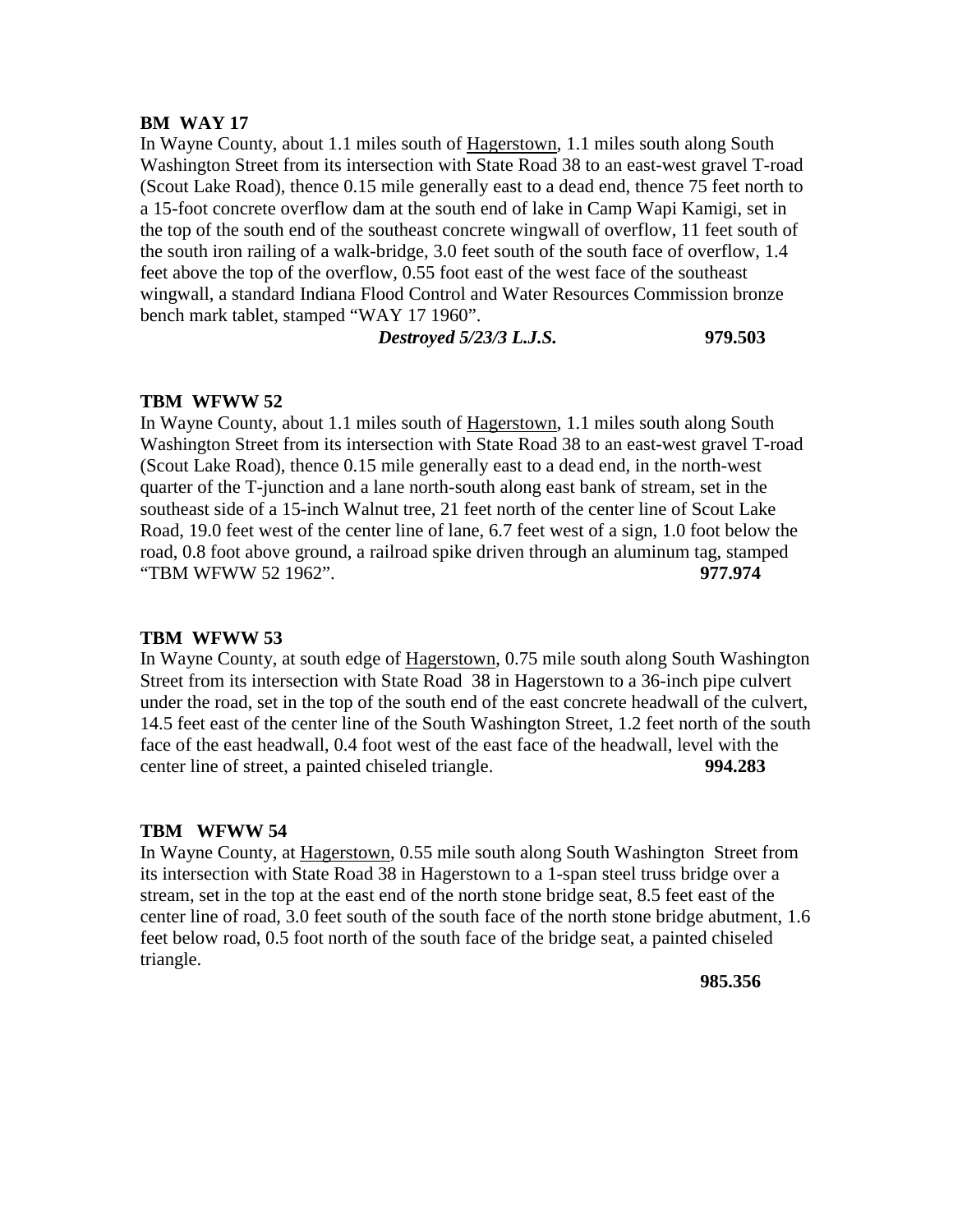**BM WAY 17**

In Wayne County, about 1.1 miles south of Hagerstown, 1.1 miles south along South Washington Street from its intersection with State Road 38 to an east-west gravel T-road (Scout Lake Road), thence 0.15 mile generally east to a dead end, thence 75 feet north to a 15-foot concrete overflow dam at the south end of lake in Camp Wapi Kamigi, set in the top of the south end of the southeast concrete wingwall of overflow, 11 feet south of the south iron railing of a walk-bridge, 3.0 feet south of the south face of overflow, 1.4 feet above the top of the overflow, 0.55 foot east of the west face of the southeast wingwall, a standard Indiana Flood Control and Water Resources Commission bronze bench mark tablet, stamped "WAY 17 1960".

***Destroyed 5/23/3 L.J.S.*** **979.503**

**TBM WFWW 52**

In Wayne County, about 1.1 miles south of Hagerstown, 1.1 miles south along South Washington Street from its intersection with State Road 38 to an east-west gravel T-road (Scout Lake Road), thence 0.15 mile generally east to a dead end, in the north-west quarter of the T-junction and a lane north-south along east bank of stream, set in the southeast side of a 15-inch Walnut tree, 21 feet north of the center line of Scout Lake Road, 19.0 feet west of the center line of lane, 6.7 feet west of a sign, 1.0 foot below the road, 0.8 foot above ground, a railroad spike driven through an aluminum tag, stamped "TBM WFWW 52 1962". **977.974**

**TBM WFWW 53**

In Wayne County, at south edge of Hagerstown, 0.75 mile south along South Washington Street from its intersection with State Road 38 in Hagerstown to a 36-inch pipe culvert under the road, set in the top of the south end of the east concrete headwall of the culvert, 14.5 feet east of the center line of the South Washington Street, 1.2 feet north of the south face of the east headwall, 0.4 foot west of the east face of the headwall, level with the center line of street, a painted chiseled triangle. **994.283**

**TBM WFWW 54**

In Wayne County, at Hagerstown, 0.55 mile south along South Washington Street from its intersection with State Road 38 in Hagerstown to a 1-span steel truss bridge over a stream, set in the top at the east end of the north stone bridge seat, 8.5 feet east of the center line of road, 3.0 feet south of the south face of the north stone bridge abutment, 1.6 feet below road, 0.5 foot north of the south face of the bridge seat, a painted chiseled triangle.

**985.356**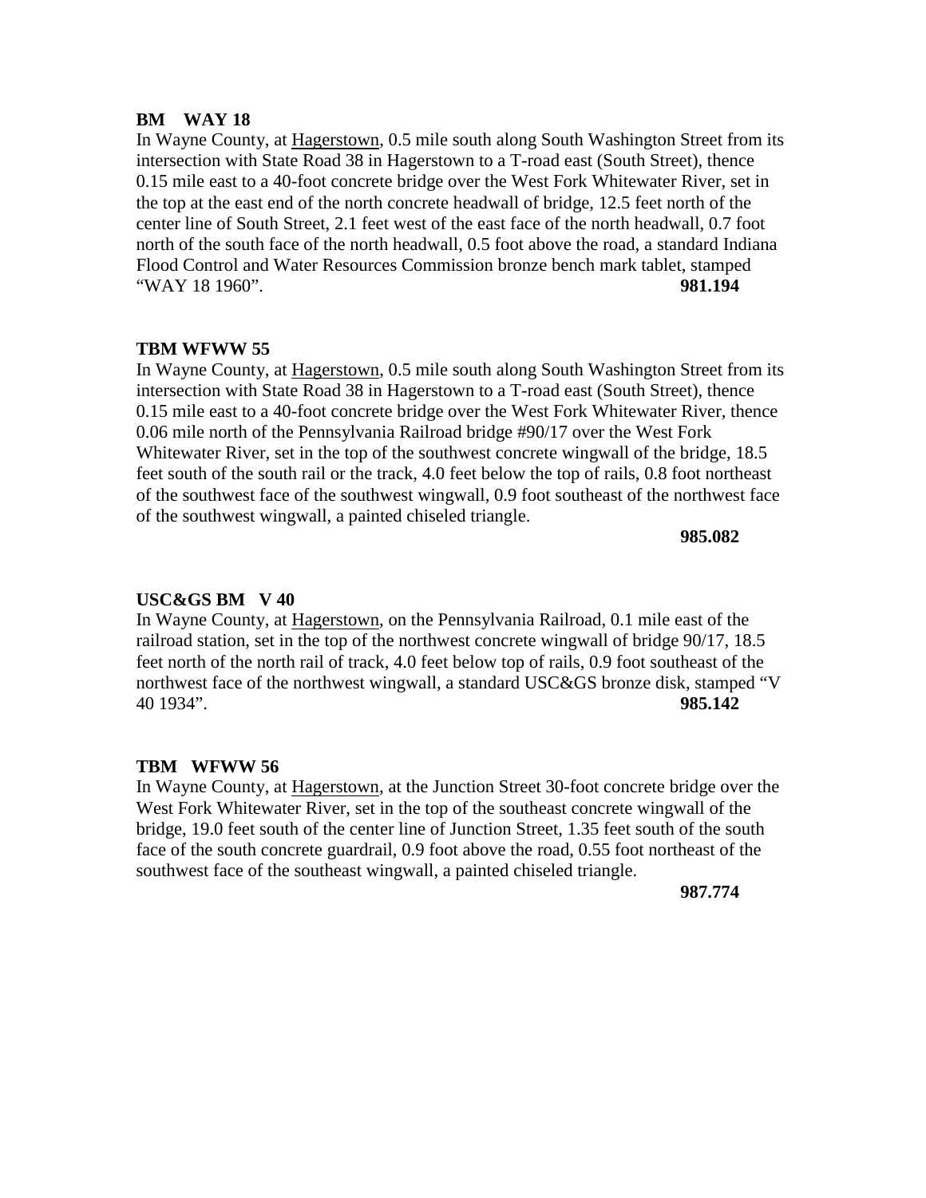**BM WAY 18**

In Wayne County, at Hagerstown, 0.5 mile south along South Washington Street from its intersection with State Road 38 in Hagerstown to a T-road east (South Street), thence 0.15 mile east to a 40-foot concrete bridge over the West Fork Whitewater River, set in the top at the east end of the north concrete headwall of bridge, 12.5 feet north of the center line of South Street, 2.1 feet west of the east face of the north headwall, 0.7 foot north of the south face of the north headwall, 0.5 foot above the road, a standard Indiana Flood Control and Water Resources Commission bronze bench mark tablet, stamped "WAY 18 1960". **981.194**

**TBM WFWW 55**

In Wayne County, at Hagerstown, 0.5 mile south along South Washington Street from its intersection with State Road 38 in Hagerstown to a T-road east (South Street), thence 0.15 mile east to a 40-foot concrete bridge over the West Fork Whitewater River, thence 0.06 mile north of the Pennsylvania Railroad bridge #90/17 over the West Fork Whitewater River, set in the top of the southwest concrete wingwall of the bridge, 18.5 feet south of the south rail or the track, 4.0 feet below the top of rails, 0.8 foot northeast of the southwest face of the southwest wingwall, 0.9 foot southeast of the northwest face of the southwest wingwall, a painted chiseled triangle.

**985.082**

**USC&GS BM V 40**

In Wayne County, at Hagerstown, on the Pennsylvania Railroad, 0.1 mile east of the railroad station, set in the top of the northwest concrete wingwall of bridge 90/17, 18.5 feet north of the north rail of track, 4.0 feet below top of rails, 0.9 foot southeast of the northwest face of the northwest wingwall, a standard USC&GS bronze disk, stamped "V 40 1934". **985.142**

**TBM WFWW 56**

In Wayne County, at Hagerstown, at the Junction Street 30-foot concrete bridge over the West Fork Whitewater River, set in the top of the southeast concrete wingwall of the bridge, 19.0 feet south of the center line of Junction Street, 1.35 feet south of the south face of the south concrete guardrail, 0.9 foot above the road, 0.55 foot northeast of the southwest face of the southeast wingwall, a painted chiseled triangle.

**987.774**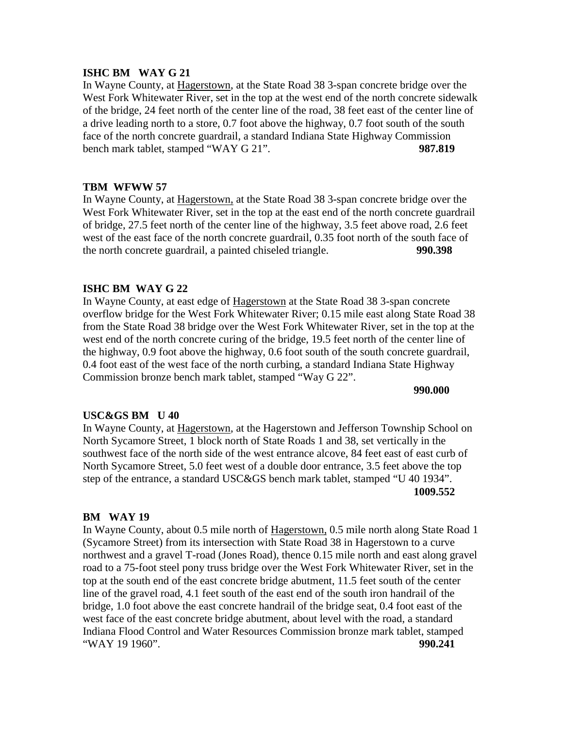**ISHC BM WAY G 21**

In Wayne County, at Hagerstown, at the State Road 38 3-span concrete bridge over the West Fork Whitewater River, set in the top at the west end of the north concrete sidewalk of the bridge, 24 feet north of the center line of the road, 38 feet east of the center line of a drive leading north to a store, 0.7 foot above the highway, 0.7 foot south of the south face of the north concrete guardrail, a standard Indiana State Highway Commission bench mark tablet, stamped "WAY G 21". **987.819**

**TBM WFWW 57**

In Wayne County, at Hagerstown, at the State Road 38 3-span concrete bridge over the West Fork Whitewater River, set in the top at the east end of the north concrete guardrail of bridge, 27.5 feet north of the center line of the highway, 3.5 feet above road, 2.6 feet west of the east face of the north concrete guardrail, 0.35 foot north of the south face of the north concrete guardrail, a painted chiseled triangle. **990.398**

**ISHC BM WAY G 22**

In Wayne County, at east edge of Hagerstown at the State Road 38 3-span concrete overflow bridge for the West Fork Whitewater River; 0.15 mile east along State Road 38 from the State Road 38 bridge over the West Fork Whitewater River, set in the top at the west end of the north concrete curing of the bridge, 19.5 feet north of the center line of the highway, 0.9 foot above the highway, 0.6 foot south of the south concrete guardrail, 0.4 foot east of the west face of the north curbing, a standard Indiana State Highway Commission bronze bench mark tablet, stamped "Way G 22".

**990.000**

**USC&GS BM U 40**

In Wayne County, at Hagerstown, at the Hagerstown and Jefferson Township School on North Sycamore Street, 1 block north of State Roads 1 and 38, set vertically in the southwest face of the north side of the west entrance alcove, 84 feet east of east curb of North Sycamore Street, 5.0 feet west of a double door entrance, 3.5 feet above the top step of the entrance, a standard USC&GS bench mark tablet, stamped "U 40 1934".

**1009.552**

**BM WAY 19**

In Wayne County, about 0.5 mile north of Hagerstown, 0.5 mile north along State Road 1 (Sycamore Street) from its intersection with State Road 38 in Hagerstown to a curve northwest and a gravel T-road (Jones Road), thence 0.15 mile north and east along gravel road to a 75-foot steel pony truss bridge over the West Fork Whitewater River, set in the top at the south end of the east concrete bridge abutment, 11.5 feet south of the center line of the gravel road, 4.1 feet south of the east end of the south iron handrail of the bridge, 1.0 foot above the east concrete handrail of the bridge seat, 0.4 foot east of the west face of the east concrete bridge abutment, about level with the road, a standard Indiana Flood Control and Water Resources Commission bronze mark tablet, stamped "WAY 19 1960". **990.241**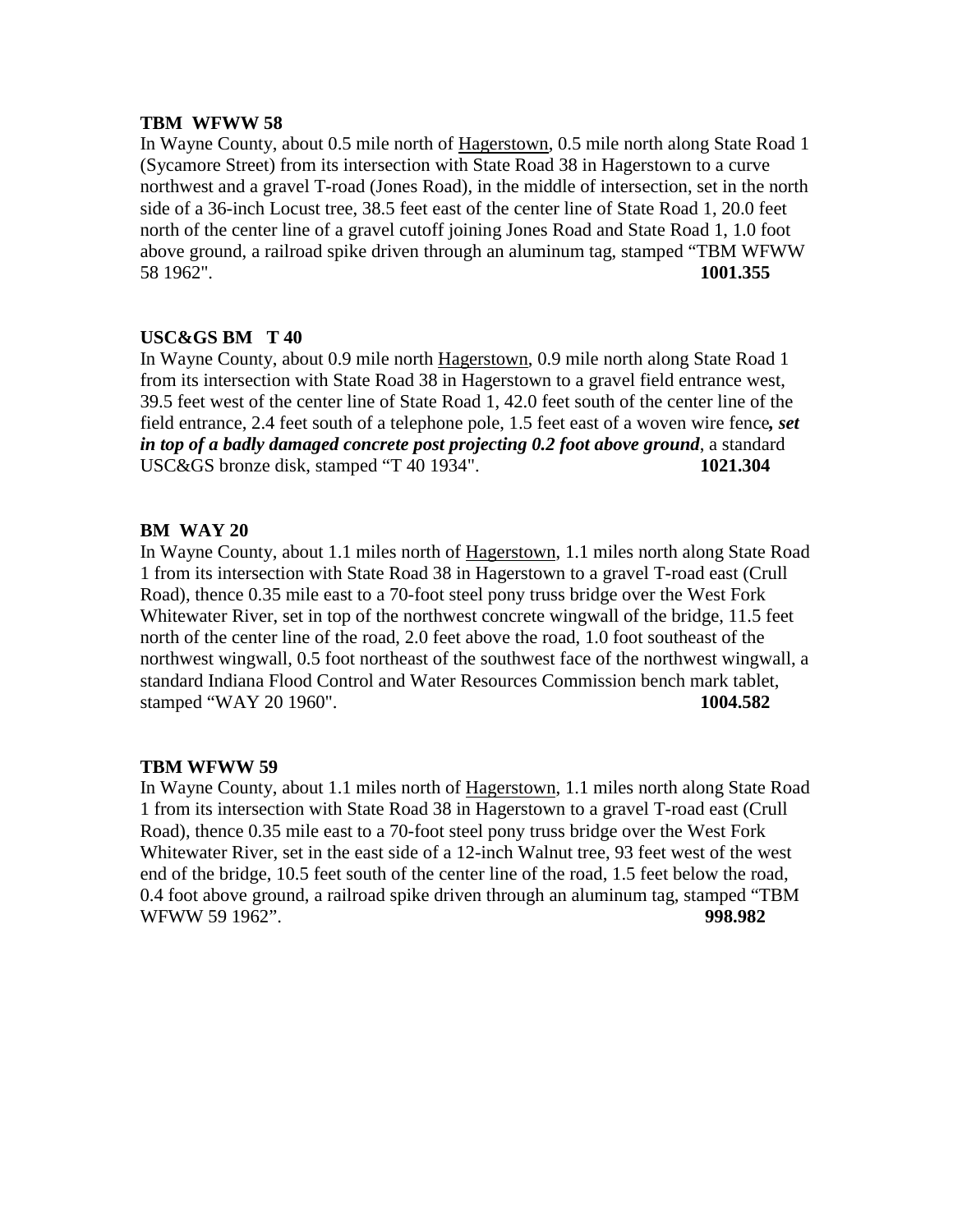**TBM WFWW 58**

In Wayne County, about 0.5 mile north of Hagerstown, 0.5 mile north along State Road 1 (Sycamore Street) from its intersection with State Road 38 in Hagerstown to a curve northwest and a gravel T-road (Jones Road), in the middle of intersection, set in the north side of a 36-inch Locust tree, 38.5 feet east of the center line of State Road 1, 20.0 feet north of the center line of a gravel cutoff joining Jones Road and State Road 1, 1.0 foot above ground, a railroad spike driven through an aluminum tag, stamped "TBM WFWW 58 1962". **1001.355**

**USC&GS BM T 40**

In Wayne County, about 0.9 mile north Hagerstown, 0.9 mile north along State Road 1 from its intersection with State Road 38 in Hagerstown to a gravel field entrance west, 39.5 feet west of the center line of State Road 1, 42.0 feet south of the center line of the field entrance, 2.4 feet south of a telephone pole, 1.5 feet east of a woven wire fence***, set in top of a badly damaged concrete post projecting 0.2 foot above ground***, a standard USC&GS bronze disk, stamped "T 40 1934". **1021.304**

**BM WAY 20**

In Wayne County, about 1.1 miles north of Hagerstown, 1.1 miles north along State Road 1 from its intersection with State Road 38 in Hagerstown to a gravel T-road east (Crull Road), thence 0.35 mile east to a 70-foot steel pony truss bridge over the West Fork Whitewater River, set in top of the northwest concrete wingwall of the bridge, 11.5 feet north of the center line of the road, 2.0 feet above the road, 1.0 foot southeast of the northwest wingwall, 0.5 foot northeast of the southwest face of the northwest wingwall, a standard Indiana Flood Control and Water Resources Commission bench mark tablet, stamped "WAY 20 1960". **1004.582**

**TBM WFWW 59**

In Wayne County, about 1.1 miles north of Hagerstown, 1.1 miles north along State Road 1 from its intersection with State Road 38 in Hagerstown to a gravel T-road east (Crull Road), thence 0.35 mile east to a 70-foot steel pony truss bridge over the West Fork Whitewater River, set in the east side of a 12-inch Walnut tree, 93 feet west of the west end of the bridge, 10.5 feet south of the center line of the road, 1.5 feet below the road, 0.4 foot above ground, a railroad spike driven through an aluminum tag, stamped "TBM WFWW 59 1962". **998.982**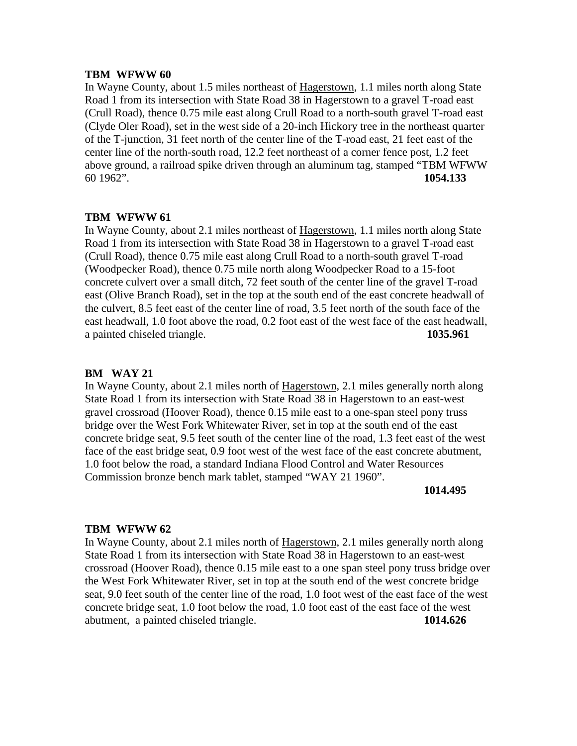**TBM WFWW 60**

In Wayne County, about 1.5 miles northeast of Hagerstown, 1.1 miles north along State Road 1 from its intersection with State Road 38 in Hagerstown to a gravel T-road east (Crull Road), thence 0.75 mile east along Crull Road to a north-south gravel T-road east (Clyde Oler Road), set in the west side of a 20-inch Hickory tree in the northeast quarter of the T-junction, 31 feet north of the center line of the T-road east, 21 feet east of the center line of the north-south road, 12.2 feet northeast of a corner fence post, 1.2 feet above ground, a railroad spike driven through an aluminum tag, stamped "TBM WFWW 60 1962". **1054.133**

**TBM WFWW 61**

In Wayne County, about 2.1 miles northeast of Hagerstown, 1.1 miles north along State Road 1 from its intersection with State Road 38 in Hagerstown to a gravel T-road east (Crull Road), thence 0.75 mile east along Crull Road to a north-south gravel T-road (Woodpecker Road), thence 0.75 mile north along Woodpecker Road to a 15-foot concrete culvert over a small ditch, 72 feet south of the center line of the gravel T-road east (Olive Branch Road), set in the top at the south end of the east concrete headwall of the culvert, 8.5 feet east of the center line of road, 3.5 feet north of the south face of the east headwall, 1.0 foot above the road, 0.2 foot east of the west face of the east headwall, a painted chiseled triangle. **1035.961**

**BM WAY 21**

In Wayne County, about 2.1 miles north of Hagerstown, 2.1 miles generally north along State Road 1 from its intersection with State Road 38 in Hagerstown to an east-west gravel crossroad (Hoover Road), thence 0.15 mile east to a one-span steel pony truss bridge over the West Fork Whitewater River, set in top at the south end of the east concrete bridge seat, 9.5 feet south of the center line of the road, 1.3 feet east of the west face of the east bridge seat, 0.9 foot west of the west face of the east concrete abutment, 1.0 foot below the road, a standard Indiana Flood Control and Water Resources Commission bronze bench mark tablet, stamped "WAY 21 1960". **1014.495**

**TBM WFWW 62**

In Wayne County, about 2.1 miles north of Hagerstown, 2.1 miles generally north along State Road 1 from its intersection with State Road 38 in Hagerstown to an east-west crossroad (Hoover Road), thence 0.15 mile east to a one span steel pony truss bridge over the West Fork Whitewater River, set in top at the south end of the west concrete bridge seat, 9.0 feet south of the center line of the road, 1.0 foot west of the east face of the west concrete bridge seat, 1.0 foot below the road, 1.0 foot east of the east face of the west abutment, a painted chiseled triangle. **1014.626**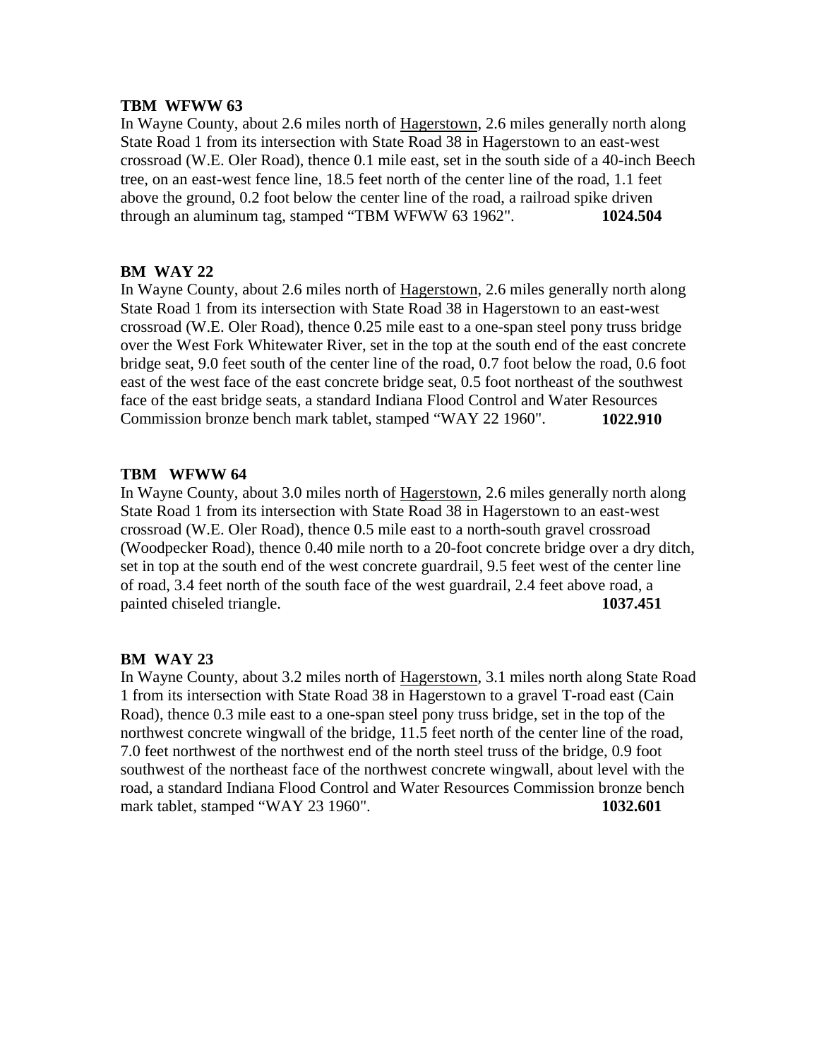**TBM WFWW 63**

In Wayne County, about 2.6 miles north of Hagerstown, 2.6 miles generally north along State Road 1 from its intersection with State Road 38 in Hagerstown to an east-west crossroad (W.E. Oler Road), thence 0.1 mile east, set in the south side of a 40-inch Beech tree, on an east-west fence line, 18.5 feet north of the center line of the road, 1.1 feet above the ground, 0.2 foot below the center line of the road, a railroad spike driven through an aluminum tag, stamped "TBM WFWW 63 1962". **1024.504**

**BM WAY 22**

In Wayne County, about 2.6 miles north of Hagerstown, 2.6 miles generally north along State Road 1 from its intersection with State Road 38 in Hagerstown to an east-west crossroad (W.E. Oler Road), thence 0.25 mile east to a one-span steel pony truss bridge over the West Fork Whitewater River, set in the top at the south end of the east concrete bridge seat, 9.0 feet south of the center line of the road, 0.7 foot below the road, 0.6 foot east of the west face of the east concrete bridge seat, 0.5 foot northeast of the southwest face of the east bridge seats, a standard Indiana Flood Control and Water Resources Commission bronze bench mark tablet, stamped "WAY 22 1960". **1022.910**

**TBM WFWW 64**

In Wayne County, about 3.0 miles north of Hagerstown, 2.6 miles generally north along State Road 1 from its intersection with State Road 38 in Hagerstown to an east-west crossroad (W.E. Oler Road), thence 0.5 mile east to a north-south gravel crossroad (Woodpecker Road), thence 0.40 mile north to a 20-foot concrete bridge over a dry ditch, set in top at the south end of the west concrete guardrail, 9.5 feet west of the center line of road, 3.4 feet north of the south face of the west guardrail, 2.4 feet above road, a painted chiseled triangle. **1037.451**

**BM WAY 23**

In Wayne County, about 3.2 miles north of Hagerstown, 3.1 miles north along State Road 1 from its intersection with State Road 38 in Hagerstown to a gravel T-road east (Cain Road), thence 0.3 mile east to a one-span steel pony truss bridge, set in the top of the northwest concrete wingwall of the bridge, 11.5 feet north of the center line of the road, 7.0 feet northwest of the northwest end of the north steel truss of the bridge, 0.9 foot southwest of the northeast face of the northwest concrete wingwall, about level with the road, a standard Indiana Flood Control and Water Resources Commission bronze bench mark tablet, stamped "WAY 23 1960". **1032.601**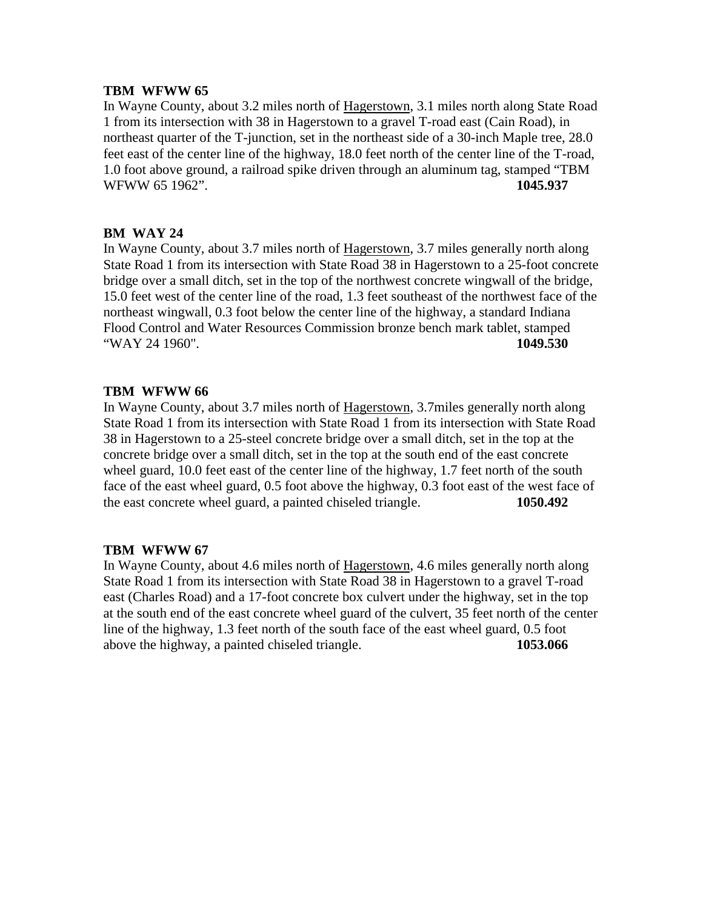**TBM WFWW 65**

In Wayne County, about 3.2 miles north of Hagerstown, 3.1 miles north along State Road 1 from its intersection with 38 in Hagerstown to a gravel T-road east (Cain Road), in northeast quarter of the T-junction, set in the northeast side of a 30-inch Maple tree, 28.0 feet east of the center line of the highway, 18.0 feet north of the center line of the T-road, 1.0 foot above ground, a railroad spike driven through an aluminum tag, stamped "TBM WFWW 65 1962". **1045.937**

**BM WAY 24**

In Wayne County, about 3.7 miles north of Hagerstown, 3.7 miles generally north along State Road 1 from its intersection with State Road 38 in Hagerstown to a 25-foot concrete bridge over a small ditch, set in the top of the northwest concrete wingwall of the bridge, 15.0 feet west of the center line of the road, 1.3 feet southeast of the northwest face of the northeast wingwall, 0.3 foot below the center line of the highway, a standard Indiana Flood Control and Water Resources Commission bronze bench mark tablet, stamped "WAY 24 1960". **1049.530**

**TBM WFWW 66**

In Wayne County, about 3.7 miles north of Hagerstown, 3.7miles generally north along State Road 1 from its intersection with State Road 1 from its intersection with State Road 38 in Hagerstown to a 25-steel concrete bridge over a small ditch, set in the top at the concrete bridge over a small ditch, set in the top at the south end of the east concrete wheel guard, 10.0 feet east of the center line of the highway, 1.7 feet north of the south face of the east wheel guard, 0.5 foot above the highway, 0.3 foot east of the west face of the east concrete wheel guard, a painted chiseled triangle. **1050.492**

**TBM WFWW 67**

In Wayne County, about 4.6 miles north of Hagerstown, 4.6 miles generally north along State Road 1 from its intersection with State Road 38 in Hagerstown to a gravel T-road east (Charles Road) and a 17-foot concrete box culvert under the highway, set in the top at the south end of the east concrete wheel guard of the culvert, 35 feet north of the center line of the highway, 1.3 feet north of the south face of the east wheel guard, 0.5 foot above the highway, a painted chiseled triangle. **1053.066**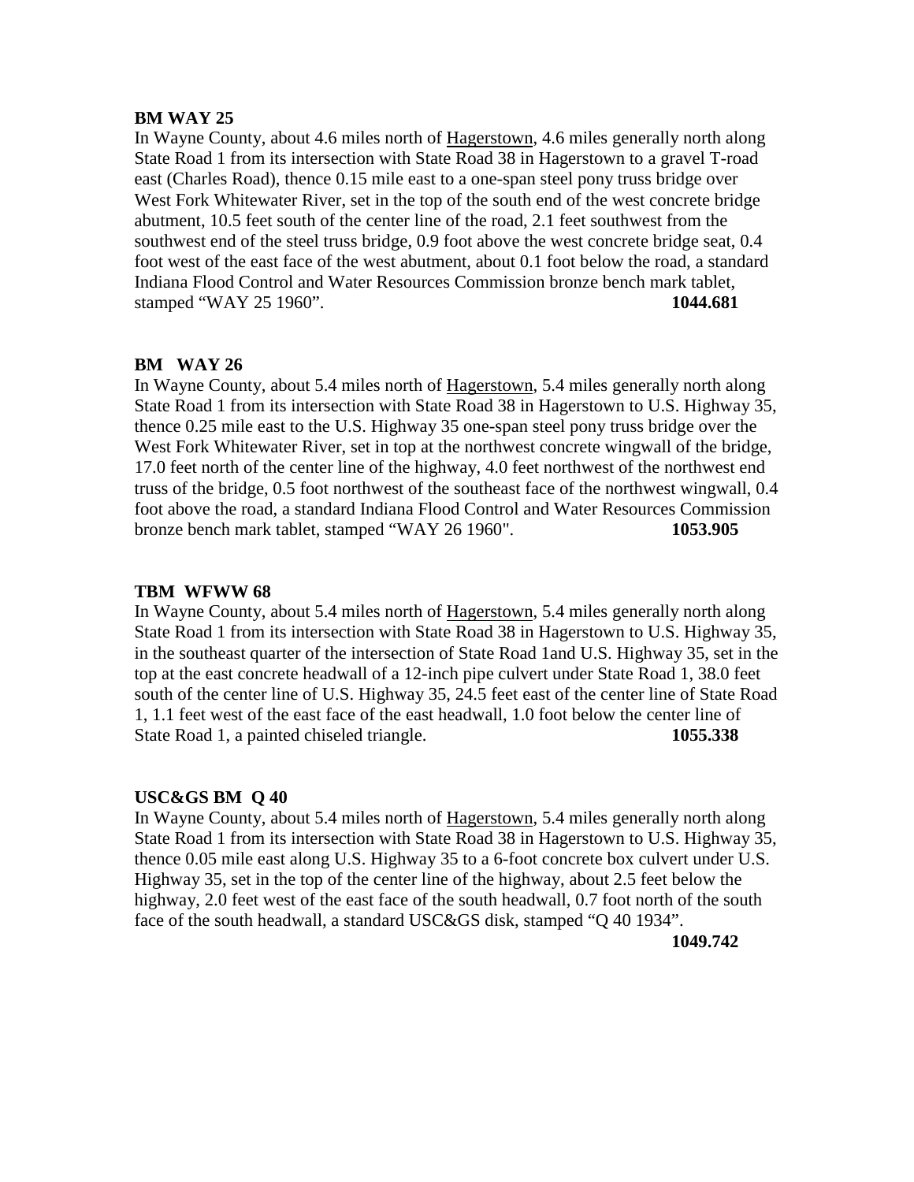**BM WAY 25**

In Wayne County, about 4.6 miles north of Hagerstown, 4.6 miles generally north along State Road 1 from its intersection with State Road 38 in Hagerstown to a gravel T-road east (Charles Road), thence 0.15 mile east to a one-span steel pony truss bridge over West Fork Whitewater River, set in the top of the south end of the west concrete bridge abutment, 10.5 feet south of the center line of the road, 2.1 feet southwest from the southwest end of the steel truss bridge, 0.9 foot above the west concrete bridge seat, 0.4 foot west of the east face of the west abutment, about 0.1 foot below the road, a standard Indiana Flood Control and Water Resources Commission bronze bench mark tablet, stamped “WAY 25 1960”. **1044.681**

**BM WAY 26**

In Wayne County, about 5.4 miles north of Hagerstown, 5.4 miles generally north along State Road 1 from its intersection with State Road 38 in Hagerstown to U.S. Highway 35, thence 0.25 mile east to the U.S. Highway 35 one-span steel pony truss bridge over the West Fork Whitewater River, set in top at the northwest concrete wingwall of the bridge, 17.0 feet north of the center line of the highway, 4.0 feet northwest of the northwest end truss of the bridge, 0.5 foot northwest of the southeast face of the northwest wingwall, 0.4 foot above the road, a standard Indiana Flood Control and Water Resources Commission bronze bench mark tablet, stamped “WAY 26 1960". **1053.905**

**TBM WFWW 68**

In Wayne County, about 5.4 miles north of Hagerstown, 5.4 miles generally north along State Road 1 from its intersection with State Road 38 in Hagerstown to U.S. Highway 35, in the southeast quarter of the intersection of State Road 1and U.S. Highway 35, set in the top at the east concrete headwall of a 12-inch pipe culvert under State Road 1, 38.0 feet south of the center line of U.S. Highway 35, 24.5 feet east of the center line of State Road 1, 1.1 feet west of the east face of the east headwall, 1.0 foot below the center line of State Road 1, a painted chiseled triangle. **1055.338**

**USC&GS BM Q 40**

In Wayne County, about 5.4 miles north of Hagerstown, 5.4 miles generally north along State Road 1 from its intersection with State Road 38 in Hagerstown to U.S. Highway 35, thence 0.05 mile east along U.S. Highway 35 to a 6-foot concrete box culvert under U.S. Highway 35, set in the top of the center line of the highway, about 2.5 feet below the highway, 2.0 feet west of the east face of the south headwall, 0.7 foot north of the south face of the south headwall, a standard USC&GS disk, stamped “Q 40 1934”. **1049.742**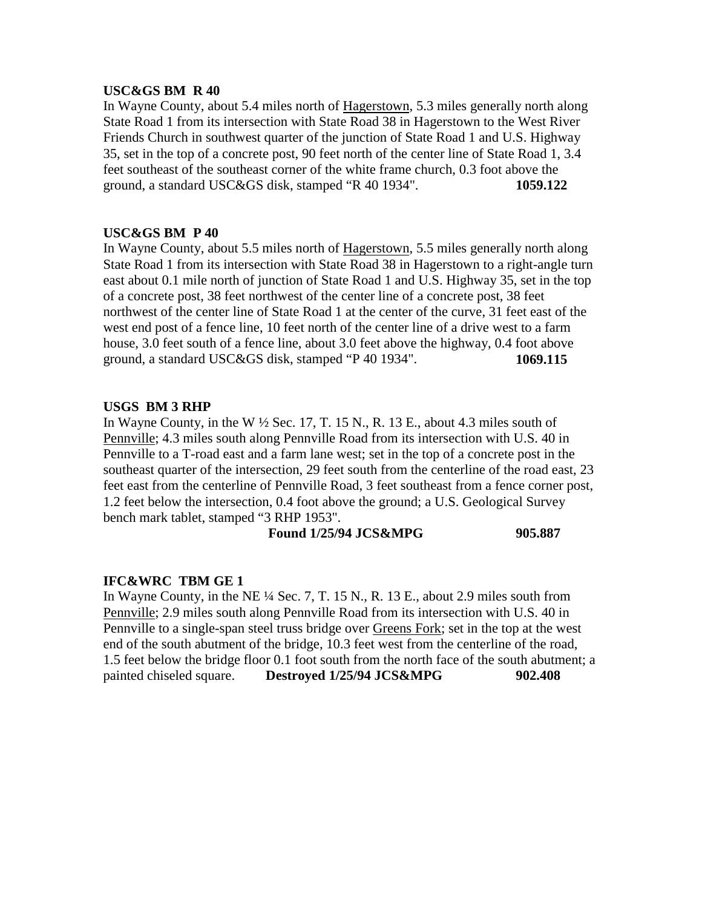**USC&GS BM R 40**

In Wayne County, about 5.4 miles north of Hagerstown, 5.3 miles generally north along State Road 1 from its intersection with State Road 38 in Hagerstown to the West River Friends Church in southwest quarter of the junction of State Road 1 and U.S. Highway 35, set in the top of a concrete post, 90 feet north of the center line of State Road 1, 3.4 feet southeast of the southeast corner of the white frame church, 0.3 foot above the ground, a standard USC&GS disk, stamped "R 40 1934". **1059.122**

**USC&GS BM P 40**

In Wayne County, about 5.5 miles north of Hagerstown, 5.5 miles generally north along State Road 1 from its intersection with State Road 38 in Hagerstown to a right-angle turn east about 0.1 mile north of junction of State Road 1 and U.S. Highway 35, set in the top of a concrete post, 38 feet northwest of the center line of a concrete post, 38 feet northwest of the center line of State Road 1 at the center of the curve, 31 feet east of the west end post of a fence line, 10 feet north of the center line of a drive west to a farm house, 3.0 feet south of a fence line, about 3.0 feet above the highway, 0.4 foot above ground, a standard USC&GS disk, stamped "P 40 1934". **1069.115**

**USGS BM 3 RHP**

In Wayne County, in the W ½ Sec. 17, T. 15 N., R. 13 E., about 4.3 miles south of Pennville; 4.3 miles south along Pennville Road from its intersection with U.S. 40 in Pennville to a T-road east and a farm lane west; set in the top of a concrete post in the southeast quarter of the intersection, 29 feet south from the centerline of the road east, 23 feet east from the centerline of Pennville Road, 3 feet southeast from a fence corner post, 1.2 feet below the intersection, 0.4 foot above the ground; a U.S. Geological Survey bench mark tablet, stamped "3 RHP 1953".

**Found 1/25/94 JCS&MPG** **905.887**

**IFC&WRC TBM GE 1**

In Wayne County, in the NE ¼ Sec. 7, T. 15 N., R. 13 E., about 2.9 miles south from Pennville; 2.9 miles south along Pennville Road from its intersection with U.S. 40 in Pennville to a single-span steel truss bridge over Greens Fork; set in the top at the west end of the south abutment of the bridge, 10.3 feet west from the centerline of the road, 1.5 feet below the bridge floor 0.1 foot south from the north face of the south abutment; a painted chiseled square. **Destroyed 1/25/94 JCS&MPG** **902.408**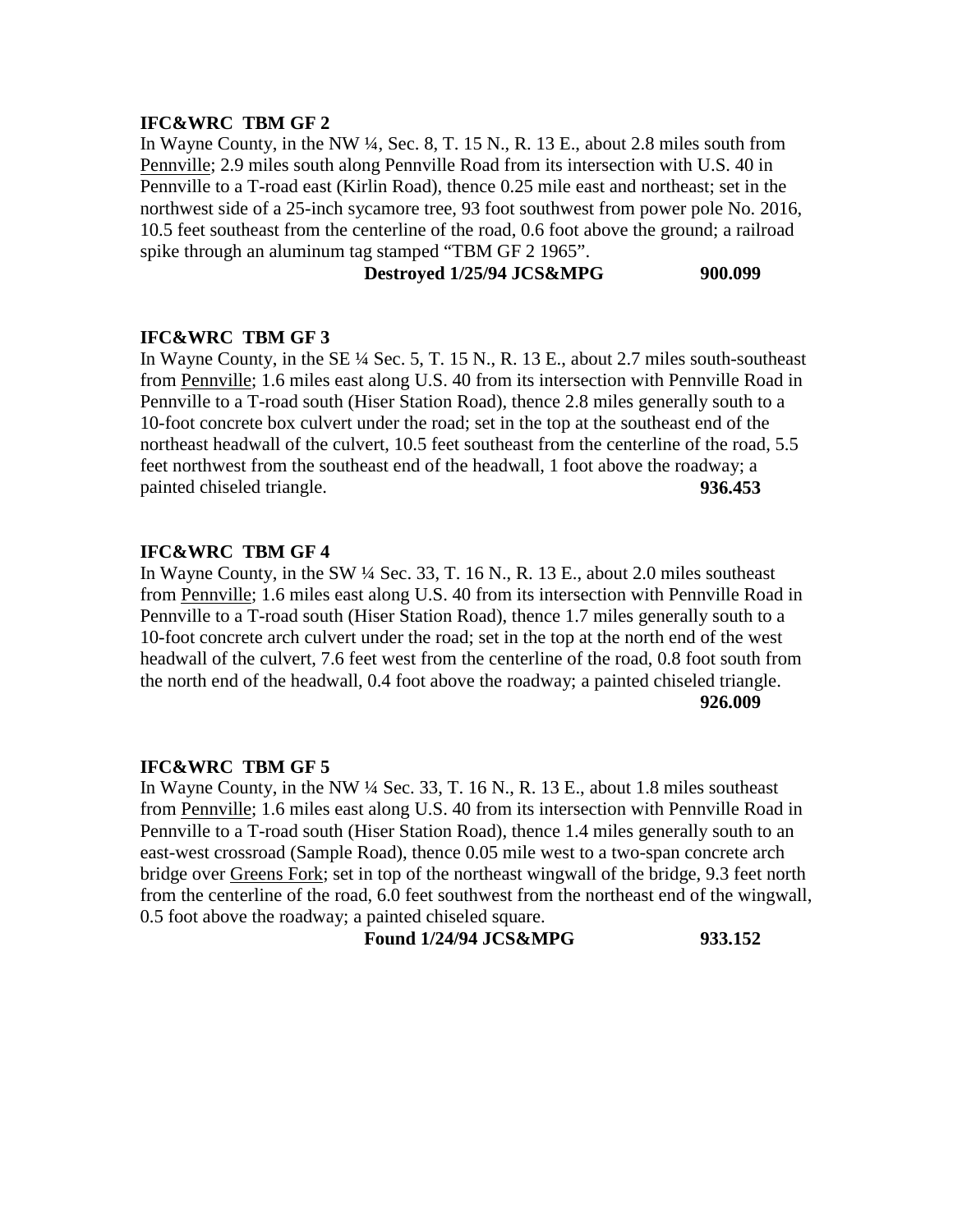**IFC&WRC TBM GF 2**
In Wayne County, in the NW ¼, Sec. 8, T. 15 N., R. 13 E., about 2.8 miles south from Pennville; 2.9 miles south along Pennville Road from its intersection with U.S. 40 in Pennville to a T-road east (Kirlin Road), thence 0.25 mile east and northeast; set in the northwest side of a 25-inch sycamore tree, 93 foot southwest from power pole No. 2016, 10.5 feet southeast from the centerline of the road, 0.6 foot above the ground; a railroad spike through an aluminum tag stamped "TBM GF 2 1965".

**Destroyed 1/25/94 JCS&MPG 900.099**

**IFC&WRC TBM GF 3**
In Wayne County, in the SE ¼ Sec. 5, T. 15 N., R. 13 E., about 2.7 miles south-southeast from Pennville; 1.6 miles east along U.S. 40 from its intersection with Pennville Road in Pennville to a T-road south (Hiser Station Road), thence 2.8 miles generally south to a 10-foot concrete box culvert under the road; set in the top at the southeast end of the northeast headwall of the culvert, 10.5 feet southeast from the centerline of the road, 5.5 feet northwest from the southeast end of the headwall, 1 foot above the roadway; a painted chiseled triangle. **936.453**

**IFC&WRC TBM GF 4**
In Wayne County, in the SW ¼ Sec. 33, T. 16 N., R. 13 E., about 2.0 miles southeast from Pennville; 1.6 miles east along U.S. 40 from its intersection with Pennville Road in Pennville to a T-road south (Hiser Station Road), thence 1.7 miles generally south to a 10-foot concrete arch culvert under the road; set in the top at the north end of the west headwall of the culvert, 7.6 feet west from the centerline of the road, 0.8 foot south from the north end of the headwall, 0.4 foot above the roadway; a painted chiseled triangle.

**926.009**

**IFC&WRC TBM GF 5**
In Wayne County, in the NW ¼ Sec. 33, T. 16 N., R. 13 E., about 1.8 miles southeast from Pennville; 1.6 miles east along U.S. 40 from its intersection with Pennville Road in Pennville to a T-road south (Hiser Station Road), thence 1.4 miles generally south to an east-west crossroad (Sample Road), thence 0.05 mile west to a two-span concrete arch bridge over Greens Fork; set in top of the northeast wingwall of the bridge, 9.3 feet north from the centerline of the road, 6.0 feet southwest from the northeast end of the wingwall, 0.5 foot above the roadway; a painted chiseled square.

**Found 1/24/94 JCS&MPG 933.152**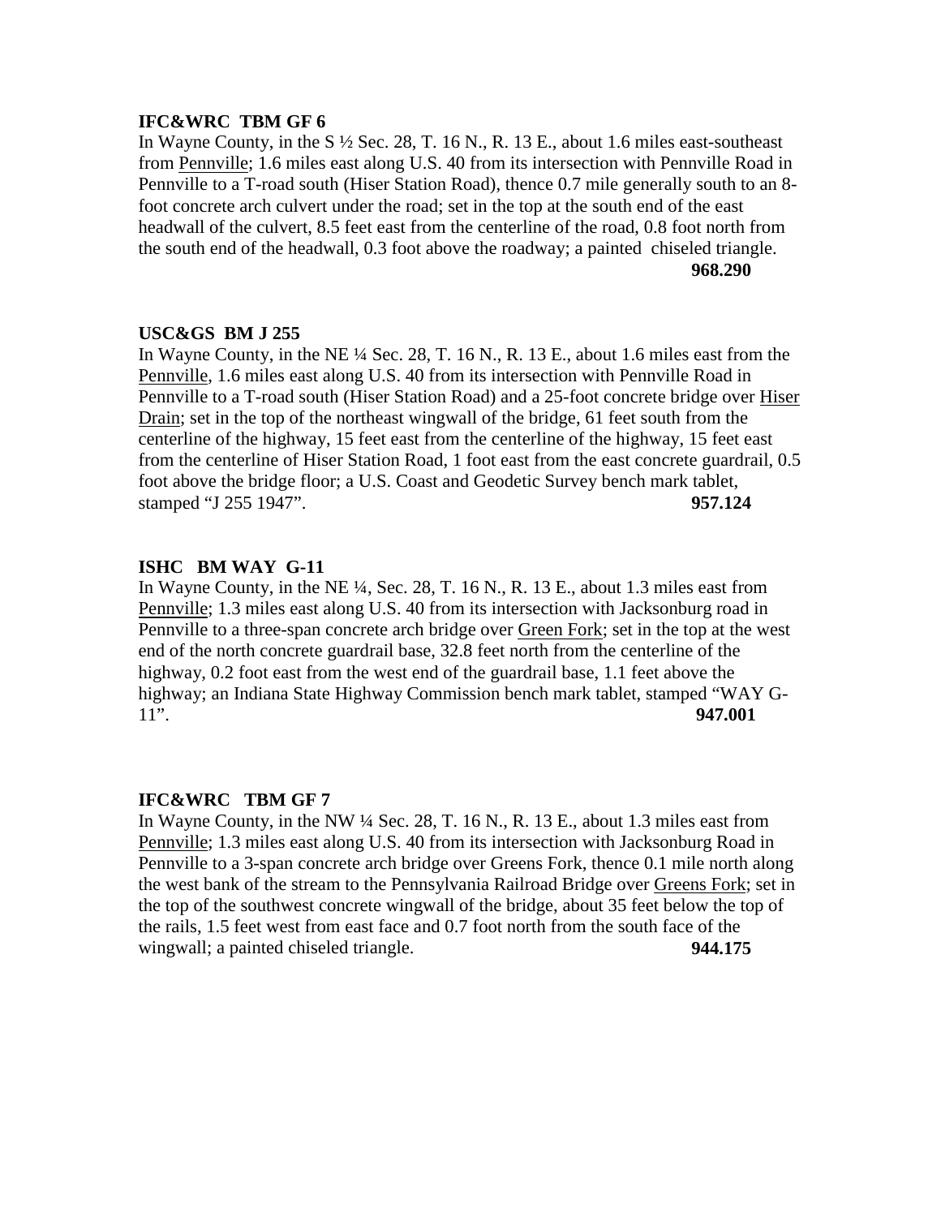**IFC&WRC TBM GF 6**

In Wayne County, in the S ½ Sec. 28, T. 16 N., R. 13 E., about 1.6 miles east-southeast from Pennville; 1.6 miles east along U.S. 40 from its intersection with Pennville Road in Pennville to a T-road south (Hiser Station Road), thence 0.7 mile generally south to an 8-foot concrete arch culvert under the road; set in the top at the south end of the east headwall of the culvert, 8.5 feet east from the centerline of the road, 0.8 foot north from the south end of the headwall, 0.3 foot above the roadway; a painted chiseled triangle. **968.290**

**USC&GS BM J 255**

In Wayne County, in the NE ¼ Sec. 28, T. 16 N., R. 13 E., about 1.6 miles east from the Pennville, 1.6 miles east along U.S. 40 from its intersection with Pennville Road in Pennville to a T-road south (Hiser Station Road) and a 25-foot concrete bridge over Hiser Drain; set in the top of the northeast wingwall of the bridge, 61 feet south from the centerline of the highway, 15 feet east from the centerline of the highway, 15 feet east from the centerline of Hiser Station Road, 1 foot east from the east concrete guardrail, 0.5 foot above the bridge floor; a U.S. Coast and Geodetic Survey bench mark tablet, stamped "J 255 1947". **957.124**

**ISHC BM WAY G-11**

In Wayne County, in the NE ¼, Sec. 28, T. 16 N., R. 13 E., about 1.3 miles east from Pennville; 1.3 miles east along U.S. 40 from its intersection with Jacksonburg road in Pennville to a three-span concrete arch bridge over Green Fork; set in the top at the west end of the north concrete guardrail base, 32.8 feet north from the centerline of the highway, 0.2 foot east from the west end of the guardrail base, 1.1 feet above the highway; an Indiana State Highway Commission bench mark tablet, stamped "WAY G-11". **947.001**

**IFC&WRC TBM GF 7**

In Wayne County, in the NW ¼ Sec. 28, T. 16 N., R. 13 E., about 1.3 miles east from Pennville; 1.3 miles east along U.S. 40 from its intersection with Jacksonburg Road in Pennville to a 3-span concrete arch bridge over Greens Fork, thence 0.1 mile north along the west bank of the stream to the Pennsylvania Railroad Bridge over Greens Fork; set in the top of the southwest concrete wingwall of the bridge, about 35 feet below the top of the rails, 1.5 feet west from east face and 0.7 foot north from the south face of the wingwall; a painted chiseled triangle. **944.175**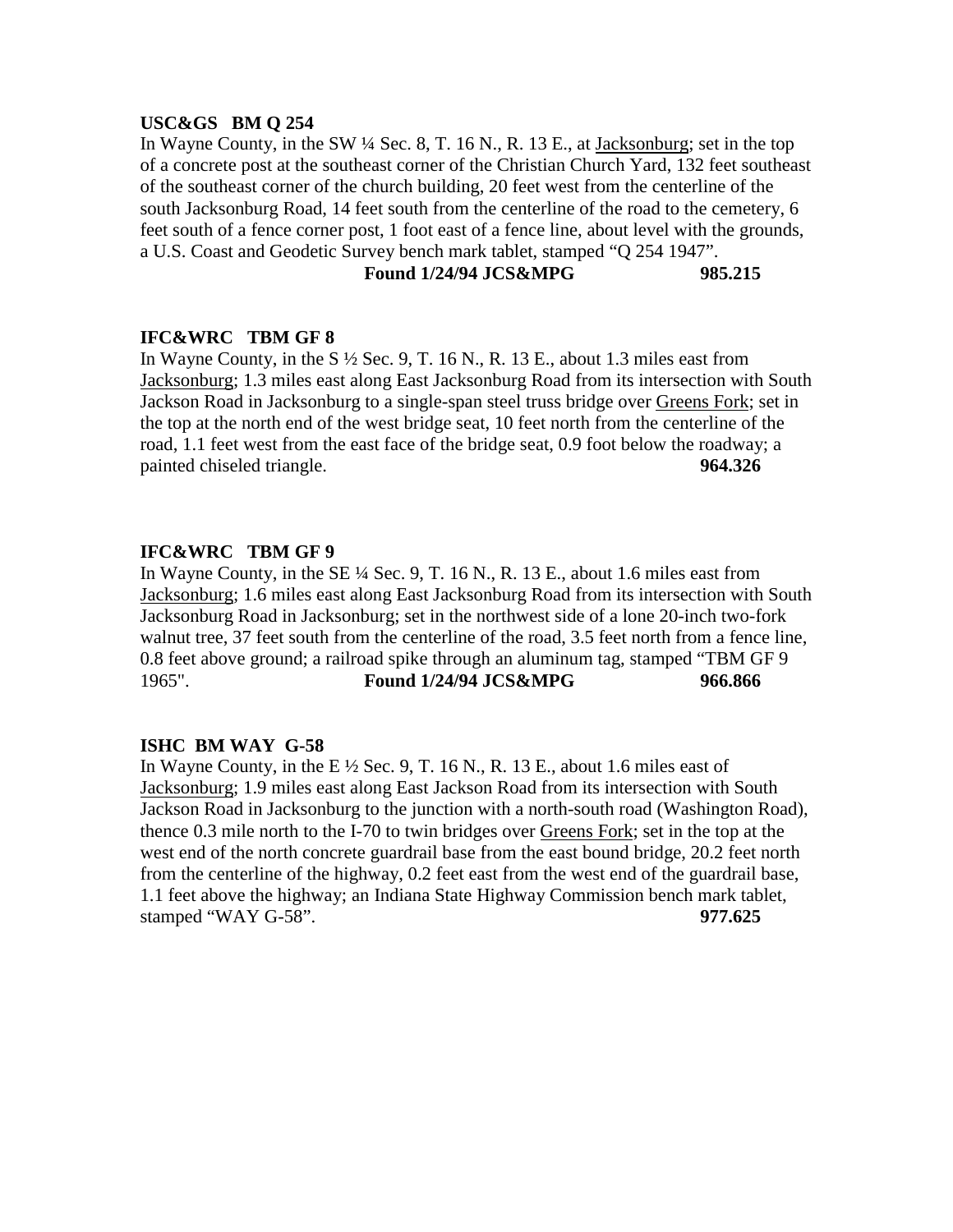**USC&GS BM Q 254**

In Wayne County, in the SW ¼ Sec. 8, T. 16 N., R. 13 E., at Jacksonburg; set in the top of a concrete post at the southeast corner of the Christian Church Yard, 132 feet southeast of the southeast corner of the church building, 20 feet west from the centerline of the south Jacksonburg Road, 14 feet south from the centerline of the road to the cemetery, 6 feet south of a fence corner post, 1 foot east of a fence line, about level with the grounds, a U.S. Coast and Geodetic Survey bench mark tablet, stamped "Q 254 1947".

**Found 1/24/94 JCS&MPG 985.215**

**IFC&WRC TBM GF 8**

In Wayne County, in the S ½ Sec. 9, T. 16 N., R. 13 E., about 1.3 miles east from Jacksonburg; 1.3 miles east along East Jacksonburg Road from its intersection with South Jackson Road in Jacksonburg to a single-span steel truss bridge over Greens Fork; set in the top at the north end of the west bridge seat, 10 feet north from the centerline of the road, 1.1 feet west from the east face of the bridge seat, 0.9 foot below the roadway; a painted chiseled triangle. **964.326**

**IFC&WRC TBM GF 9**

In Wayne County, in the SE ¼ Sec. 9, T. 16 N., R. 13 E., about 1.6 miles east from Jacksonburg; 1.6 miles east along East Jacksonburg Road from its intersection with South Jacksonburg Road in Jacksonburg; set in the northwest side of a lone 20-inch two-fork walnut tree, 37 feet south from the centerline of the road, 3.5 feet north from a fence line, 0.8 feet above ground; a railroad spike through an aluminum tag, stamped "TBM GF 9 1965". **Found 1/24/94 JCS&MPG 966.866**

**ISHC BM WAY G-58**

In Wayne County, in the E ½ Sec. 9, T. 16 N., R. 13 E., about 1.6 miles east of Jacksonburg; 1.9 miles east along East Jackson Road from its intersection with South Jackson Road in Jacksonburg to the junction with a north-south road (Washington Road), thence 0.3 mile north to the I-70 to twin bridges over Greens Fork; set in the top at the west end of the north concrete guardrail base from the east bound bridge, 20.2 feet north from the centerline of the highway, 0.2 feet east from the west end of the guardrail base, 1.1 feet above the highway; an Indiana State Highway Commission bench mark tablet, stamped "WAY G-58". **977.625**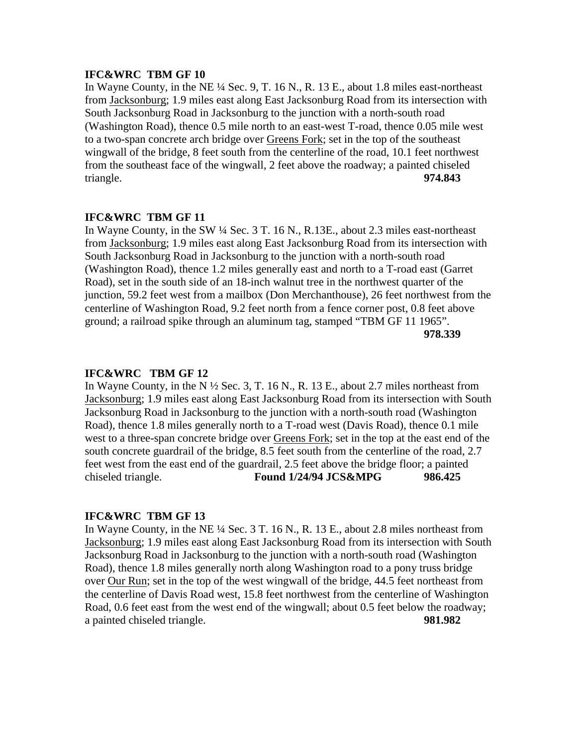**IFC&WRC TBM GF 10**

In Wayne County, in the NE ¼ Sec. 9, T. 16 N., R. 13 E., about 1.8 miles east-northeast from Jacksonburg; 1.9 miles east along East Jacksonburg Road from its intersection with South Jacksonburg Road in Jacksonburg to the junction with a north-south road (Washington Road), thence 0.5 mile north to an east-west T-road, thence 0.05 mile west to a two-span concrete arch bridge over Greens Fork; set in the top of the southeast wingwall of the bridge, 8 feet south from the centerline of the road, 10.1 feet northwest from the southeast face of the wingwall, 2 feet above the roadway; a painted chiseled triangle. **974.843**

**IFC&WRC TBM GF 11**

In Wayne County, in the SW ¼ Sec. 3 T. 16 N., R.13E., about 2.3 miles east-northeast from Jacksonburg; 1.9 miles east along East Jacksonburg Road from its intersection with South Jacksonburg Road in Jacksonburg to the junction with a north-south road (Washington Road), thence 1.2 miles generally east and north to a T-road east (Garret Road), set in the south side of an 18-inch walnut tree in the northwest quarter of the junction, 59.2 feet west from a mailbox (Don Merchanthouse), 26 feet northwest from the centerline of Washington Road, 9.2 feet north from a fence corner post, 0.8 feet above ground; a railroad spike through an aluminum tag, stamped "TBM GF 11 1965". **978.339**

**IFC&WRC TBM GF 12**

In Wayne County, in the N ½ Sec. 3, T. 16 N., R. 13 E., about 2.7 miles northeast from Jacksonburg; 1.9 miles east along East Jacksonburg Road from its intersection with South Jacksonburg Road in Jacksonburg to the junction with a north-south road (Washington Road), thence 1.8 miles generally north to a T-road west (Davis Road), thence 0.1 mile west to a three-span concrete bridge over Greens Fork; set in the top at the east end of the south concrete guardrail of the bridge, 8.5 feet south from the centerline of the road, 2.7 feet west from the east end of the guardrail, 2.5 feet above the bridge floor; a painted chiseled triangle. **Found 1/24/94 JCS&MPG** **986.425**

**IFC&WRC TBM GF 13**

In Wayne County, in the NE ¼ Sec. 3 T. 16 N., R. 13 E., about 2.8 miles northeast from Jacksonburg; 1.9 miles east along East Jacksonburg Road from its intersection with South Jacksonburg Road in Jacksonburg to the junction with a north-south road (Washington Road), thence 1.8 miles generally north along Washington road to a pony truss bridge over Our Run; set in the top of the west wingwall of the bridge, 44.5 feet northeast from the centerline of Davis Road west, 15.8 feet northwest from the centerline of Washington Road, 0.6 feet east from the west end of the wingwall; about 0.5 feet below the roadway; a painted chiseled triangle. **981.982**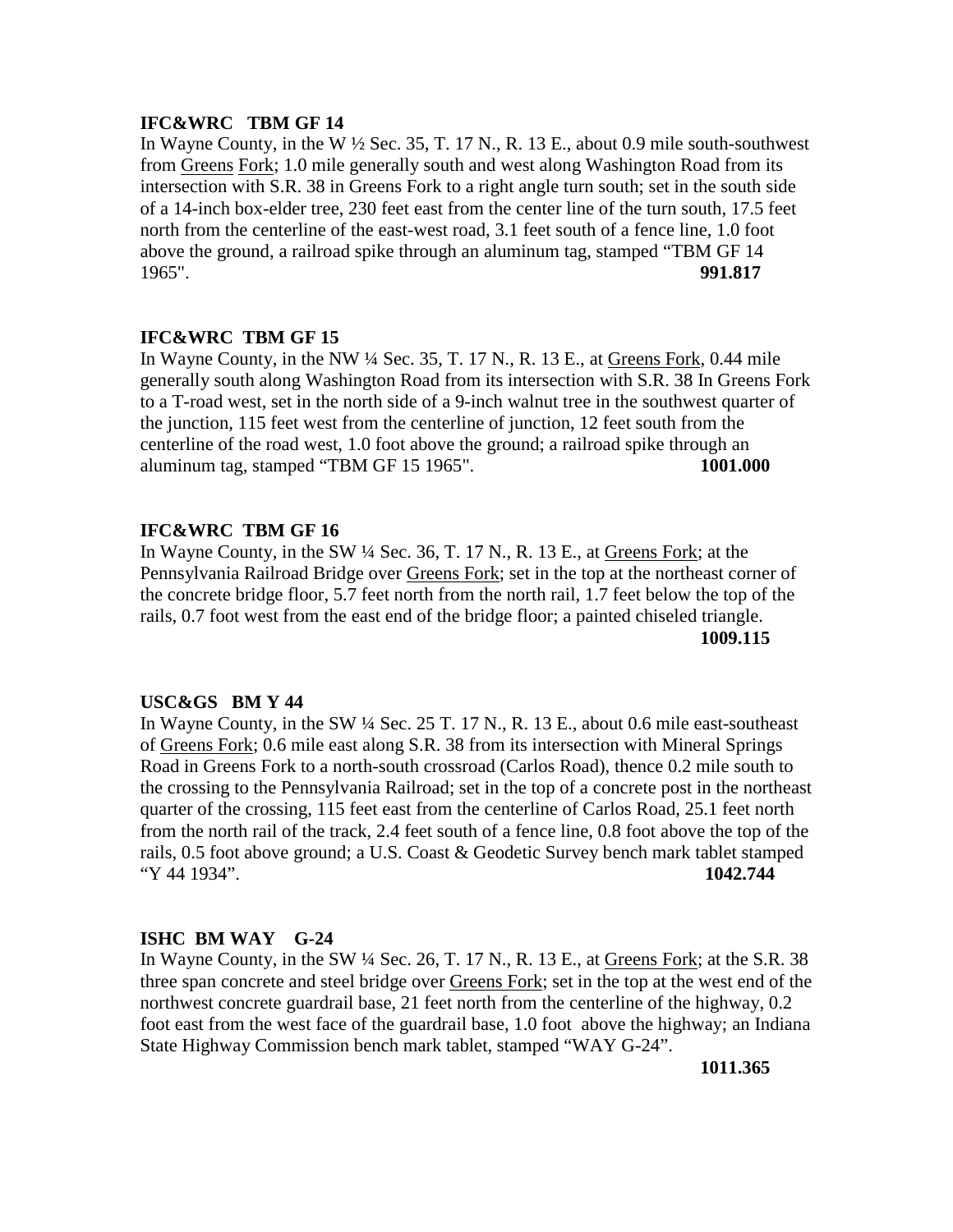**IFC&WRC TBM GF 14**

In Wayne County, in the W ½ Sec. 35, T. 17 N., R. 13 E., about 0.9 mile south-southwest from Greens Fork; 1.0 mile generally south and west along Washington Road from its intersection with S.R. 38 in Greens Fork to a right angle turn south; set in the south side of a 14-inch box-elder tree, 230 feet east from the center line of the turn south, 17.5 feet north from the centerline of the east-west road, 3.1 feet south of a fence line, 1.0 foot above the ground, a railroad spike through an aluminum tag, stamped "TBM GF 14 1965". **991.817**

**IFC&WRC TBM GF 15**

In Wayne County, in the NW ¼ Sec. 35, T. 17 N., R. 13 E., at Greens Fork, 0.44 mile generally south along Washington Road from its intersection with S.R. 38 In Greens Fork to a T-road west, set in the north side of a 9-inch walnut tree in the southwest quarter of the junction, 115 feet west from the centerline of junction, 12 feet south from the centerline of the road west, 1.0 foot above the ground; a railroad spike through an aluminum tag, stamped "TBM GF 15 1965". **1001.000**

**IFC&WRC TBM GF 16**

In Wayne County, in the SW ¼ Sec. 36, T. 17 N., R. 13 E., at Greens Fork; at the Pennsylvania Railroad Bridge over Greens Fork; set in the top at the northeast corner of the concrete bridge floor, 5.7 feet north from the north rail, 1.7 feet below the top of the rails, 0.7 foot west from the east end of the bridge floor; a painted chiseled triangle. **1009.115**

**USC&GS BM Y 44**

In Wayne County, in the SW ¼ Sec. 25 T. 17 N., R. 13 E., about 0.6 mile east-southeast of Greens Fork; 0.6 mile east along S.R. 38 from its intersection with Mineral Springs Road in Greens Fork to a north-south crossroad (Carlos Road), thence 0.2 mile south to the crossing to the Pennsylvania Railroad; set in the top of a concrete post in the northeast quarter of the crossing, 115 feet east from the centerline of Carlos Road, 25.1 feet north from the north rail of the track, 2.4 feet south of a fence line, 0.8 foot above the top of the rails, 0.5 foot above ground; a U.S. Coast & Geodetic Survey bench mark tablet stamped "Y 44 1934". **1042.744**

**ISHC BM WAY G-24**

In Wayne County, in the SW ¼ Sec. 26, T. 17 N., R. 13 E., at Greens Fork; at the S.R. 38 three span concrete and steel bridge over Greens Fork; set in the top at the west end of the northwest concrete guardrail base, 21 feet north from the centerline of the highway, 0.2 foot east from the west face of the guardrail base, 1.0 foot above the highway; an Indiana State Highway Commission bench mark tablet, stamped "WAY G-24". **1011.365**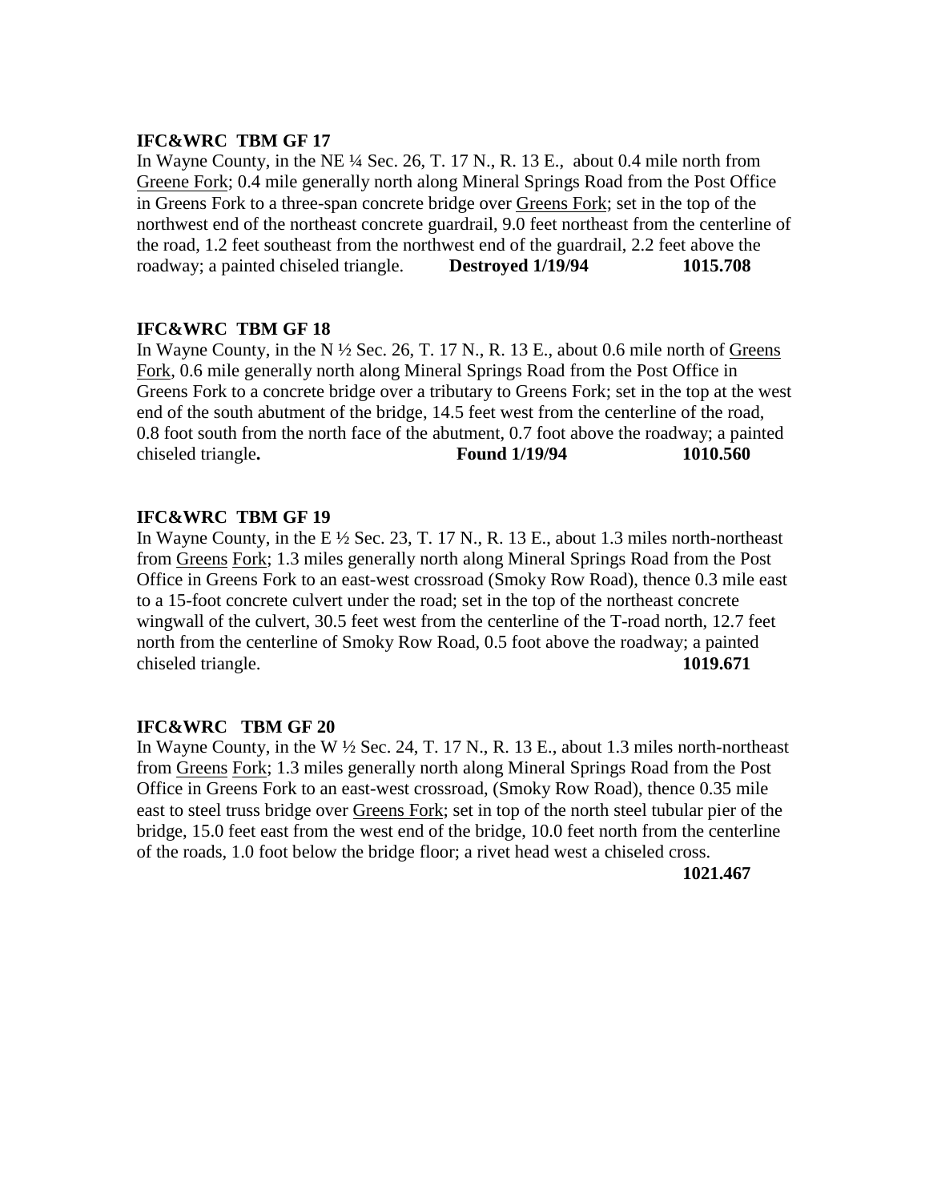**IFC&WRC TBM GF 17**

In Wayne County, in the NE ¼ Sec. 26, T. 17 N., R. 13 E., about 0.4 mile north from Greene Fork; 0.4 mile generally north along Mineral Springs Road from the Post Office in Greens Fork to a three-span concrete bridge over Greens Fork; set in the top of the northwest end of the northeast concrete guardrail, 9.0 feet northeast from the centerline of the road, 1.2 feet southeast from the northwest end of the guardrail, 2.2 feet above the roadway; a painted chiseled triangle. **Destroyed 1/19/94** **1015.708**

**IFC&WRC TBM GF 18**

In Wayne County, in the N ½ Sec. 26, T. 17 N., R. 13 E., about 0.6 mile north of Greens Fork, 0.6 mile generally north along Mineral Springs Road from the Post Office in Greens Fork to a concrete bridge over a tributary to Greens Fork; set in the top at the west end of the south abutment of the bridge, 14.5 feet west from the centerline of the road, 0.8 foot south from the north face of the abutment, 0.7 foot above the roadway; a painted chiseled triangle**.** **Found 1/19/94** **1010.560**

**IFC&WRC TBM GF 19**

In Wayne County, in the E ½ Sec. 23, T. 17 N., R. 13 E., about 1.3 miles north-northeast from Greens Fork; 1.3 miles generally north along Mineral Springs Road from the Post Office in Greens Fork to an east-west crossroad (Smoky Row Road), thence 0.3 mile east to a 15-foot concrete culvert under the road; set in the top of the northeast concrete wingwall of the culvert, 30.5 feet west from the centerline of the T-road north, 12.7 feet north from the centerline of Smoky Row Road, 0.5 foot above the roadway; a painted chiseled triangle. **1019.671**

**IFC&WRC TBM GF 20**

In Wayne County, in the W ½ Sec. 24, T. 17 N., R. 13 E., about 1.3 miles north-northeast from Greens Fork; 1.3 miles generally north along Mineral Springs Road from the Post Office in Greens Fork to an east-west crossroad, (Smoky Row Road), thence 0.35 mile east to steel truss bridge over Greens Fork; set in top of the north steel tubular pier of the bridge, 15.0 feet east from the west end of the bridge, 10.0 feet north from the centerline of the roads, 1.0 foot below the bridge floor; a rivet head west a chiseled cross. **1021.467**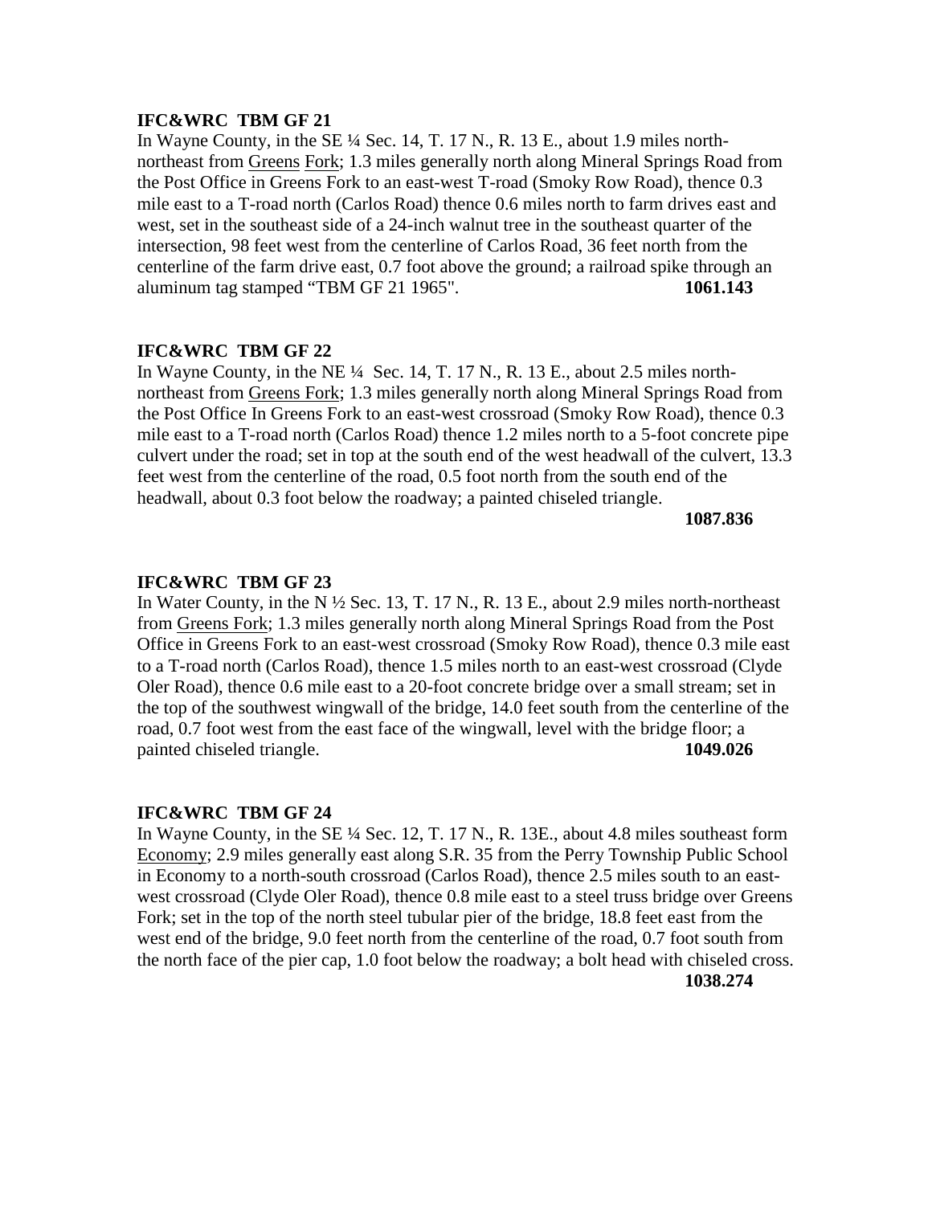**IFC&WRC TBM GF 21**

In Wayne County, in the SE ¼ Sec. 14, T. 17 N., R. 13 E., about 1.9 miles north-northeast from Greens Fork; 1.3 miles generally north along Mineral Springs Road from the Post Office in Greens Fork to an east-west T-road (Smoky Row Road), thence 0.3 mile east to a T-road north (Carlos Road) thence 0.6 miles north to farm drives east and west, set in the southeast side of a 24-inch walnut tree in the southeast quarter of the intersection, 98 feet west from the centerline of Carlos Road, 36 feet north from the centerline of the farm drive east, 0.7 foot above the ground; a railroad spike through an aluminum tag stamped "TBM GF 21 1965". **1061.143**

**IFC&WRC TBM GF 22**

In Wayne County, in the NE ¼ Sec. 14, T. 17 N., R. 13 E., about 2.5 miles north-northeast from Greens Fork; 1.3 miles generally north along Mineral Springs Road from the Post Office In Greens Fork to an east-west crossroad (Smoky Row Road), thence 0.3 mile east to a T-road north (Carlos Road) thence 1.2 miles north to a 5-foot concrete pipe culvert under the road; set in top at the south end of the west headwall of the culvert, 13.3 feet west from the centerline of the road, 0.5 foot north from the south end of the headwall, about 0.3 foot below the roadway; a painted chiseled triangle.

**1087.836**

**IFC&WRC TBM GF 23**

In Water County, in the N ½ Sec. 13, T. 17 N., R. 13 E., about 2.9 miles north-northeast from Greens Fork; 1.3 miles generally north along Mineral Springs Road from the Post Office in Greens Fork to an east-west crossroad (Smoky Row Road), thence 0.3 mile east to a T-road north (Carlos Road), thence 1.5 miles north to an east-west crossroad (Clyde Oler Road), thence 0.6 mile east to a 20-foot concrete bridge over a small stream; set in the top of the southwest wingwall of the bridge, 14.0 feet south from the centerline of the road, 0.7 foot west from the east face of the wingwall, level with the bridge floor; a painted chiseled triangle. **1049.026**

**IFC&WRC TBM GF 24**

In Wayne County, in the SE ¼ Sec. 12, T. 17 N., R. 13E., about 4.8 miles southeast form Economy; 2.9 miles generally east along S.R. 35 from the Perry Township Public School in Economy to a north-south crossroad (Carlos Road), thence 2.5 miles south to an east-west crossroad (Clyde Oler Road), thence 0.8 mile east to a steel truss bridge over Greens Fork; set in the top of the north steel tubular pier of the bridge, 18.8 feet east from the west end of the bridge, 9.0 feet north from the centerline of the road, 0.7 foot south from the north face of the pier cap, 1.0 foot below the roadway; a bolt head with chiseled cross.

**1038.274**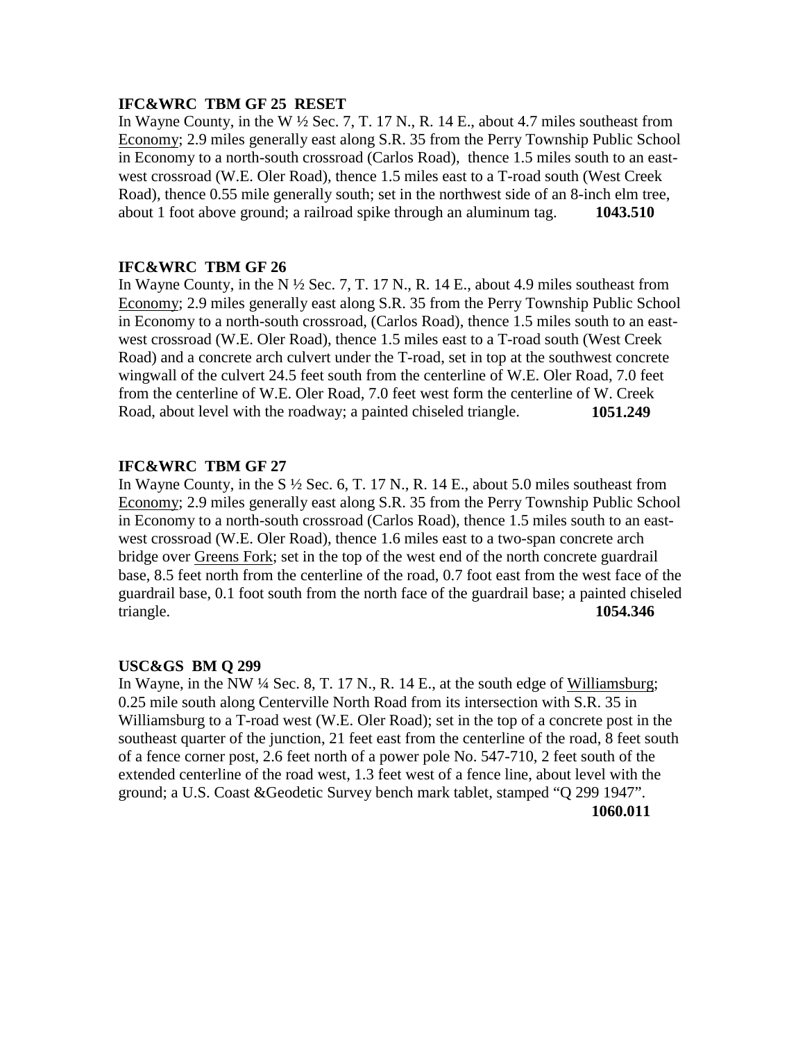**IFC&WRC TBM GF 25 RESET**

In Wayne County, in the W ½ Sec. 7, T. 17 N., R. 14 E., about 4.7 miles southeast from Economy; 2.9 miles generally east along S.R. 35 from the Perry Township Public School in Economy to a north-south crossroad (Carlos Road), thence 1.5 miles south to an east-west crossroad (W.E. Oler Road), thence 1.5 miles east to a T-road south (West Creek Road), thence 0.55 mile generally south; set in the northwest side of an 8-inch elm tree, about 1 foot above ground; a railroad spike through an aluminum tag. **1043.510**

**IFC&WRC TBM GF 26**

In Wayne County, in the N ½ Sec. 7, T. 17 N., R. 14 E., about 4.9 miles southeast from Economy; 2.9 miles generally east along S.R. 35 from the Perry Township Public School in Economy to a north-south crossroad, (Carlos Road), thence 1.5 miles south to an east-west crossroad (W.E. Oler Road), thence 1.5 miles east to a T-road south (West Creek Road) and a concrete arch culvert under the T-road, set in top at the southwest concrete wingwall of the culvert 24.5 feet south from the centerline of W.E. Oler Road, 7.0 feet from the centerline of W.E. Oler Road, 7.0 feet west form the centerline of W. Creek Road, about level with the roadway; a painted chiseled triangle. **1051.249**

**IFC&WRC TBM GF 27**

In Wayne County, in the S ½ Sec. 6, T. 17 N., R. 14 E., about 5.0 miles southeast from Economy; 2.9 miles generally east along S.R. 35 from the Perry Township Public School in Economy to a north-south crossroad (Carlos Road), thence 1.5 miles south to an east-west crossroad (W.E. Oler Road), thence 1.6 miles east to a two-span concrete arch bridge over Greens Fork; set in the top of the west end of the north concrete guardrail base, 8.5 feet north from the centerline of the road, 0.7 foot east from the west face of the guardrail base, 0.1 foot south from the north face of the guardrail base; a painted chiseled triangle. **1054.346**

**USC&GS BM Q 299**

In Wayne, in the NW ¼ Sec. 8, T. 17 N., R. 14 E., at the south edge of Williamsburg; 0.25 mile south along Centerville North Road from its intersection with S.R. 35 in Williamsburg to a T-road west (W.E. Oler Road); set in the top of a concrete post in the southeast quarter of the junction, 21 feet east from the centerline of the road, 8 feet south of a fence corner post, 2.6 feet north of a power pole No. 547-710, 2 feet south of the extended centerline of the road west, 1.3 feet west of a fence line, about level with the ground; a U.S. Coast &Geodetic Survey bench mark tablet, stamped "Q 299 1947". **1060.011**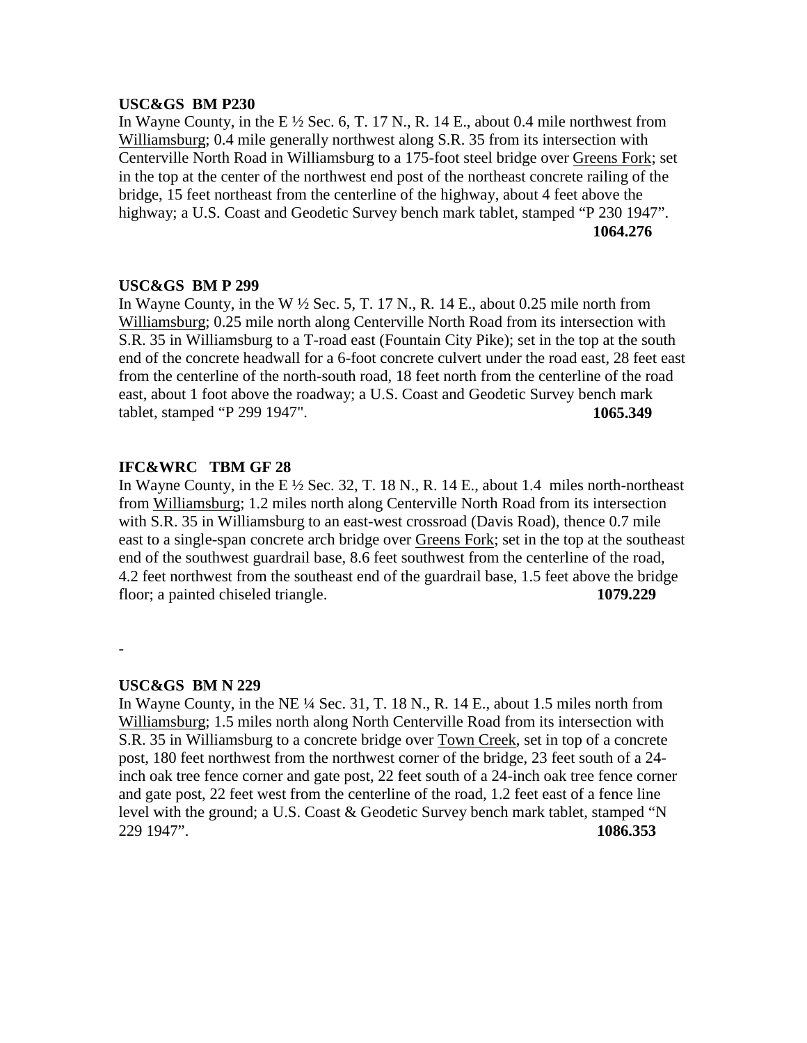**USC&GS BM P230**

In Wayne County, in the E ½ Sec. 6, T. 17 N., R. 14 E., about 0.4 mile northwest from Williamsburg; 0.4 mile generally northwest along S.R. 35 from its intersection with Centerville North Road in Williamsburg to a 175-foot steel bridge over Greens Fork; set in the top at the center of the northwest end post of the northeast concrete railing of the bridge, 15 feet northeast from the centerline of the highway, about 4 feet above the highway; a U.S. Coast and Geodetic Survey bench mark tablet, stamped "P 230 1947". **1064.276**

**USC&GS BM P 299**

In Wayne County, in the W ½ Sec. 5, T. 17 N., R. 14 E., about 0.25 mile north from Williamsburg; 0.25 mile north along Centerville North Road from its intersection with S.R. 35 in Williamsburg to a T-road east (Fountain City Pike); set in the top at the south end of the concrete headwall for a 6-foot concrete culvert under the road east, 28 feet east from the centerline of the north-south road, 18 feet north from the centerline of the road east, about 1 foot above the roadway; a U.S. Coast and Geodetic Survey bench mark tablet, stamped "P 299 1947". **1065.349**

**IFC&WRC TBM GF 28**

In Wayne County, in the E ½ Sec. 32, T. 18 N., R. 14 E., about 1.4 miles north-northeast from Williamsburg; 1.2 miles north along Centerville North Road from its intersection with S.R. 35 in Williamsburg to an east-west crossroad (Davis Road), thence 0.7 mile east to a single-span concrete arch bridge over Greens Fork; set in the top at the southeast end of the southwest guardrail base, 8.6 feet southwest from the centerline of the road, 4.2 feet northwest from the southeast end of the guardrail base, 1.5 feet above the bridge floor; a painted chiseled triangle. **1079.229**

-

**USC&GS BM N 229**

In Wayne County, in the NE ¼ Sec. 31, T. 18 N., R. 14 E., about 1.5 miles north from Williamsburg; 1.5 miles north along North Centerville Road from its intersection with S.R. 35 in Williamsburg to a concrete bridge over Town Creek, set in top of a concrete post, 180 feet northwest from the northwest corner of the bridge, 23 feet south of a 24-inch oak tree fence corner and gate post, 22 feet south of a 24-inch oak tree fence corner and gate post, 22 feet west from the centerline of the road, 1.2 feet east of a fence line level with the ground; a U.S. Coast & Geodetic Survey bench mark tablet, stamped "N 229 1947". **1086.353**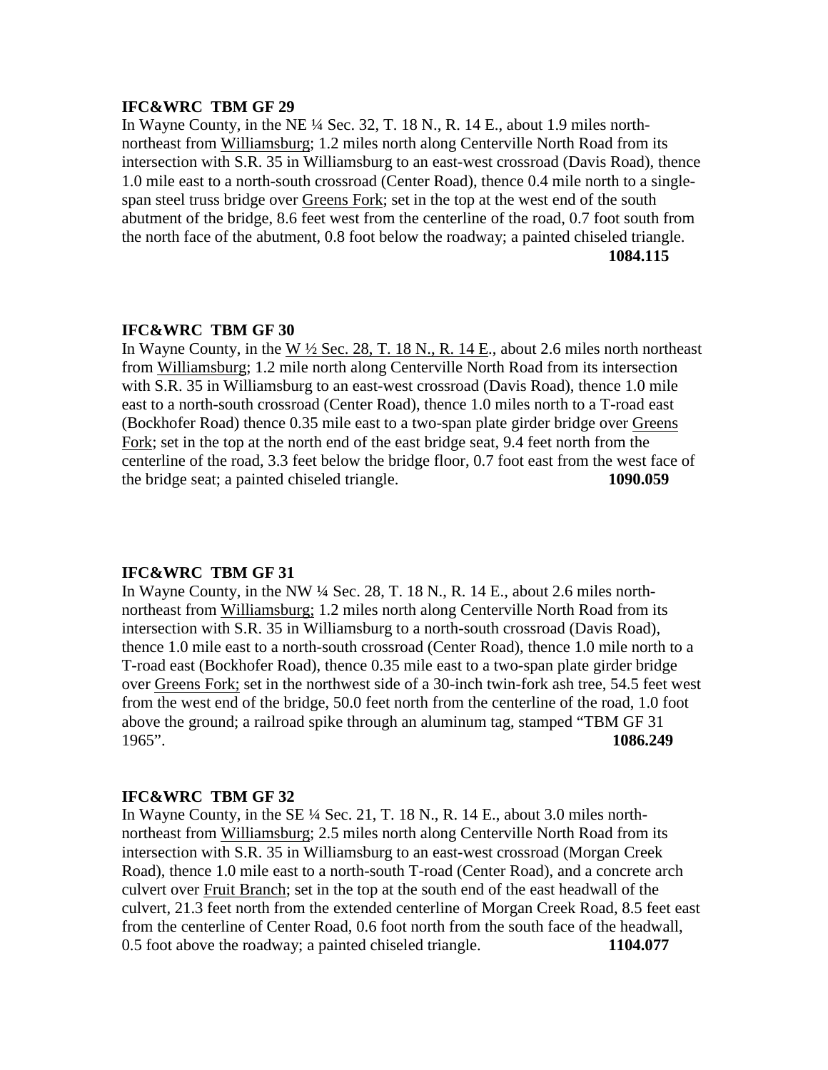**IFC&WRC TBM GF 29**

In Wayne County, in the NE ¼ Sec. 32, T. 18 N., R. 14 E., about 1.9 miles north-northeast from <u>Williamsburg</u>; 1.2 miles north along Centerville North Road from its intersection with S.R. 35 in Williamsburg to an east-west crossroad (Davis Road), thence 1.0 mile east to a north-south crossroad (Center Road), thence 0.4 mile north to a single-span steel truss bridge over <u>Greens Fork</u>; set in the top at the west end of the south abutment of the bridge, 8.6 feet west from the centerline of the road, 0.7 foot south from the north face of the abutment, 0.8 foot below the roadway; a painted chiseled triangle.

**1084.115**

**IFC&WRC TBM GF 30**

In Wayne County, in the <u>W ½ Sec. 28, T. 18 N., R. 14 E</u>., about 2.6 miles north northeast from <u>Williamsburg</u>; 1.2 mile north along Centerville North Road from its intersection with S.R. 35 in Williamsburg to an east-west crossroad (Davis Road), thence 1.0 mile east to a north-south crossroad (Center Road), thence 1.0 miles north to a T-road east (Bockhofer Road) thence 0.35 mile east to a two-span plate girder bridge over <u>Greens Fork</u>; set in the top at the north end of the east bridge seat, 9.4 feet north from the centerline of the road, 3.3 feet below the bridge floor, 0.7 foot east from the west face of the bridge seat; a painted chiseled triangle. **1090.059**

**IFC&WRC TBM GF 31**

In Wayne County, in the NW ¼ Sec. 28, T. 18 N., R. 14 E., about 2.6 miles north-northeast from <u>Williamsburg;</u> 1.2 miles north along Centerville North Road from its intersection with S.R. 35 in Williamsburg to a north-south crossroad (Davis Road), thence 1.0 mile east to a north-south crossroad (Center Road), thence 1.0 mile north to a T-road east (Bockhofer Road), thence 0.35 mile east to a two-span plate girder bridge over <u>Greens Fork;</u> set in the northwest side of a 30-inch twin-fork ash tree, 54.5 feet west from the west end of the bridge, 50.0 feet north from the centerline of the road, 1.0 foot above the ground; a railroad spike through an aluminum tag, stamped "TBM GF 31 1965". **1086.249**

**IFC&WRC TBM GF 32**

In Wayne County, in the SE ¼ Sec. 21, T. 18 N., R. 14 E., about 3.0 miles north-northeast from <u>Williamsburg</u>; 2.5 miles north along Centerville North Road from its intersection with S.R. 35 in Williamsburg to an east-west crossroad (Morgan Creek Road), thence 1.0 mile east to a north-south T-road (Center Road), and a concrete arch culvert over <u>Fruit Branch</u>; set in the top at the south end of the east headwall of the culvert, 21.3 feet north from the extended centerline of Morgan Creek Road, 8.5 feet east from the centerline of Center Road, 0.6 foot north from the south face of the headwall, 0.5 foot above the roadway; painted chiseled triangle. **1104.077**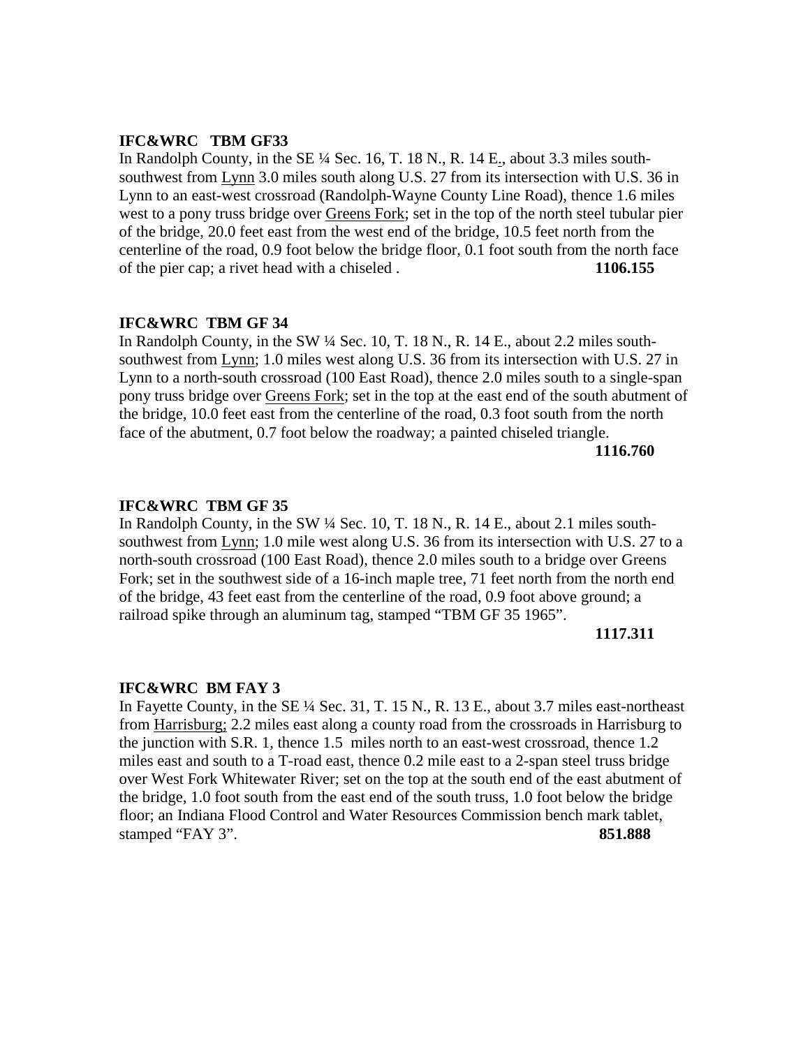**IFC&WRC   TBM GF33**

In Randolph County, in the SE ¼ Sec. 16, T. 18 N., R. 14 E., about 3.3 miles south-southwest from Lynn 3.0 miles south along U.S. 27 from its intersection with U.S. 36 in Lynn to an east-west crossroad (Randolph-Wayne County Line Road), thence 1.6 miles west to a pony truss bridge over Greens Fork; set in the top of the north steel tubular pier of the bridge, 20.0 feet east from the west end of the bridge, 10.5 feet north from the centerline of the road, 0.9 foot below the bridge floor, 0.1 foot south from the north face of the pier cap; a rivet head with a chiseled . **1106.155**

**IFC&WRC  TBM GF 34**

In Randolph County, in the SW ¼ Sec. 10, T. 18 N., R. 14 E., about 2.2 miles south-southwest from Lynn; 1.0 miles west along U.S. 36 from its intersection with U.S. 27 in Lynn to a north-south crossroad (100 East Road), thence 2.0 miles south to a single-span pony truss bridge over Greens Fork; set in the top at the east end of the south abutment of the bridge, 10.0 feet east from the centerline of the road, 0.3 foot south from the north face of the abutment, 0.7 foot below the roadway; a painted chiseled triangle.

**1116.760**

**IFC&WRC  TBM GF 35**

In Randolph County, in the SW ¼ Sec. 10, T. 18 N., R. 14 E., about 2.1 miles south-southwest from Lynn; 1.0 mile west along U.S. 36 from its intersection with U.S. 27 to a north-south crossroad (100 East Road), thence 2.0 miles south to a bridge over Greens Fork; set in the southwest side of a 16-inch maple tree, 71 feet north from the north end of the bridge, 43 feet east from the centerline of the road, 0.9 foot above ground; a railroad spike through an aluminum tag, stamped "TBM GF 35 1965".

**1117.311**

**IFC&WRC  BM FAY 3**

In Fayette County, in the SE ¼ Sec. 31, T. 15 N., R. 13 E., about 3.7 miles east-northeast from Harrisburg; 2.2 miles east along a county road from the crossroads in Harrisburg to the junction with S.R. 1, thence 1.5 miles north to an east-west crossroad, thence 1.2 miles east and south to a T-road east, thence 0.2 mile east to a 2-span steel truss bridge over West Fork Whitewater River; set on the top at the south end of the east abutment of the bridge, 1.0 foot south from the east end of the south truss, 1.0 foot below the bridge floor; an Indiana Flood Control and Water Resources Commission bench mark tablet, stamped "FAY 3". **851.888**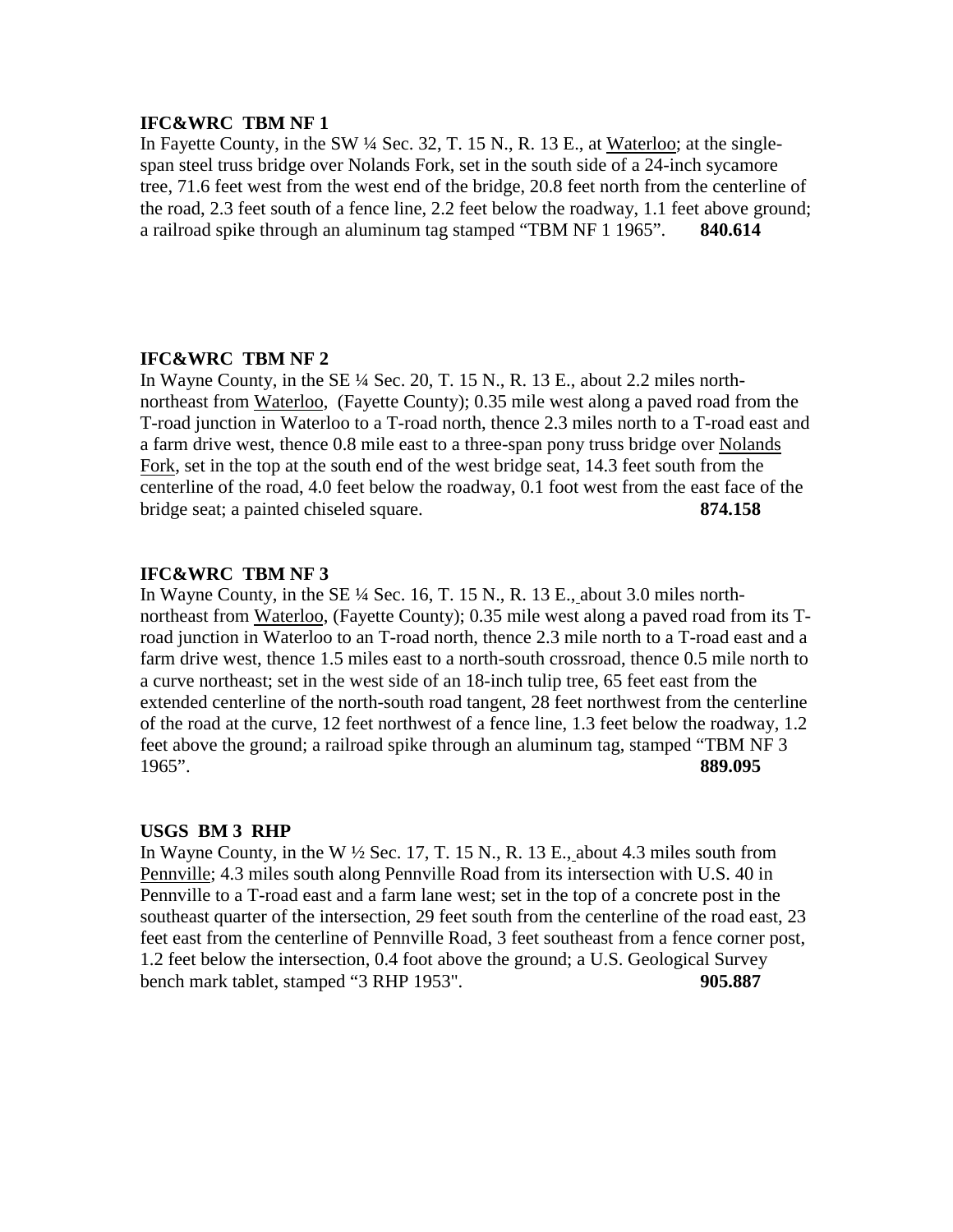**IFC&WRC TBM NF 1**

In Fayette County, in the SW ¼ Sec. 32, T. 15 N., R. 13 E., at Waterloo; at the single-span steel truss bridge over Nolands Fork, set in the south side of a 24-inch sycamore tree, 71.6 feet west from the west end of the bridge, 20.8 feet north from the centerline of the road, 2.3 feet south of a fence line, 2.2 feet below the roadway, 1.1 feet above ground; a railroad spike through an aluminum tag stamped “TBM NF 1 1965”. **840.614**

**IFC&WRC TBM NF 2**

In Wayne County, in the SE ¼ Sec. 20, T. 15 N., R. 13 E., about 2.2 miles north-northeast from Waterloo, (Fayette County); 0.35 mile west along a paved road from the T-road junction in Waterloo to a T-road north, thence 2.3 miles north to a T-road east and a farm drive west, thence 0.8 mile east to a three-span pony truss bridge over Nolands Fork, set in the top at the south end of the west bridge seat, 14.3 feet south from the centerline of the road, 4.0 feet below the roadway, 0.1 foot west from the east face of the bridge seat; a painted chiseled square. **874.158**

**IFC&WRC TBM NF 3**

In Wayne County, in the SE ¼ Sec. 16, T. 15 N., R. 13 E., about 3.0 miles north-northeast from Waterloo, (Fayette County); 0.35 mile west along a paved road from its T-road junction in Waterloo to an T-road north, thence 2.3 mile north to a T-road east and a farm drive west, thence 1.5 miles east to a north-south crossroad, thence 0.5 mile north to a curve northeast; set in the west side of an 18-inch tulip tree, 65 feet east from the extended centerline of the north-south road tangent, 28 feet northwest from the centerline of the road at the curve, 12 feet northwest of a fence line, 1.3 feet below the roadway, 1.2 feet above the ground; a railroad spike through an aluminum tag, stamped “TBM NF 3 1965”. **889.095**

**USGS BM 3 RHP**

In Wayne County, in the W ½ Sec. 17, T. 15 N., R. 13 E., about 4.3 miles south from Pennville; 4.3 miles south along Pennville Road from its intersection with U.S. 40 in Pennville to a T-road east and a farm lane west; set in the top of a concrete post in the southeast quarter of the intersection, 29 feet south from the centerline of the road east, 23 feet east from the centerline of Pennville Road, 3 feet southeast from a fence corner post, 1.2 feet below the intersection, 0.4 foot above the ground; a U.S. Geological Survey bench mark tablet, stamped “3 RHP 1953". **905.887**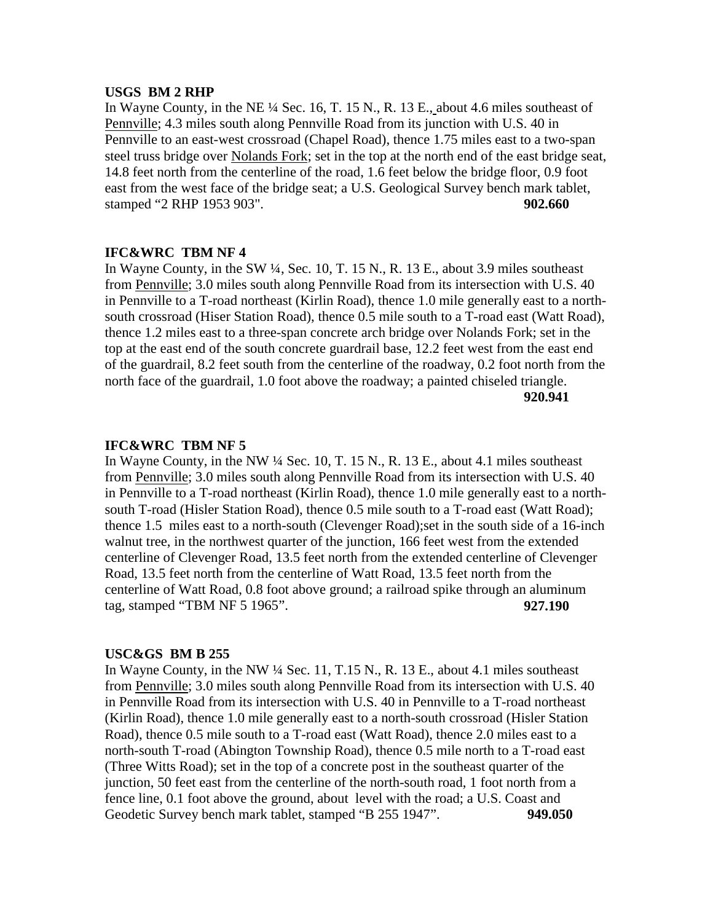**USGS BM 2 RHP**

In Wayne County, in the NE ¼ Sec. 16, T. 15 N., R. 13 E., about 4.6 miles southeast of Pennville; 4.3 miles south along Pennville Road from its junction with U.S. 40 in Pennville to an east-west crossroad (Chapel Road), thence 1.75 miles east to a two-span steel truss bridge over Nolands Fork; set in the top at the north end of the east bridge seat, 14.8 feet north from the centerline of the road, 1.6 feet below the bridge floor, 0.9 foot east from the west face of the bridge seat; a U.S. Geological Survey bench mark tablet, stamped "2 RHP 1953 903". **902.660**

**IFC&WRC TBM NF 4**

In Wayne County, in the SW ¼, Sec. 10, T. 15 N., R. 13 E., about 3.9 miles southeast from Pennville; 3.0 miles south along Pennville Road from its intersection with U.S. 40 in Pennville to a T-road northeast (Kirlin Road), thence 1.0 mile generally east to a north-south crossroad (Hiser Station Road), thence 0.5 mile south to a T-road east (Watt Road), thence 1.2 miles east to a three-span concrete arch bridge over Nolands Fork; set in the top at the east end of the south concrete guardrail base, 12.2 feet west from the east end of the guardrail, 8.2 feet south from the centerline of the roadway, 0.2 foot north from the north face of the guardrail, 1.0 foot above the roadway; a painted chiseled triangle. **920.941**

**IFC&WRC TBM NF 5**

In Wayne County, in the NW ¼ Sec. 10, T. 15 N., R. 13 E., about 4.1 miles southeast from Pennville; 3.0 miles south along Pennville Road from its intersection with U.S. 40 in Pennville to a T-road northeast (Kirlin Road), thence 1.0 mile generally east to a north-south T-road (Hisler Station Road), thence 0.5 mile south to a T-road east (Watt Road); thence 1.5 miles east to a north-south (Clevenger Road);set in the south side of a 16-inch walnut tree, in the northwest quarter of the junction, 166 feet west from the extended centerline of Clevenger Road, 13.5 feet north from the extended centerline of Clevenger Road, 13.5 feet north from the centerline of Watt Road, 13.5 feet north from the centerline of Watt Road, 0.8 foot above ground; a railroad spike through an aluminum tag, stamped "TBM NF 5 1965". **927.190**

**USC&GS BM B 255**

In Wayne County, in the NW ¼ Sec. 11, T.15 N., R. 13 E., about 4.1 miles southeast from Pennville; 3.0 miles south along Pennville Road from its intersection with U.S. 40 in Pennville Road from its intersection with U.S. 40 in Pennville to a T-road northeast (Kirlin Road), thence 1.0 mile generally east to a north-south crossroad (Hisler Station Road), thence 0.5 mile south to a T-road east (Watt Road), thence 2.0 miles east to a north-south T-road (Abington Township Road), thence 0.5 mile north to a T-road east (Three Witts Road); set in the top of a concrete post in the southeast quarter of the junction, 50 feet east from the centerline of the north-south road, 1 foot north from a fence line, 0.1 foot above the ground, about level with the road; a U.S. Coast and Geodetic Survey bench mark tablet, stamped "B 255 1947". **949.050**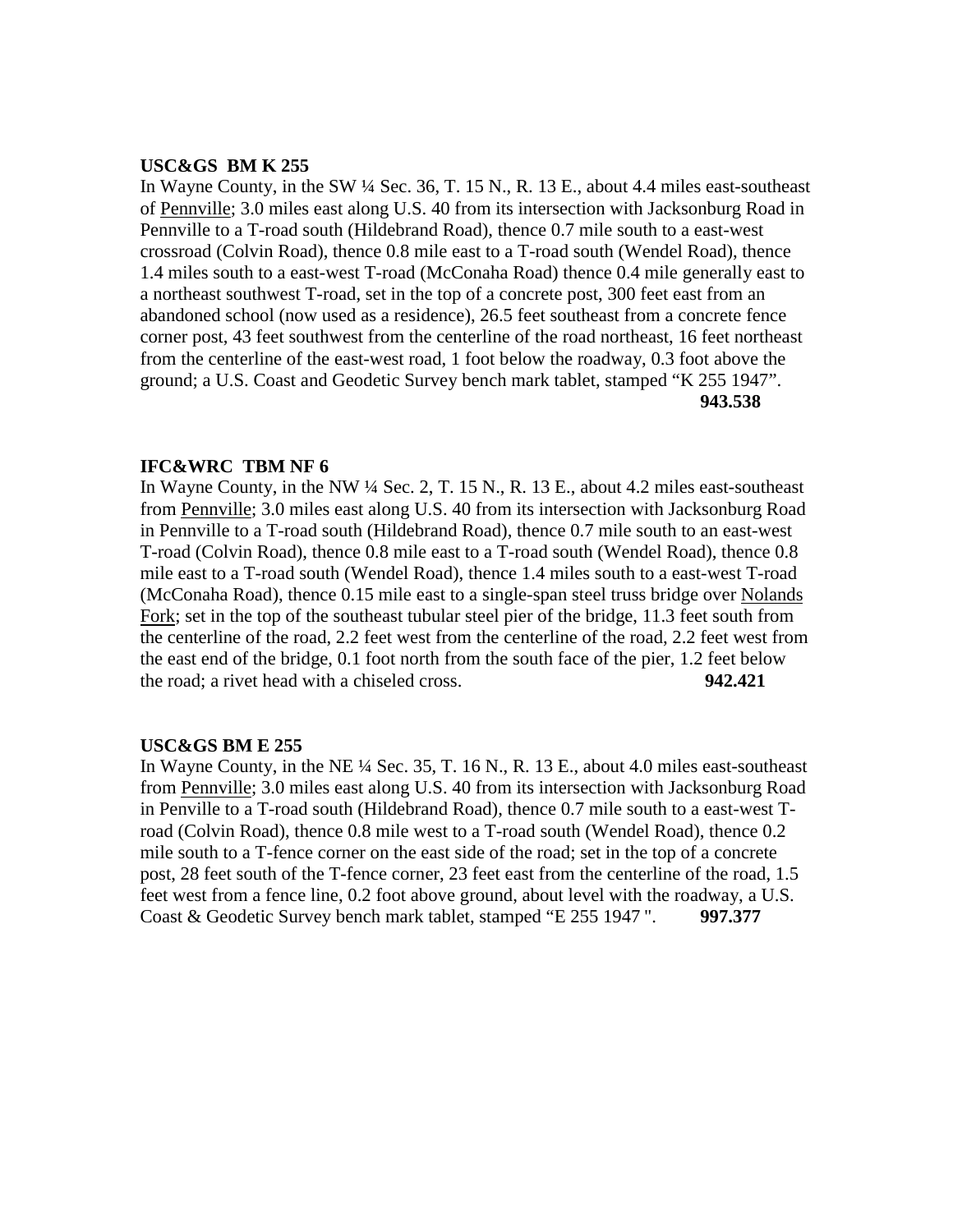**USC&GS BM K 255**

In Wayne County, in the SW ¼ Sec. 36, T. 15 N., R. 13 E., about 4.4 miles east-southeast of Pennville; 3.0 miles east along U.S. 40 from its intersection with Jacksonburg Road in Pennville to a T-road south (Hildebrand Road), thence 0.7 mile south to a east-west crossroad (Colvin Road), thence 0.8 mile east to a T-road south (Wendel Road), thence 1.4 miles south to a east-west T-road (McConaha Road) thence 0.4 mile generally east to a northeast southwest T-road, set in the top of a concrete post, 300 feet east from an abandoned school (now used as a residence), 26.5 feet southeast from a concrete fence corner post, 43 feet southwest from the centerline of the road northeast, 16 feet northeast from the centerline of the east-west road, 1 foot below the roadway, 0.3 foot above the ground; a U.S. Coast and Geodetic Survey bench mark tablet, stamped "K 255 1947".

**943.538**

**IFC&WRC TBM NF 6**

In Wayne County, in the NW ¼ Sec. 2, T. 15 N., R. 13 E., about 4.2 miles east-southeast from Pennville; 3.0 miles east along U.S. 40 from its intersection with Jacksonburg Road in Pennville to a T-road south (Hildebrand Road), thence 0.7 mile south to an east-west T-road (Colvin Road), thence 0.8 mile east to a T-road south (Wendel Road), thence 0.8 mile east to a T-road south (Wendel Road), thence 1.4 miles south to a east-west T-road (McConaha Road), thence 0.15 mile east to a single-span steel truss bridge over Nolands Fork; set in the top of the southeast tubular steel pier of the bridge, 11.3 feet south from the centerline of the road, 2.2 feet west from the centerline of the road, 2.2 feet west from the east end of the bridge, 0.1 foot north from the south face of the pier, 1.2 feet below the road; a rivet head with a chiseled cross. **942.421**

**USC&GS BM E 255**

In Wayne County, in the NE ¼ Sec. 35, T. 16 N., R. 13 E., about 4.0 miles east-southeast from Pennville; 3.0 miles east along U.S. 40 from its intersection with Jacksonburg Road in Penville to a T-road south (Hildebrand Road), thence 0.7 mile south to a east-west T-road (Colvin Road), thence 0.8 mile west to a T-road south (Wendel Road), thence 0.2 mile south to a T-fence corner on the east side of the road; set in the top of a concrete post, 28 feet south of the T-fence corner, 23 feet east from the centerline of the road, 1.5 feet west from a fence line, 0.2 foot above ground, about level with the roadway, a U.S. Coast & Geodetic Survey bench mark tablet, stamped "E 255 1947 ". **997.377**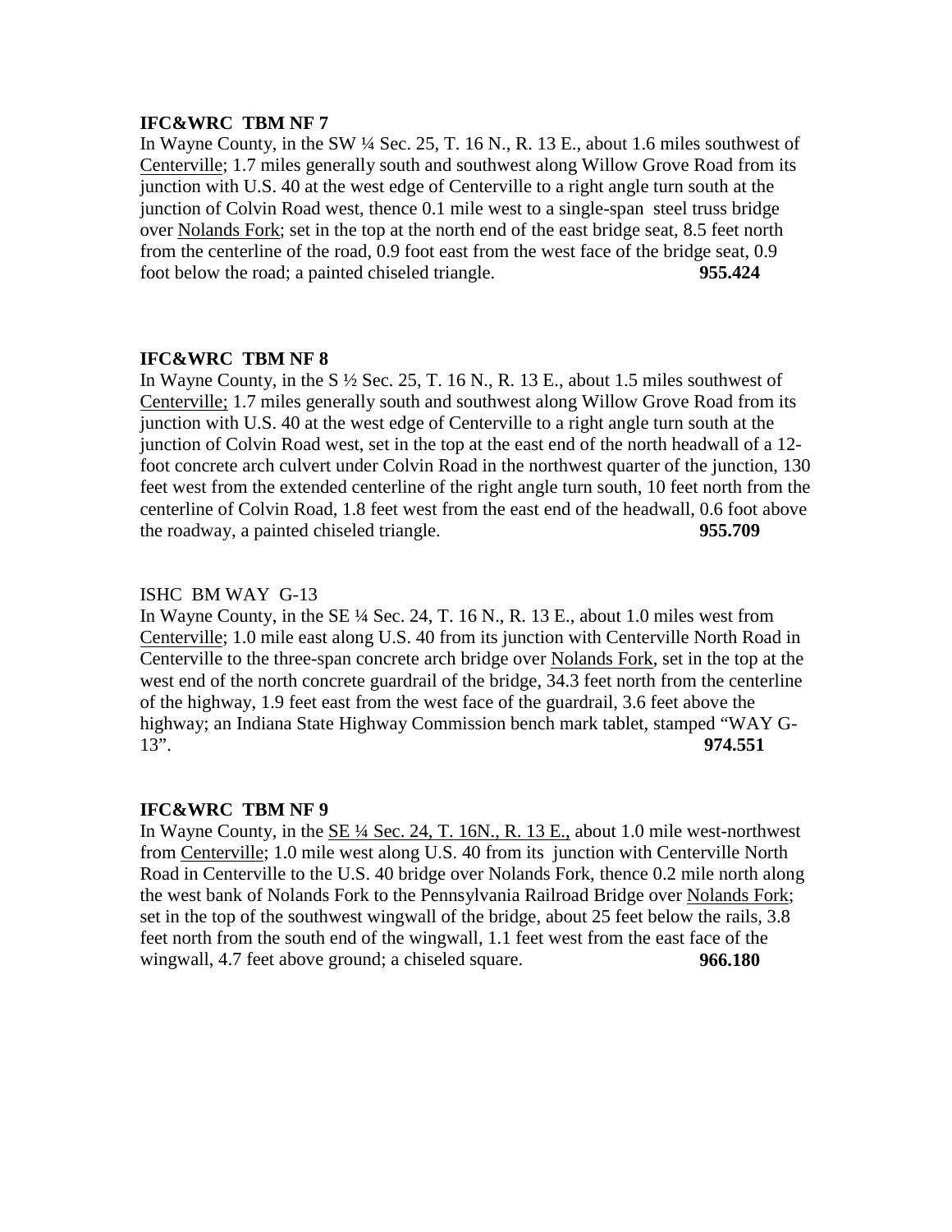**IFC&WRC TBM NF 7**

In Wayne County, in the SW ¼ Sec. 25, T. 16 N., R. 13 E., about 1.6 miles southwest of Centerville; 1.7 miles generally south and southwest along Willow Grove Road from its junction with U.S. 40 at the west edge of Centerville to a right angle turn south at the junction of Colvin Road west, thence 0.1 mile west to a single-span steel truss bridge over Nolands Fork; set in the top at the north end of the east bridge seat, 8.5 feet north from the centerline of the road, 0.9 foot east from the west face of the bridge seat, 0.9 foot below the road; a painted chiseled triangle. **955.424**

**IFC&WRC TBM NF 8**

In Wayne County, in the S ½ Sec. 25, T. 16 N., R. 13 E., about 1.5 miles southwest of Centerville; 1.7 miles generally south and southwest along Willow Grove Road from its junction with U.S. 40 at the west edge of Centerville to a right angle turn south at the junction of Colvin Road west, set in the top at the east end of the north headwall of a 12-foot concrete arch culvert under Colvin Road in the northwest quarter of the junction, 130 feet west from the extended centerline of the right angle turn south, 10 feet north from the centerline of Colvin Road, 1.8 feet west from the east end of the headwall, 0.6 foot above the roadway, a painted chiseled triangle. **955.709**

ISHC BM WAY G-13

In Wayne County, in the SE ¼ Sec. 24, T. 16 N., R. 13 E., about 1.0 miles west from Centerville; 1.0 mile east along U.S. 40 from its junction with Centerville North Road in Centerville to the three-span concrete arch bridge over Nolands Fork, set in the top at the west end of the north concrete guardrail of the bridge, 34.3 feet north from the centerline of the highway, 1.9 feet east from the west face of the guardrail, 3.6 feet above the highway; an Indiana State Highway Commission bench mark tablet, stamped "WAY G-13". **974.551**

**IFC&WRC TBM NF 9**

In Wayne County, in the SE ¼ Sec. 24, T. 16N., R. 13 E., about 1.0 mile west-northwest from Centerville; 1.0 mile west along U.S. 40 from its junction with Centerville North Road in Centerville to the U.S. 40 bridge over Nolands Fork, thence 0.2 mile north along the west bank of Nolands Fork to the Pennsylvania Railroad Bridge over Nolands Fork; set in the top of the southwest wingwall of the bridge, about 25 feet below the rails, 3.8 feet north from the south end of the wingwall, 1.1 feet west from the east face of the wingwall, 4.7 feet above ground; a chiseled square. **966.180**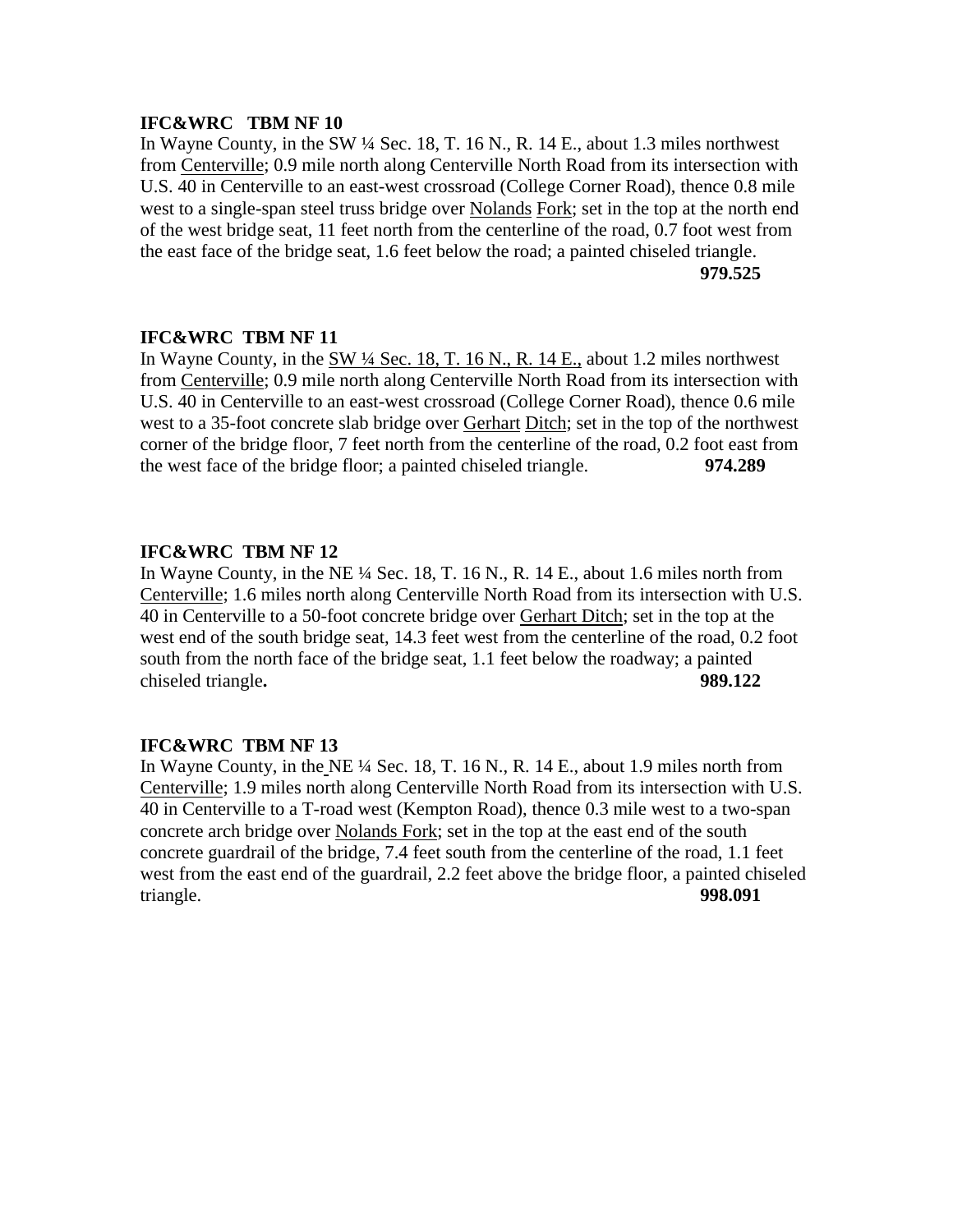**IFC&WRC TBM NF 10**

In Wayne County, in the SW ¼ Sec. 18, T. 16 N., R. 14 E., about 1.3 miles northwest from Centerville; 0.9 mile north along Centerville North Road from its intersection with U.S. 40 in Centerville to an east-west crossroad (College Corner Road), thence 0.8 mile west to a single-span steel truss bridge over Nolands Fork; set in the top at the north end of the west bridge seat, 11 feet north from the centerline of the road, 0.7 foot west from the east face of the bridge seat, 1.6 feet below the road; a painted chiseled triangle. **979.525**

**IFC&WRC TBM NF 11**

In Wayne County, in the SW ¼ Sec. 18, T. 16 N., R. 14 E., about 1.2 miles northwest from Centerville; 0.9 mile north along Centerville North Road from its intersection with U.S. 40 in Centerville to an east-west crossroad (College Corner Road), thence 0.6 mile west to a 35-foot concrete slab bridge over Gerhart Ditch; set in the top of the northwest corner of the bridge floor, 7 feet north from the centerline of the road, 0.2 foot east from the west face of the bridge floor; a painted chiseled triangle. **974.289**

**IFC&WRC TBM NF 12**

In Wayne County, in the NE ¼ Sec. 18, T. 16 N., R. 14 E., about 1.6 miles north from Centerville; 1.6 miles north along Centerville North Road from its intersection with U.S. 40 in Centerville to a 50-foot concrete bridge over Gerhart Ditch; set in the top at the west end of the south bridge seat, 14.3 feet west from the centerline of the road, 0.2 foot south from the north face of the bridge seat, 1.1 feet below the roadway; a painted chiseled triangle**.** **989.122**

**IFC&WRC TBM NF 13**

In Wayne County, in the NE ¼ Sec. 18, T. 16 N., R. 14 E., about 1.9 miles north from Centerville; 1.9 miles north along Centerville North Road from its intersection with U.S. 40 in Centerville to a T-road west (Kempton Road), thence 0.3 mile west to a two-span concrete arch bridge over Nolands Fork; set in the top at the east end of the south concrete guardrail of the bridge, 7.4 feet south from the centerline of the road, 1.1 feet west from the east end of the guardrail, 2.2 feet above the bridge floor, a painted chiseled triangle. **998.091**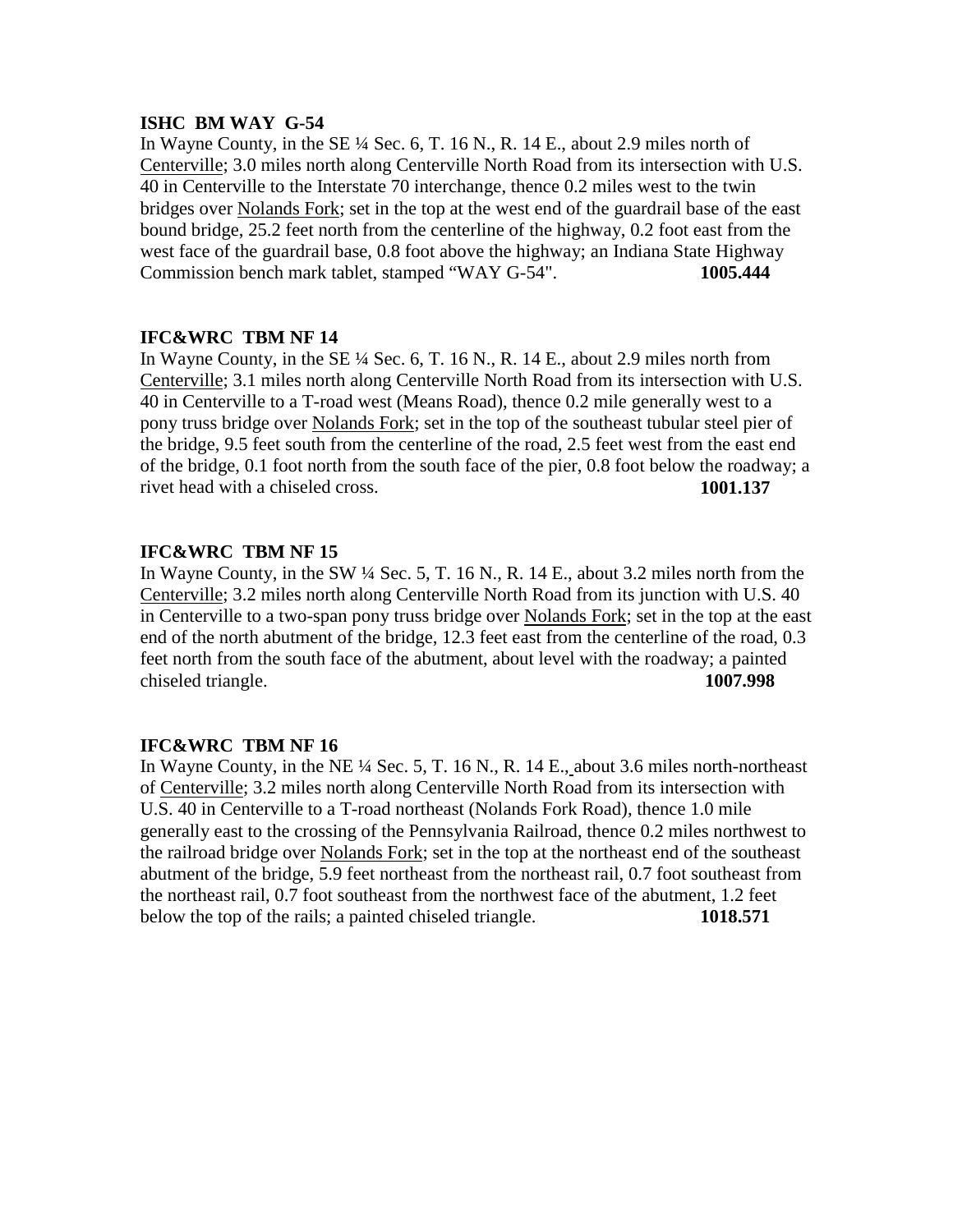**ISHC BM WAY G-54**
In Wayne County, in the SE ¼ Sec. 6, T. 16 N., R. 14 E., about 2.9 miles north of Centerville; 3.0 miles north along Centerville North Road from its intersection with U.S. 40 in Centerville to the Interstate 70 interchange, thence 0.2 miles west to the twin bridges over Nolands Fork; set in the top at the west end of the guardrail base of the east bound bridge, 25.2 feet north from the centerline of the highway, 0.2 foot east from the west face of the guardrail base, 0.8 foot above the highway; an Indiana State Highway Commission bench mark tablet, stamped "WAY G-54". **1005.444**

**IFC&WRC TBM NF 14**
In Wayne County, in the SE ¼ Sec. 6, T. 16 N., R. 14 E., about 2.9 miles north from Centerville; 3.1 miles north along Centerville North Road from its intersection with U.S. 40 in Centerville to a T-road west (Means Road), thence 0.2 mile generally west to a pony truss bridge over Nolands Fork; set in the top of the southeast tubular steel pier of the bridge, 9.5 feet south from the centerline of the road, 2.5 feet west from the east end of the bridge, 0.1 foot north from the south face of the pier, 0.8 foot below the roadway; a rivet head with a chiseled cross. **1001.137**

**IFC&WRC TBM NF 15**
In Wayne County, in the SW ¼ Sec. 5, T. 16 N., R. 14 E., about 3.2 miles north from the Centerville; 3.2 miles north along Centerville North Road from its junction with U.S. 40 in Centerville to a two-span pony truss bridge over Nolands Fork; set in the top at the east end of the north abutment of the bridge, 12.3 feet east from the centerline of the road, 0.3 feet north from the south face of the abutment, about level with the roadway; a painted chiseled triangle. **1007.998**

**IFC&WRC TBM NF 16**
In Wayne County, in the NE ¼ Sec. 5, T. 16 N., R. 14 E., about 3.6 miles north-northeast of Centerville; 3.2 miles north along Centerville North Road from its intersection with U.S. 40 in Centerville to a T-road northeast (Nolands Fork Road), thence 1.0 mile generally east to the crossing of the Pennsylvania Railroad, thence 0.2 miles northwest to the railroad bridge over Nolands Fork; set in the top at the northeast end of the southeast abutment of the bridge, 5.9 feet northeast from the northeast rail, 0.7 foot southeast from the northeast rail, 0.7 foot southeast from the northwest face of the abutment, 1.2 feet below the top of the rails; a painted chiseled triangle. **1018.571**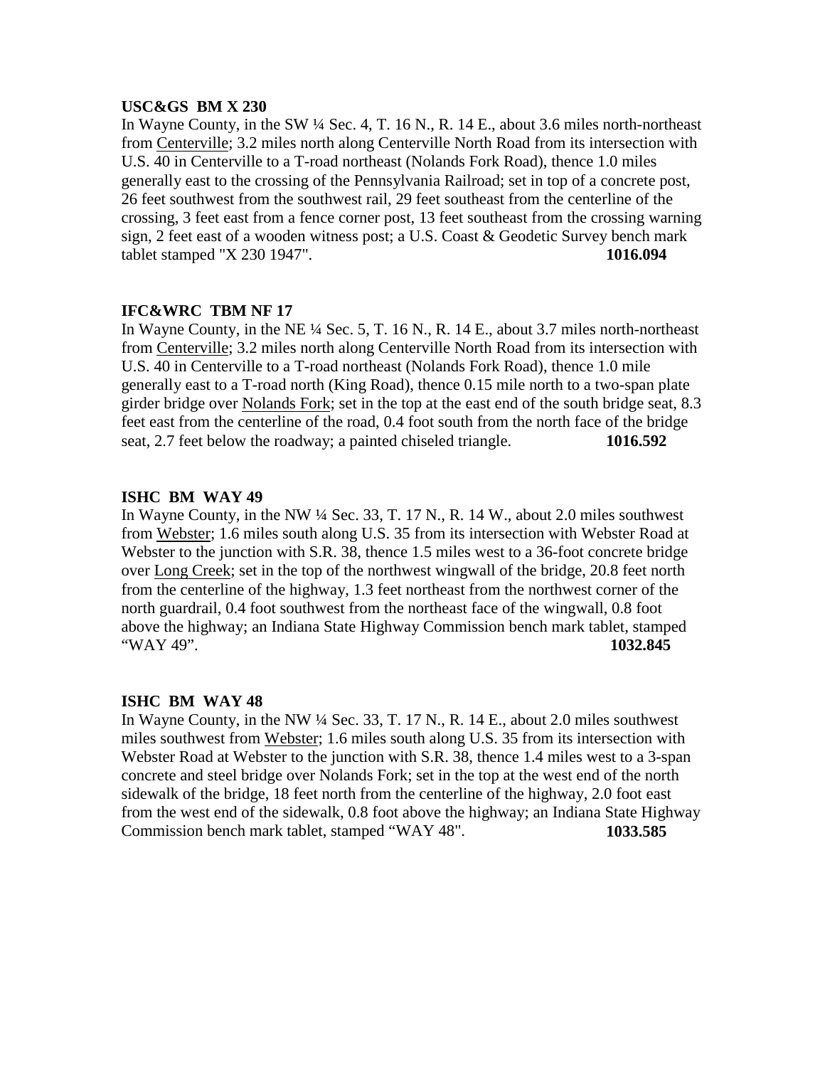**USC&GS BM X 230**

In Wayne County, in the SW ¼ Sec. 4, T. 16 N., R. 14 E., about 3.6 miles north-northeast from Centerville; 3.2 miles north along Centerville North Road from its intersection with U.S. 40 in Centerville to a T-road northeast (Nolands Fork Road), thence 1.0 miles generally east to the crossing of the Pennsylvania Railroad; set in top of a concrete post, 26 feet southwest from the southwest rail, 29 feet southeast from the centerline of the crossing, 3 feet east from a fence corner post, 13 feet southeast from the crossing warning sign, 2 feet east of a wooden witness post; a U.S. Coast & Geodetic Survey bench mark tablet stamped "X 230 1947". **1016.094**

**IFC&WRC TBM NF 17**

In Wayne County, in the NE ¼ Sec. 5, T. 16 N., R. 14 E., about 3.7 miles north-northeast from Centerville; 3.2 miles north along Centerville North Road from its intersection with U.S. 40 in Centerville to a T-road northeast (Nolands Fork Road), thence 1.0 mile generally east to a T-road north (King Road), thence 0.15 mile north to a two-span plate girder bridge over Nolands Fork; set in the top at the east end of the south bridge seat, 8.3 feet east from the centerline of the road, 0.4 foot south from the north face of the bridge seat, 2.7 feet below the roadway; a painted chiseled triangle. **1016.592**

**ISHC BM WAY 49**

In Wayne County, in the NW ¼ Sec. 33, T. 17 N., R. 14 W., about 2.0 miles southwest from Webster; 1.6 miles south along U.S. 35 from its intersection with Webster Road at Webster to the junction with S.R. 38, thence 1.5 miles west to a 36-foot concrete bridge over Long Creek; set in the top of the northwest wingwall of the bridge, 20.8 feet north from the centerline of the highway, 1.3 feet northeast from the northwest corner of the north guardrail, 0.4 foot southwest from the northeast face of the wingwall, 0.8 foot above the highway; an Indiana State Highway Commission bench mark tablet, stamped "WAY 49". **1032.845**

**ISHC BM WAY 48**

In Wayne County, in the NW ¼ Sec. 33, T. 17 N., R. 14 E., about 2.0 miles southwest miles southwest from Webster; 1.6 miles south along U.S. 35 from its intersection with Webster Road at Webster to the junction with S.R. 38, thence 1.4 miles west to a 3-span concrete and steel bridge over Nolands Fork; set in the top at the west end of the north sidewalk of the bridge, 18 feet north from the centerline of the highway, 2.0 foot east from the west end of the sidewalk, 0.8 foot above the highway; an Indiana State Highway Commission bench mark tablet, stamped "WAY 48". **1033.585**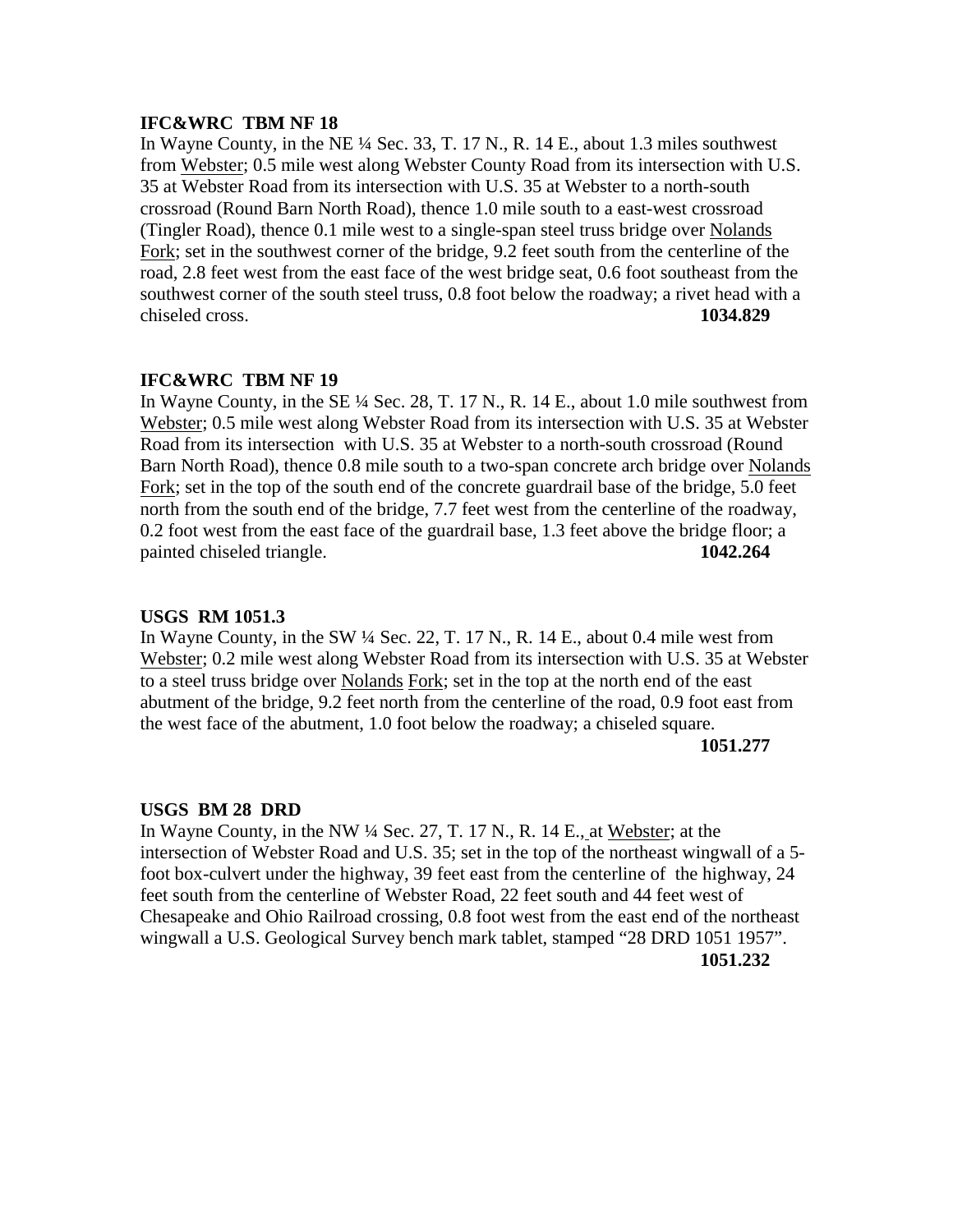**IFC&WRC TBM NF 18**

In Wayne County, in the NE ¼ Sec. 33, T. 17 N., R. 14 E., about 1.3 miles southwest from Webster; 0.5 mile west along Webster County Road from its intersection with U.S. 35 at Webster Road from its intersection with U.S. 35 at Webster to a north-south crossroad (Round Barn North Road), thence 1.0 mile south to a east-west crossroad (Tingler Road), thence 0.1 mile west to a single-span steel truss bridge over Nolands Fork; set in the southwest corner of the bridge, 9.2 feet south from the centerline of the road, 2.8 feet west from the east face of the west bridge seat, 0.6 foot southeast from the southwest corner of the south steel truss, 0.8 foot below the roadway; a rivet head with a chiseled cross. **1034.829**

**IFC&WRC TBM NF 19**

In Wayne County, in the SE ¼ Sec. 28, T. 17 N., R. 14 E., about 1.0 mile southwest from Webster; 0.5 mile west along Webster Road from its intersection with U.S. 35 at Webster Road from its intersection with U.S. 35 at Webster to a north-south crossroad (Round Barn North Road), thence 0.8 mile south to a two-span concrete arch bridge over Nolands Fork; set in the top of the south end of the concrete guardrail base of the bridge, 5.0 feet north from the south end of the bridge, 7.7 feet west from the centerline of the roadway, 0.2 foot west from the east face of the guardrail base, 1.3 feet above the bridge floor; a painted chiseled triangle. **1042.264**

**USGS RM 1051.3**

In Wayne County, in the SW ¼ Sec. 22, T. 17 N., R. 14 E., about 0.4 mile west from Webster; 0.2 mile west along Webster Road from its intersection with U.S. 35 at Webster to a steel truss bridge over Nolands Fork; set in the top at the north end of the east abutment of the bridge, 9.2 feet north from the centerline of the road, 0.9 foot east from the west face of the abutment, 1.0 foot below the roadway; a chiseled square. **1051.277**

**USGS BM 28 DRD**

In Wayne County, in the NW ¼ Sec. 27, T. 17 N., R. 14 E., at Webster; at the intersection of Webster Road and U.S. 35; set in the top of the northeast wingwall of a 5-foot box-culvert under the highway, 39 feet east from the centerline of the highway, 24 feet south from the centerline of Webster Road, 22 feet south and 44 feet west of Chesapeake and Ohio Railroad crossing, 0.8 foot west from the east end of the northeast wingwall a U.S. Geological Survey bench mark tablet, stamped "28 DRD 1051 1957". **1051.232**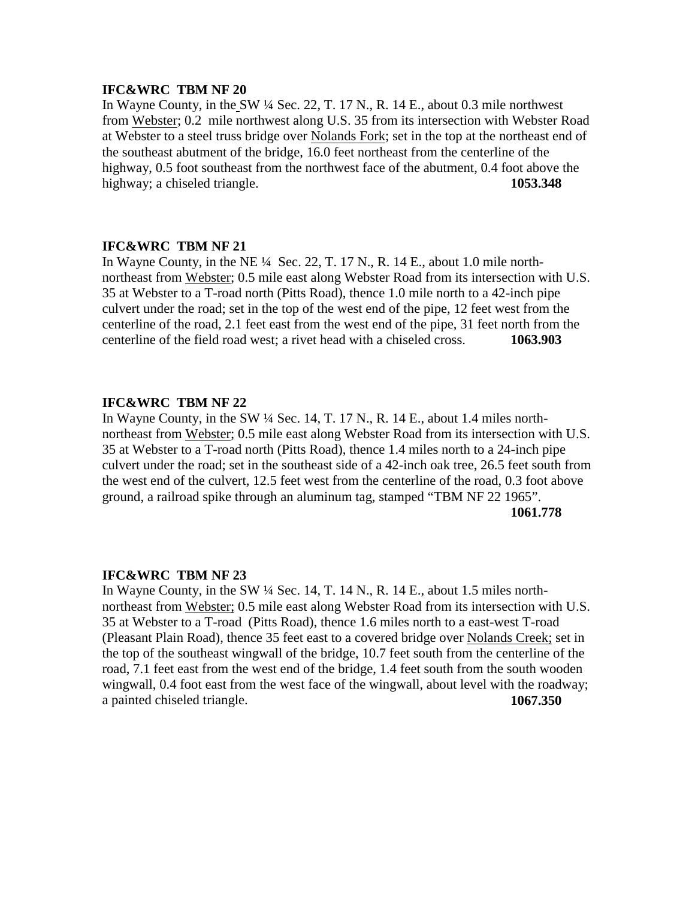**IFC&WRC TBM NF 20**

In Wayne County, in the SW ¼ Sec. 22, T. 17 N., R. 14 E., about 0.3 mile northwest from Webster; 0.2 mile northwest along U.S. 35 from its intersection with Webster Road at Webster to a steel truss bridge over Nolands Fork; set in the top at the northeast end of the southeast abutment of the bridge, 16.0 feet northeast from the centerline of the highway, 0.5 foot southeast from the northwest face of the abutment, 0.4 foot above the highway; a chiseled triangle. **1053.348**

**IFC&WRC TBM NF 21**

In Wayne County, in the NE ¼ Sec. 22, T. 17 N., R. 14 E., about 1.0 mile north-northeast from Webster; 0.5 mile east along Webster Road from its intersection with U.S. 35 at Webster to a T-road north (Pitts Road), thence 1.0 mile north to a 42-inch pipe culvert under the road; set in the top of the west end of the pipe, 12 feet west from the centerline of the road, 2.1 feet east from the west end of the pipe, 31 feet north from the centerline of the field road west; a rivet head with a chiseled cross. **1063.903**

**IFC&WRC TBM NF 22**

In Wayne County, in the SW ¼ Sec. 14, T. 17 N., R. 14 E., about 1.4 miles north-northeast from Webster; 0.5 mile east along Webster Road from its intersection with U.S. 35 at Webster to a T-road north (Pitts Road), thence 1.4 miles north to a 24-inch pipe culvert under the road; set in the southeast side of a 42-inch oak tree, 26.5 feet south from the west end of the culvert, 12.5 feet west from the centerline of the road, 0.3 foot above ground, a railroad spike through an aluminum tag, stamped "TBM NF 22 1965". **1061.778**

**IFC&WRC TBM NF 23**

In Wayne County, in the SW ¼ Sec. 14, T. 14 N., R. 14 E., about 1.5 miles north-northeast from Webster; 0.5 mile east along Webster Road from its intersection with U.S. 35 at Webster to a T-road (Pitts Road), thence 1.6 miles north to a east-west T-road (Pleasant Plain Road), thence 35 feet east to a covered bridge over Nolands Creek; set in the top of the southeast wingwall of the bridge, 10.7 feet south from the centerline of the road, 7.1 feet east from the west end of the bridge, 1.4 feet south from the south wooden wingwall, 0.4 foot east from the west face of the wingwall, about level with the roadway; a painted chiseled triangle. **1067.350**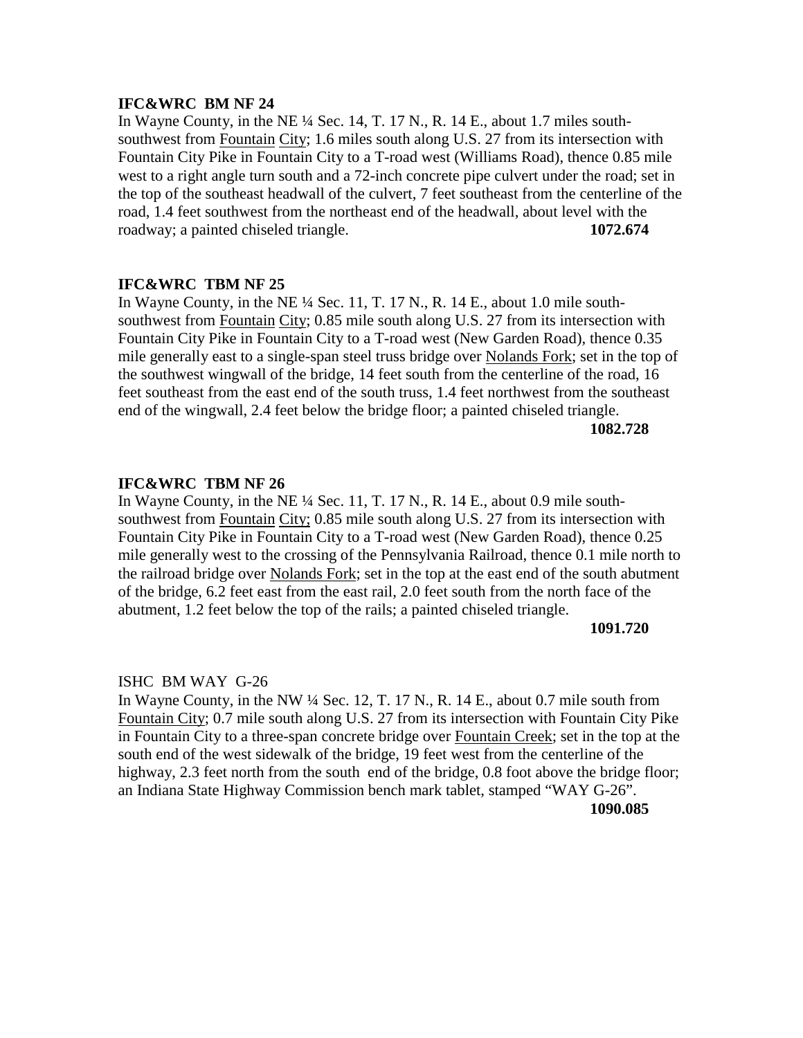**IFC&WRC BM NF 24**

In Wayne County, in the NE ¼ Sec. 14, T. 17 N., R. 14 E., about 1.7 miles south-southwest from Fountain City; 1.6 miles south along U.S. 27 from its intersection with Fountain City Pike in Fountain City to a T-road west (Williams Road), thence 0.85 mile west to a right angle turn south and a 72-inch concrete pipe culvert under the road; set in the top of the southeast headwall of the culvert, 7 feet southeast from the centerline of the road, 1.4 feet southwest from the northeast end of the headwall, about level with the roadway; a painted chiseled triangle. **1072.674**

**IFC&WRC TBM NF 25**

In Wayne County, in the NE ¼ Sec. 11, T. 17 N., R. 14 E., about 1.0 mile south-southwest from Fountain City; 0.85 mile south along U.S. 27 from its intersection with Fountain City Pike in Fountain City to a T-road west (New Garden Road), thence 0.35 mile generally east to a single-span steel truss bridge over Nolands Fork; set in the top of the southwest wingwall of the bridge, 14 feet south from the centerline of the road, 16 feet southeast from the east end of the south truss, 1.4 feet northwest from the southeast end of the wingwall, 2.4 feet below the bridge floor; a painted chiseled triangle.

**1082.728**

**IFC&WRC TBM NF 26**

In Wayne County, in the NE ¼ Sec. 11, T. 17 N., R. 14 E., about 0.9 mile south-southwest from Fountain City; 0.85 mile south along U.S. 27 from its intersection with Fountain City Pike in Fountain City to a T-road west (New Garden Road), thence 0.25 mile generally west to the crossing of the Pennsylvania Railroad, thence 0.1 mile north to the railroad bridge over Nolands Fork; set in the top at the east end of the south abutment of the bridge, 6.2 feet east from the east rail, 2.0 feet south from the north face of the abutment, 1.2 feet below the top of the rails; a painted chiseled triangle.

**1091.720**

ISHC BM WAY G-26

In Wayne County, in the NW ¼ Sec. 12, T. 17 N., R. 14 E., about 0.7 mile south from Fountain City; 0.7 mile south along U.S. 27 from its intersection with Fountain City Pike in Fountain City to a three-span concrete bridge over Fountain Creek; set in the top at the south end of the west sidewalk of the bridge, 19 feet west from the centerline of the highway, 2.3 feet north from the south end of the bridge, 0.8 foot above the bridge floor; an Indiana State Highway Commission bench mark tablet, stamped "WAY G-26".

**1090.085**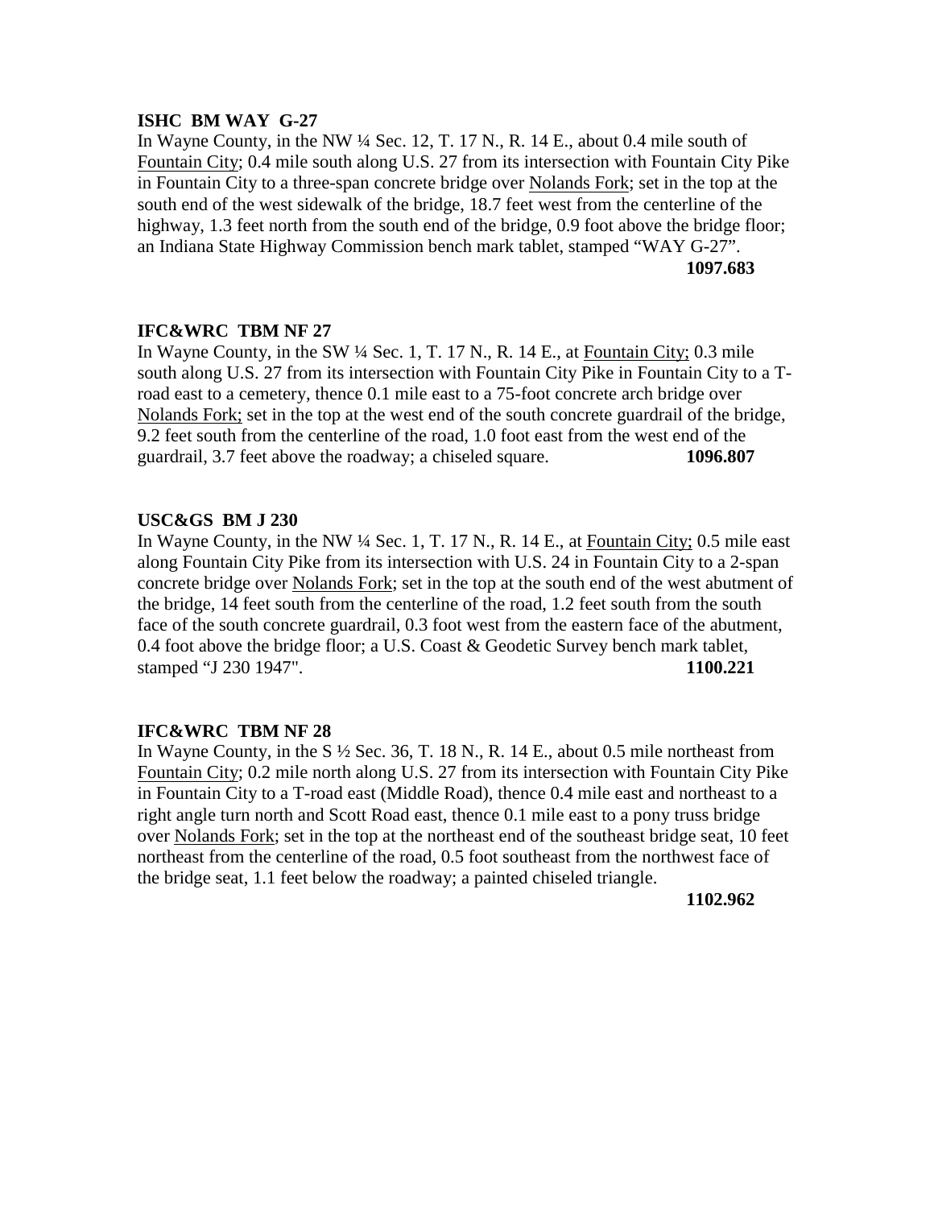**ISHC BM WAY G-27**

In Wayne County, in the NW ¼ Sec. 12, T. 17 N., R. 14 E., about 0.4 mile south of Fountain City; 0.4 mile south along U.S. 27 from its intersection with Fountain City Pike in Fountain City to a three-span concrete bridge over Nolands Fork; set in the top at the south end of the west sidewalk of the bridge, 18.7 feet west from the centerline of the highway, 1.3 feet north from the south end of the bridge, 0.9 foot above the bridge floor; an Indiana State Highway Commission bench mark tablet, stamped "WAY G-27".

**1097.683**

**IFC&WRC TBM NF 27**

In Wayne County, in the SW ¼ Sec. 1, T. 17 N., R. 14 E., at Fountain City; 0.3 mile south along U.S. 27 from its intersection with Fountain City Pike in Fountain City to a T-road east to a cemetery, thence 0.1 mile east to a 75-foot concrete arch bridge over Nolands Fork; set in the top at the west end of the south concrete guardrail of the bridge, 9.2 feet south from the centerline of the road, 1.0 foot east from the west end of the guardrail, 3.7 feet above the roadway; a chiseled square. **1096.807**

**USC&GS BM J 230**

In Wayne County, in the NW ¼ Sec. 1, T. 17 N., R. 14 E., at Fountain City; 0.5 mile east along Fountain City Pike from its intersection with U.S. 24 in Fountain City to a 2-span concrete bridge over Nolands Fork; set in the top at the south end of the west abutment of the bridge, 14 feet south from the centerline of the road, 1.2 feet south from the south face of the south concrete guardrail, 0.3 foot west from the eastern face of the abutment, 0.4 foot above the bridge floor; a U.S. Coast & Geodetic Survey bench mark tablet, stamped "J 230 1947". **1100.221**

**IFC&WRC TBM NF 28**

In Wayne County, in the S ½ Sec. 36, T. 18 N., R. 14 E., about 0.5 mile northeast from Fountain City; 0.2 mile north along U.S. 27 from its intersection with Fountain City Pike in Fountain City to a T-road east (Middle Road), thence 0.4 mile east and northeast to a right angle turn north and Scott Road east, thence 0.1 mile east to a pony truss bridge over Nolands Fork; set in the top at the northeast end of the southeast bridge seat, 10 feet northeast from the centerline of the road, 0.5 foot southeast from the northwest face of the bridge seat, 1.1 feet below the roadway; a painted chiseled triangle.

**1102.962**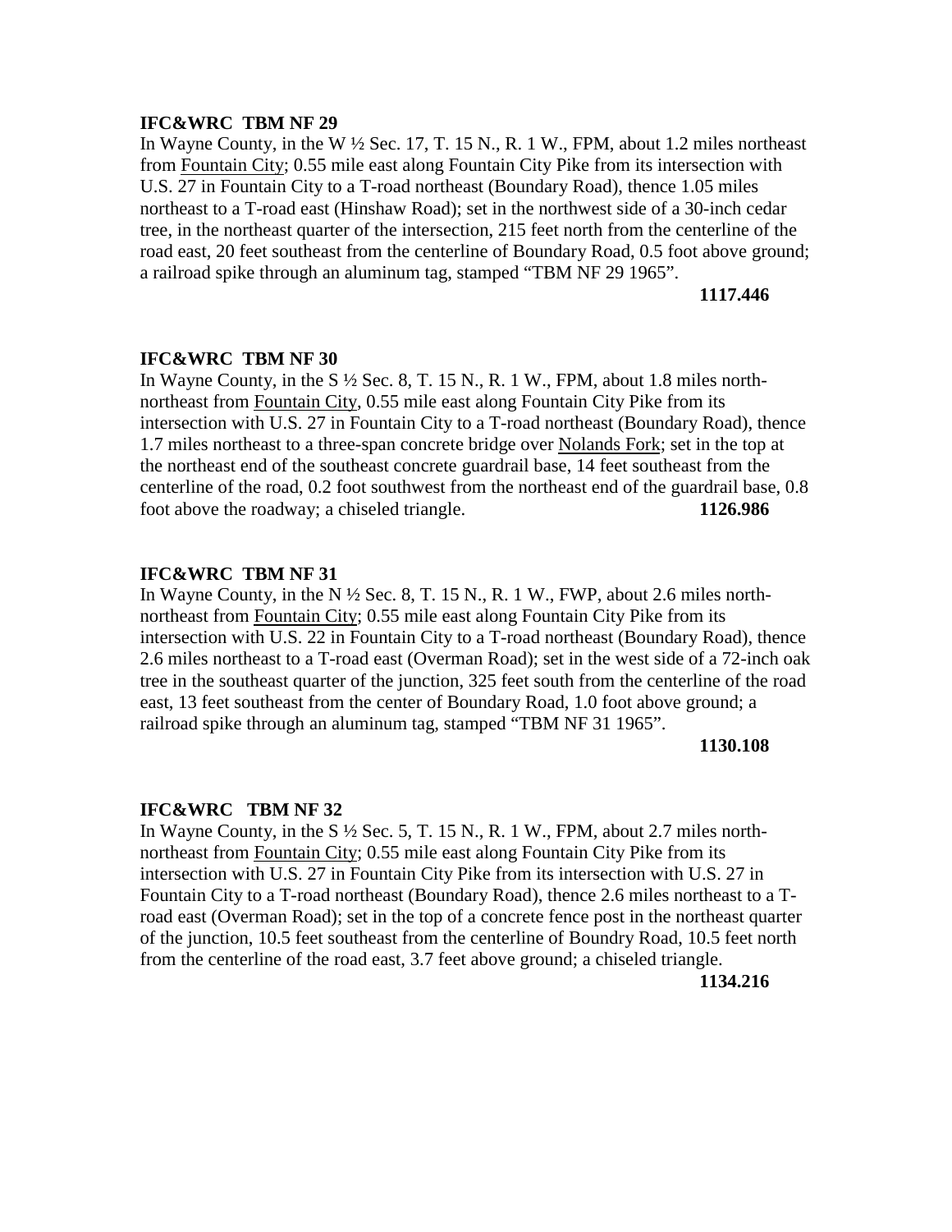**IFC&WRC TBM NF 29**
In Wayne County, in the W ½ Sec. 17, T. 15 N., R. 1 W., FPM, about 1.2 miles northeast from Fountain City; 0.55 mile east along Fountain City Pike from its intersection with U.S. 27 in Fountain City to a T-road northeast (Boundary Road), thence 1.05 miles northeast to a T-road east (Hinshaw Road); set in the northwest side of a 30-inch cedar tree, in the northeast quarter of the intersection, 215 feet north from the centerline of the road east, 20 feet southeast from the centerline of Boundary Road, 0.5 foot above ground; a railroad spike through an aluminum tag, stamped "TBM NF 29 1965".

**1117.446**

**IFC&WRC TBM NF 30**
In Wayne County, in the S ½ Sec. 8, T. 15 N., R. 1 W., FPM, about 1.8 miles north-northeast from Fountain City, 0.55 mile east along Fountain City Pike from its intersection with U.S. 27 in Fountain City to a T-road northeast (Boundary Road), thence 1.7 miles northeast to a three-span concrete bridge over Nolands Fork; set in the top at the northeast end of the southeast concrete guardrail base, 14 feet southeast from the centerline of the road, 0.2 foot southwest from the northeast end of the guardrail base, 0.8 foot above the roadway; a chiseled triangle. **1126.986**

**IFC&WRC TBM NF 31**
In Wayne County, in the N ½ Sec. 8, T. 15 N., R. 1 W., FWP, about 2.6 miles north-northeast from Fountain City; 0.55 mile east along Fountain City Pike from its intersection with U.S. 22 in Fountain City to a T-road northeast (Boundary Road), thence 2.6 miles northeast to a T-road east (Overman Road); set in the west side of a 72-inch oak tree in the southeast quarter of the junction, 325 feet south from the centerline of the road east, 13 feet southeast from the center of Boundary Road, 1.0 foot above ground; a railroad spike through an aluminum tag, stamped "TBM NF 31 1965".

**1130.108**

**IFC&WRC TBM NF 32**
In Wayne County, in the S ½ Sec. 5, T. 15 N., R. 1 W., FPM, about 2.7 miles north-northeast from Fountain City; 0.55 mile east along Fountain City Pike from its intersection with U.S. 27 in Fountain City Pike from its intersection with U.S. 27 in Fountain City to a T-road northeast (Boundary Road), thence 2.6 miles northeast to a T-road east (Overman Road); set in the top of a concrete fence post in the northeast quarter of the junction, 10.5 feet southeast from the centerline of Boundry Road, 10.5 feet north from the centerline of the road east, 3.7 feet above ground; a chiseled triangle.

**1134.216**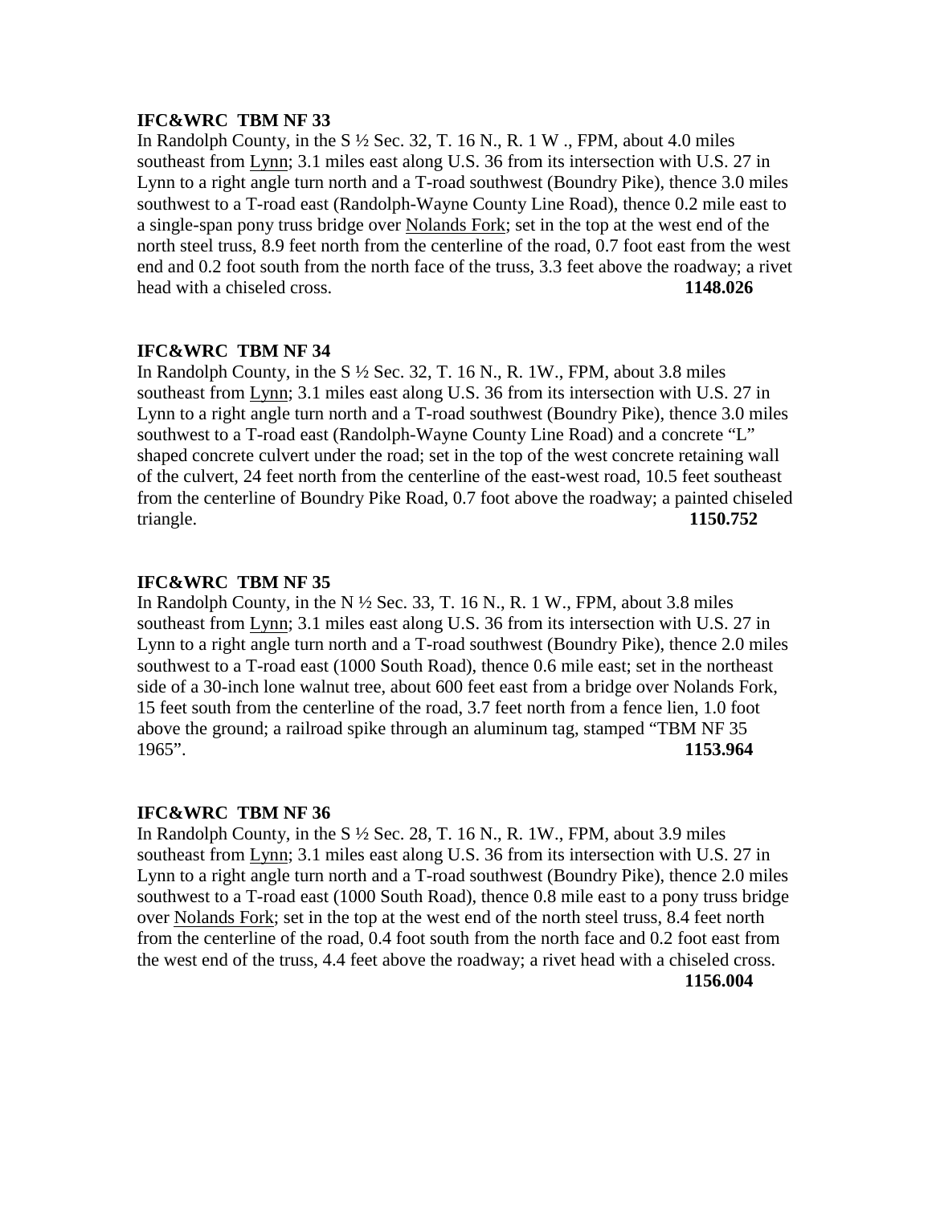**IFC&WRC TBM NF 33**

In Randolph County, in the S ½ Sec. 32, T. 16 N., R. 1 W ., FPM, about 4.0 miles southeast from Lynn; 3.1 miles east along U.S. 36 from its intersection with U.S. 27 in Lynn to a right angle turn north and a T-road southwest (Boundry Pike), thence 3.0 miles southwest to a T-road east (Randolph-Wayne County Line Road), thence 0.2 mile east to a single-span pony truss bridge over Nolands Fork; set in the top at the west end of the north steel truss, 8.9 feet north from the centerline of the road, 0.7 foot east from the west end and 0.2 foot south from the north face of the truss, 3.3 feet above the roadway; a rivet head with a chiseled cross. **1148.026**

**IFC&WRC TBM NF 34**

In Randolph County, in the S ½ Sec. 32, T. 16 N., R. 1W., FPM, about 3.8 miles southeast from Lynn; 3.1 miles east along U.S. 36 from its intersection with U.S. 27 in Lynn to a right angle turn north and a T-road southwest (Boundry Pike), thence 3.0 miles southwest to a T-road east (Randolph-Wayne County Line Road) and a concrete "L" shaped concrete culvert under the road; set in the top of the west concrete retaining wall of the culvert, 24 feet north from the centerline of the east-west road, 10.5 feet southeast from the centerline of Boundry Pike Road, 0.7 foot above the roadway; a painted chiseled triangle. **1150.752**

**IFC&WRC TBM NF 35**

In Randolph County, in the N ½ Sec. 33, T. 16 N., R. 1 W., FPM, about 3.8 miles southeast from Lynn; 3.1 miles east along U.S. 36 from its intersection with U.S. 27 in Lynn to a right angle turn north and a T-road southwest (Boundry Pike), thence 2.0 miles southwest to a T-road east (1000 South Road), thence 0.6 mile east; set in the northeast side of a 30-inch lone walnut tree, about 600 feet east from a bridge over Nolands Fork, 15 feet south from the centerline of the road, 3.7 feet north from a fence lien, 1.0 foot above the ground; a railroad spike through an aluminum tag, stamped "TBM NF 35 1965". **1153.964**

**IFC&WRC TBM NF 36**

In Randolph County, in the S ½ Sec. 28, T. 16 N., R. 1W., FPM, about 3.9 miles southeast from Lynn; 3.1 miles east along U.S. 36 from its intersection with U.S. 27 in Lynn to a right angle turn north and a T-road southwest (Boundry Pike), thence 2.0 miles southwest to a T-road east (1000 South Road), thence 0.8 mile east to a pony truss bridge over Nolands Fork; set in the top at the west end of the north steel truss, 8.4 feet north from the centerline of the road, 0.4 foot south from the north face and 0.2 foot east from the west end of the truss, 4.4 feet above the roadway; a rivet head with a chiseled cross. **1156.004**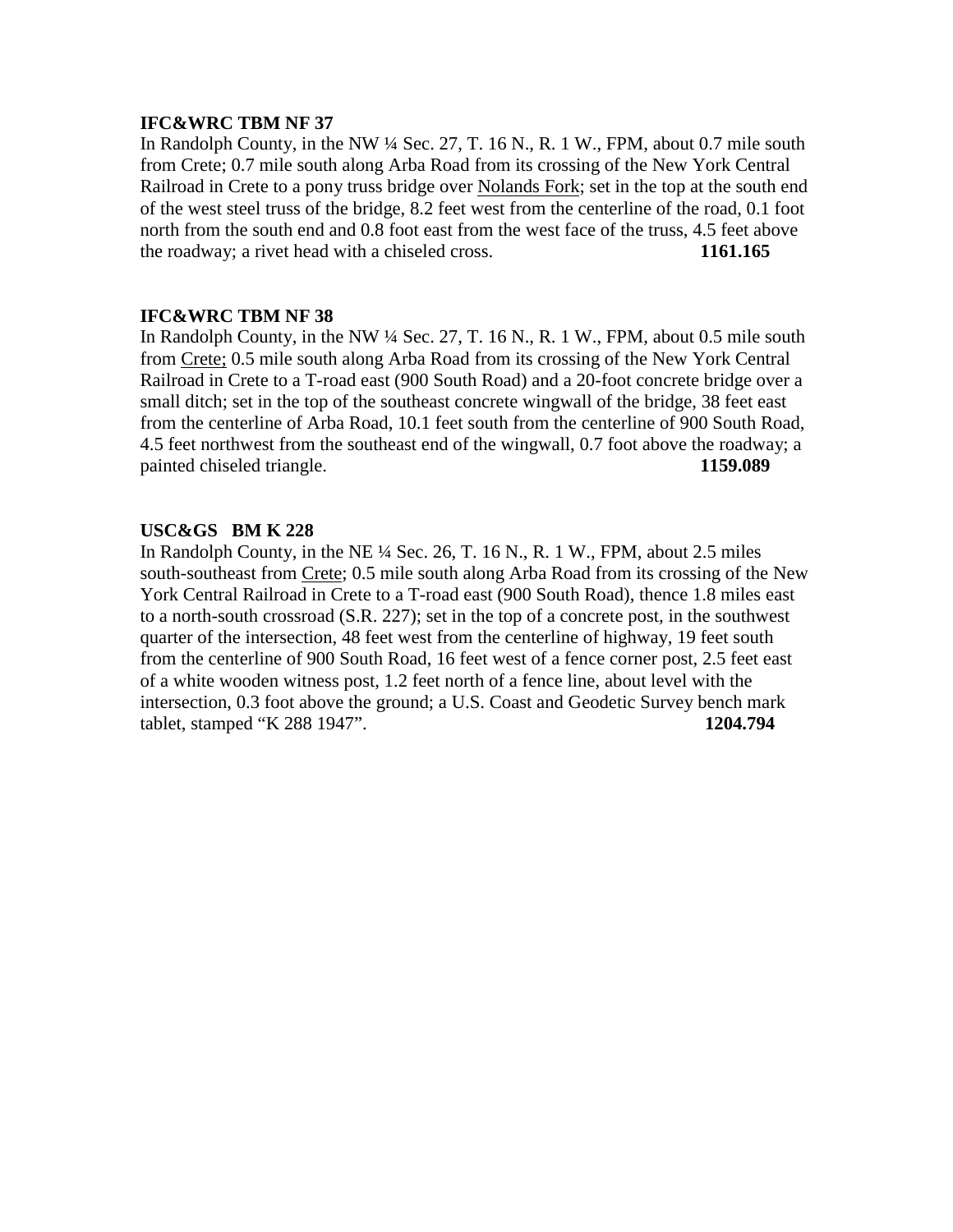**IFC&WRC TBM NF 37**

In Randolph County, in the NW ¼ Sec. 27, T. 16 N., R. 1 W., FPM, about 0.7 mile south from Crete; 0.7 mile south along Arba Road from its crossing of the New York Central Railroad in Crete to a pony truss bridge over Nolands Fork; set in the top at the south end of the west steel truss of the bridge, 8.2 feet west from the centerline of the road, 0.1 foot north from the south end and 0.8 foot east from the west face of the truss, 4.5 feet above the roadway; a rivet head with a chiseled cross. **1161.165**

**IFC&WRC TBM NF 38**

In Randolph County, in the NW ¼ Sec. 27, T. 16 N., R. 1 W., FPM, about 0.5 mile south from Crete; 0.5 mile south along Arba Road from its crossing of the New York Central Railroad in Crete to a T-road east (900 South Road) and a 20-foot concrete bridge over a small ditch; set in the top of the southeast concrete wingwall of the bridge, 38 feet east from the centerline of Arba Road, 10.1 feet south from the centerline of 900 South Road, 4.5 feet northwest from the southeast end of the wingwall, 0.7 foot above the roadway; a painted chiseled triangle. **1159.089**

**USC&GS BM K 228**

In Randolph County, in the NE ¼ Sec. 26, T. 16 N., R. 1 W., FPM, about 2.5 miles south-southeast from Crete; 0.5 mile south along Arba Road from its crossing of the New York Central Railroad in Crete to a T-road east (900 South Road), thence 1.8 miles east to a north-south crossroad (S.R. 227); set in the top of a concrete post, in the southwest quarter of the intersection, 48 feet west from the centerline of highway, 19 feet south from the centerline of 900 South Road, 16 feet west of a fence corner post, 2.5 feet east of a white wooden witness post, 1.2 feet north of a fence line, about level with the intersection, 0.3 foot above the ground; a U.S. Coast and Geodetic Survey bench mark tablet, stamped "K 288 1947". **1204.794**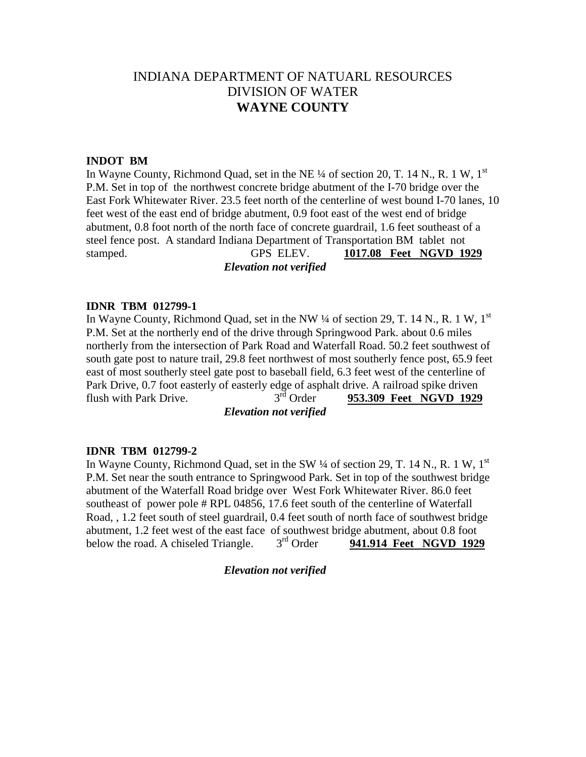# INDIANA DEPARTMENT OF NATUARL RESOURCES
# DIVISION OF WATER
# **WAYNE COUNTY**

**INDOT BM**

In Wayne County, Richmond Quad, set in the NE ¼ of section 20, T. 14 N., R. 1 W, 1st P.M. Set in top of the northwest concrete bridge abutment of the I-70 bridge over the East Fork Whitewater River. 23.5 feet north of the centerline of west bound I-70 lanes, 10 feet west of the east end of bridge abutment, 0.9 foot east of the west end of bridge abutment, 0.8 foot north of the north face of concrete guardrail, 1.6 feet southeast of a steel fence post. A standard Indiana Department of Transportation BM tablet not stamped. GPS ELEV. **1017.08 Feet NGVD 1929**

***Elevation not verified***

**IDNR TBM 012799-1**

In Wayne County, Richmond Quad, set in the NW ¼ of section 29, T. 14 N., R. 1 W, 1st P.M. Set at the northerly end of the drive through Springwood Park. about 0.6 miles northerly from the intersection of Park Road and Waterfall Road. 50.2 feet southwest of south gate post to nature trail, 29.8 feet northwest of most southerly fence post, 65.9 feet east of most southerly steel gate post to baseball field, 6.3 feet west of the centerline of Park Drive, 0.7 foot easterly of easterly edge of asphalt drive. A railroad spike driven flush with Park Drive. 3rd Order **953.309 Feet NGVD 1929**

***Elevation not verified***

**IDNR TBM 012799-2**

In Wayne County, Richmond Quad, set in the SW ¼ of section 29, T. 14 N., R. 1 W, 1st P.M. Set near the south entrance to Springwood Park. Set in top of the southwest bridge abutment of the Waterfall Road bridge over West Fork Whitewater River. 86.0 feet southeast of power pole # RPL 04856, 17.6 feet south of the centerline of Waterfall Road, , 1.2 feet south of steel guardrail, 0.4 feet south of north face of southwest bridge abutment, 1.2 feet west of the east face of southwest bridge abutment, about 0.8 foot below the road. A chiseled Triangle. 3rd Order **941.914 Feet NGVD 1929**

***Elevation not verified***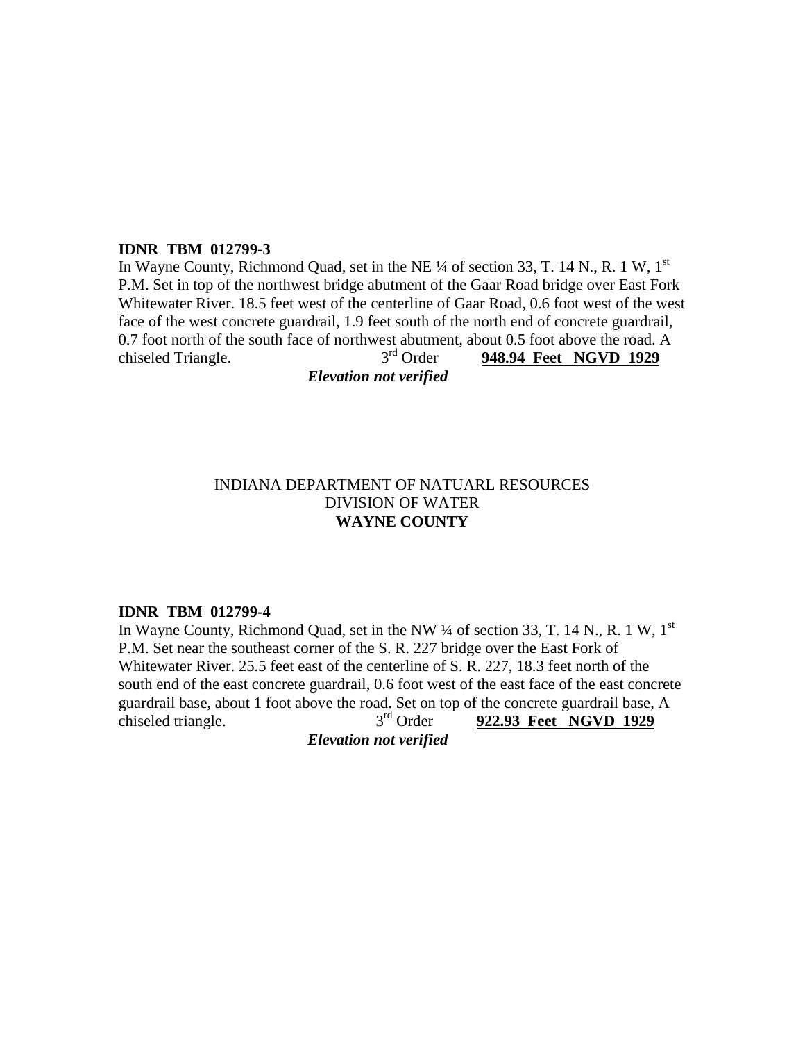**IDNR TBM 012799-3**

In Wayne County, Richmond Quad, set in the NE ¼ of section 33, T. 14 N., R. 1 W, 1st P.M. Set in top of the northwest bridge abutment of the Gaar Road bridge over East Fork Whitewater River. 18.5 feet west of the centerline of Gaar Road, 0.6 foot west of the west face of the west concrete guardrail, 1.9 feet south of the north end of concrete guardrail, 0.7 foot north of the south face of northwest abutment, about 0.5 foot above the road. A chiseled Triangle. 3rd Order **948.94 Feet NGVD 1929**

***Elevation not verified***

INDIANA DEPARTMENT OF NATUARL RESOURCES
DIVISION OF WATER
**WAYNE COUNTY**

**IDNR TBM 012799-4**

In Wayne County, Richmond Quad, set in the NW ¼ of section 33, T. 14 N., R. 1 W, 1st P.M. Set near the southeast corner of the S. R. 227 bridge over the East Fork of Whitewater River. 25.5 feet east of the centerline of S. R. 227, 18.3 feet north of the south end of the east concrete guardrail, 0.6 foot west of the east face of the east concrete guardrail base, about 1 foot above the road. Set on top of the concrete guardrail base, A chiseled triangle. 3rd Order **922.93 Feet NGVD 1929**

***Elevation not verified***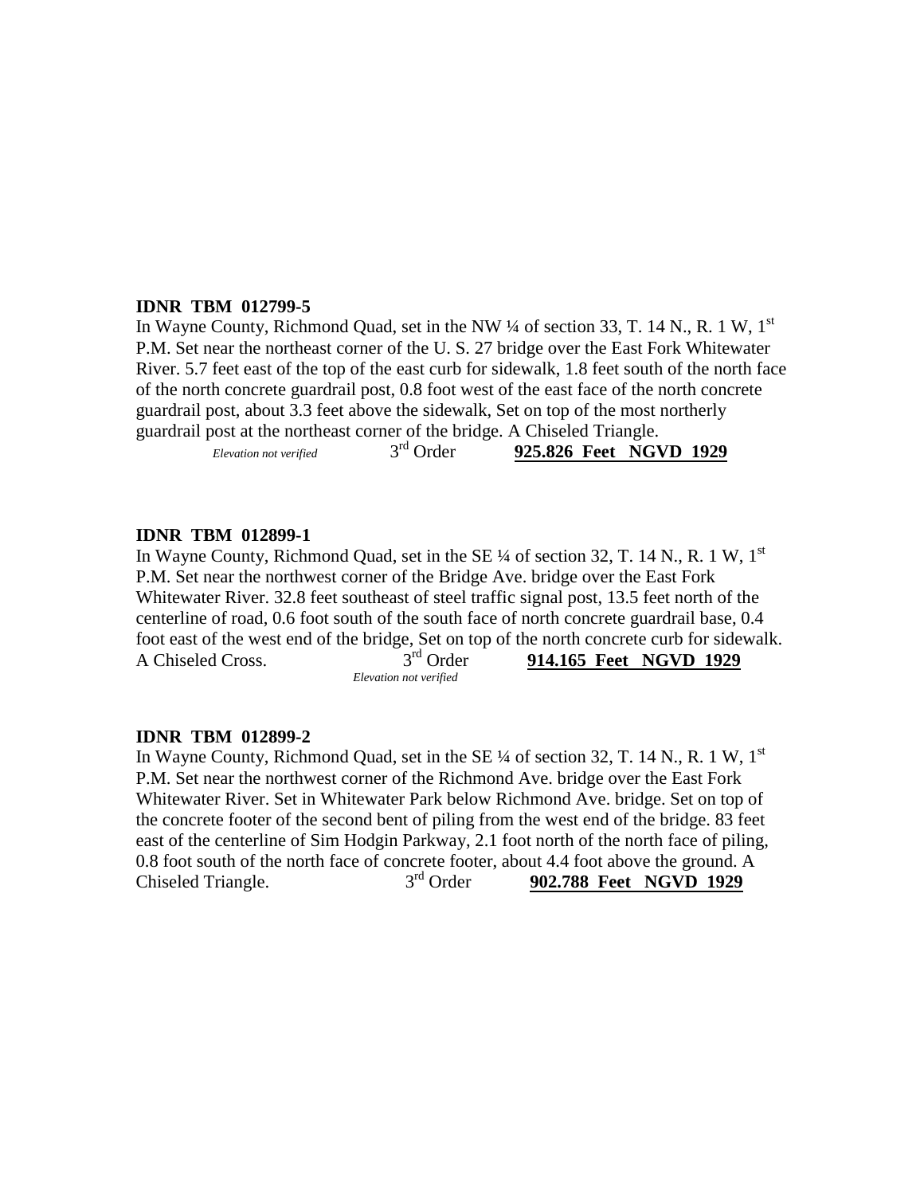**IDNR TBM 012799-5**

In Wayne County, Richmond Quad, set in the NW ¼ of section 33, T. 14 N., R. 1 W, 1st P.M. Set near the northeast corner of the U. S. 27 bridge over the East Fork Whitewater River. 5.7 feet east of the top of the east curb for sidewalk, 1.8 feet south of the north face of the north concrete guardrail post, 0.8 foot west of the east face of the north concrete guardrail post, about 3.3 feet above the sidewalk, Set on top of the most northerly guardrail post at the northeast corner of the bridge. A Chiseled Triangle.

*Elevation not verified* 3rd Order **925.826 Feet NGVD 1929**

**IDNR TBM 012899-1**

In Wayne County, Richmond Quad, set in the SE ¼ of section 32, T. 14 N., R. 1 W, 1st P.M. Set near the northwest corner of the Bridge Ave. bridge over the East Fork Whitewater River. 32.8 feet southeast of steel traffic signal post, 13.5 feet north of the centerline of road, 0.6 foot south of the south face of north concrete guardrail base, 0.4 foot east of the west end of the bridge, Set on top of the north concrete curb for sidewalk. A Chiseled Cross. 3rd Order **914.165 Feet NGVD 1929**

*Elevation not verified*

**IDNR TBM 012899-2**

In Wayne County, Richmond Quad, set in the SE ¼ of section 32, T. 14 N., R. 1 W, 1st P.M. Set near the northwest corner of the Richmond Ave. bridge over the East Fork Whitewater River. Set in Whitewater Park below Richmond Ave. bridge. Set on top of the concrete footer of the second bent of piling from the west end of the bridge. 83 feet east of the centerline of Sim Hodgin Parkway, 2.1 foot north of the north face of piling, 0.8 foot south of the north face of concrete footer, about 4.4 foot above the ground. A Chiseled Triangle. 3rd Order **902.788 Feet NGVD 1929**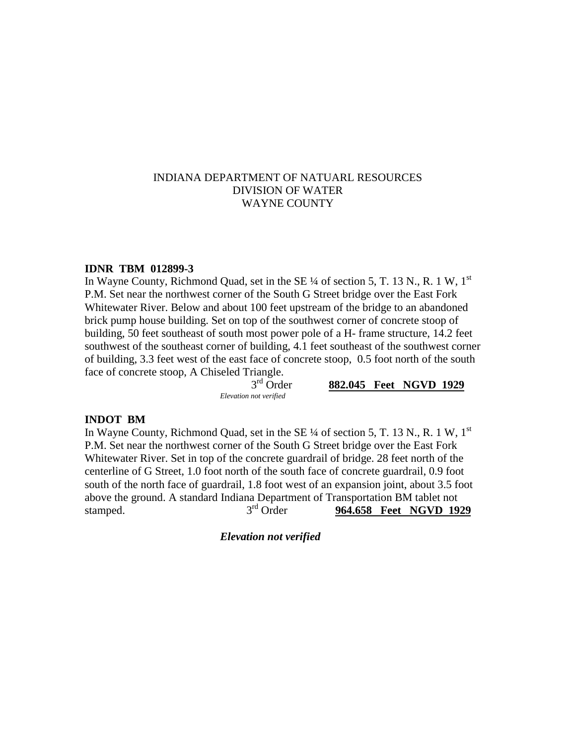INDIANA DEPARTMENT OF NATUARL RESOURCES
DIVISION OF WATER
WAYNE COUNTY

**IDNR TBM 012899-3**

In Wayne County, Richmond Quad, set in the SE ¼ of section 5, T. 13 N., R. 1 W, 1st P.M. Set near the northwest corner of the South G Street bridge over the East Fork Whitewater River. Below and about 100 feet upstream of the bridge to an abandoned brick pump house building. Set on top of the southwest corner of concrete stoop of building, 50 feet southeast of south most power pole of a H- frame structure, 14.2 feet southwest of the southeast corner of building, 4.1 feet southeast of the southwest corner of building, 3.3 feet west of the east face of concrete stoop, 0.5 foot north of the south face of concrete stoop, A Chiseled Triangle.

3rd Order **882.045 Feet NGVD 1929**

*Elevation not verified*

**INDOT BM**

In Wayne County, Richmond Quad, set in the SE ¼ of section 5, T. 13 N., R. 1 W, 1st P.M. Set near the northwest corner of the South G Street bridge over the East Fork Whitewater River. Set in top of the concrete guardrail of bridge. 28 feet north of the centerline of G Street, 1.0 foot north of the south face of concrete guardrail, 0.9 foot south of the north face of guardrail, 1.8 foot west of an expansion joint, about 3.5 foot above the ground. A standard Indiana Department of Transportation BM tablet not stamped. 3rd Order **964.658 Feet NGVD 1929**

***Elevation not verified***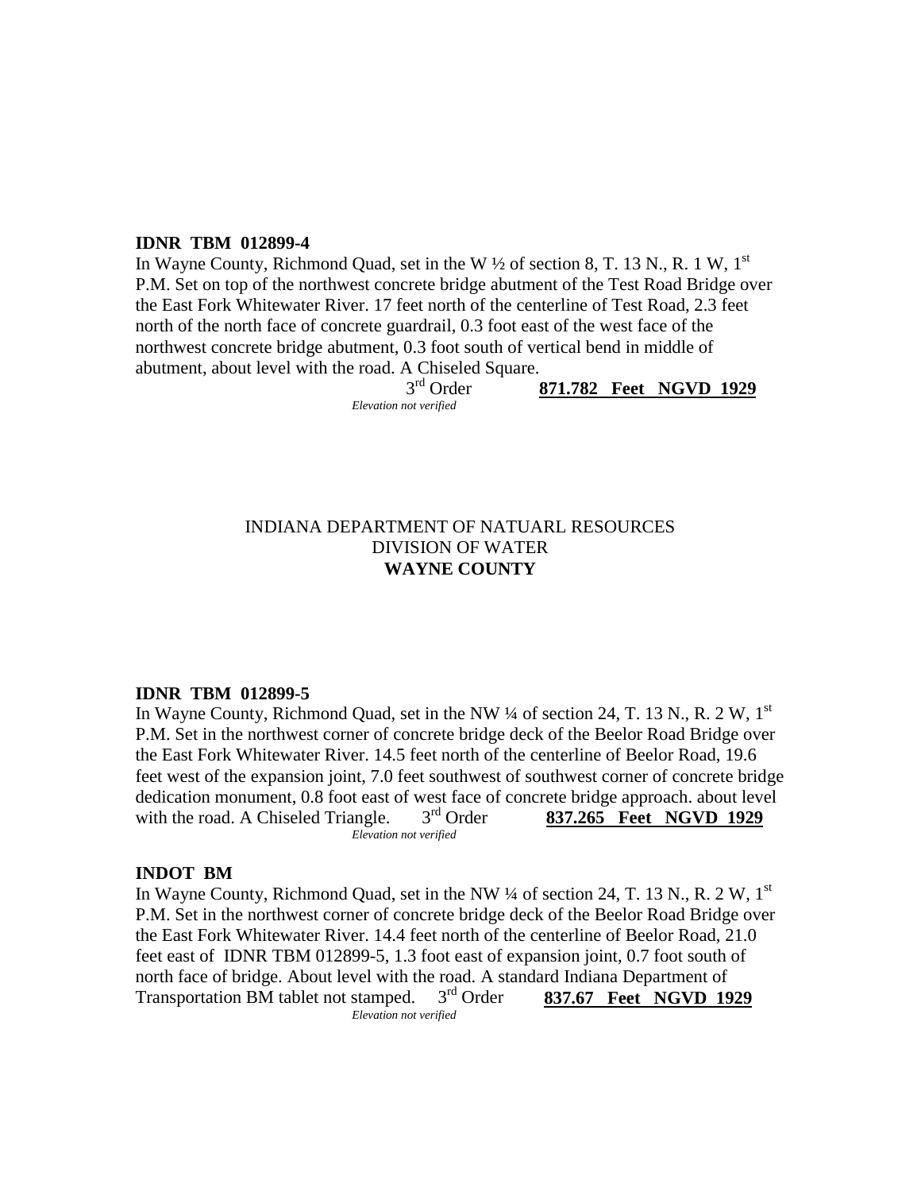**IDNR TBM 012899-4**

In Wayne County, Richmond Quad, set in the W ½ of section 8, T. 13 N., R. 1 W, 1st P.M. Set on top of the northwest concrete bridge abutment of the Test Road Bridge over the East Fork Whitewater River. 17 feet north of the centerline of Test Road, 2.3 feet north of the north face of concrete guardrail, 0.3 foot east of the west face of the northwest concrete bridge abutment, 0.3 foot south of vertical bend in middle of abutment, about level with the road. A Chiseled Square.

3rd Order **871.782 Feet NGVD 1929**

*Elevation not verified*

INDIANA DEPARTMENT OF NATUARL RESOURCES
DIVISION OF WATER
**WAYNE COUNTY**

**IDNR TBM 012899-5**

In Wayne County, Richmond Quad, set in the NW ¼ of section 24, T. 13 N., R. 2 W, 1st P.M. Set in the northwest corner of concrete bridge deck of the Beelor Road Bridge over the East Fork Whitewater River. 14.5 feet north of the centerline of Beelor Road, 19.6 feet west of the expansion joint, 7.0 feet southwest of southwest corner of concrete bridge dedication monument, 0.8 foot east of west face of concrete bridge approach. about level with the road. A Chiseled Triangle. 3rd Order **837.265 Feet NGVD 1929**

*Elevation not verified*

**INDOT BM**

In Wayne County, Richmond Quad, set in the NW ¼ of section 24, T. 13 N., R. 2 W, 1st P.M. Set in the northwest corner of concrete bridge deck of the Beelor Road Bridge over the East Fork Whitewater River. 14.4 feet north of the centerline of Beelor Road, 21.0 feet east of IDNR TBM 012899-5, 1.3 foot east of expansion joint, 0.7 foot south of north face of bridge. About level with the road. A standard Indiana Department of Transportation BM tablet not stamped. 3rd Order **837.67 Feet NGVD 1929**

*Elevation not verified*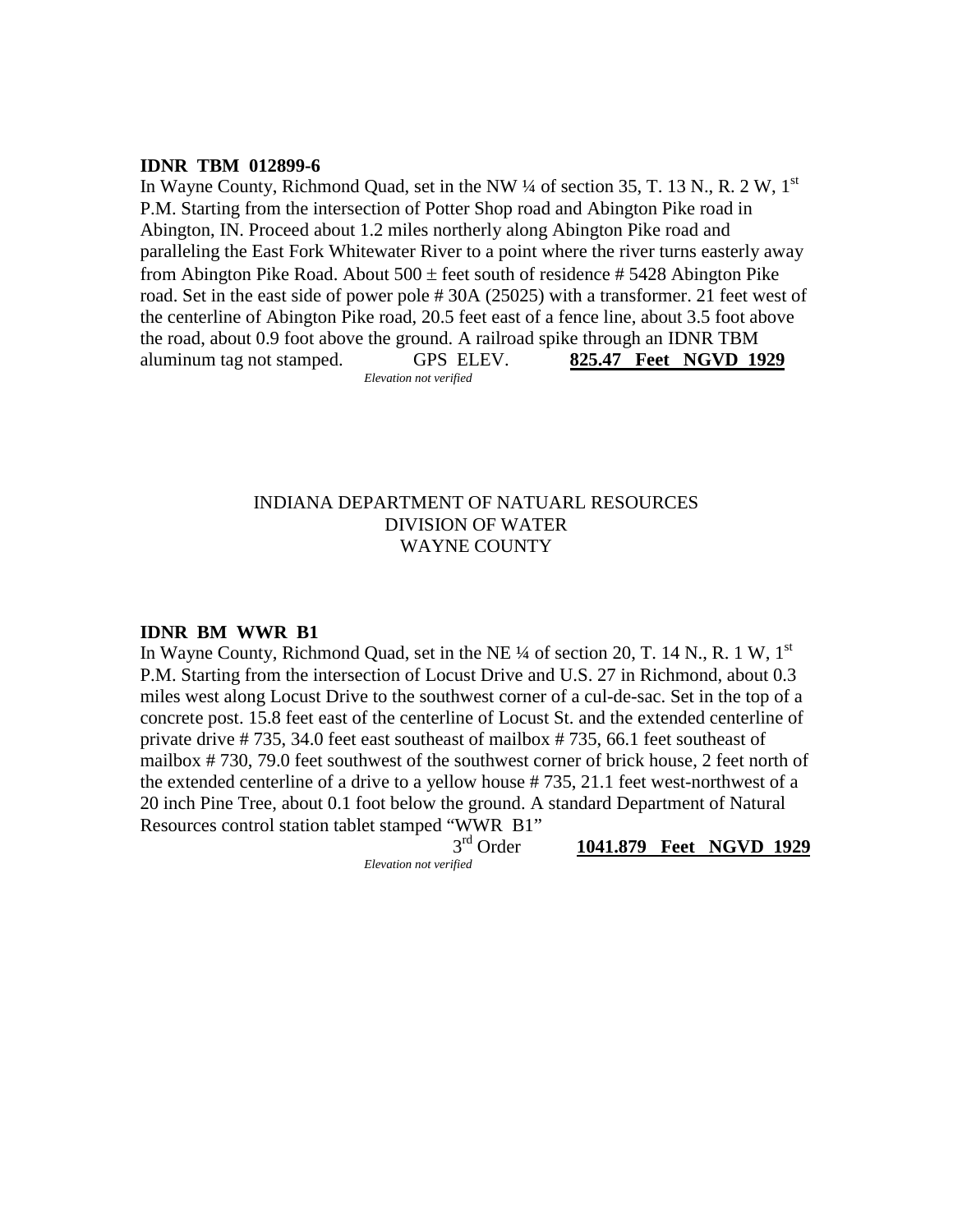**IDNR TBM 012899-6**

In Wayne County, Richmond Quad, set in the NW ¼ of section 35, T. 13 N., R. 2 W, 1st P.M. Starting from the intersection of Potter Shop road and Abington Pike road in Abington, IN. Proceed about 1.2 miles northerly along Abington Pike road and paralleling the East Fork Whitewater River to a point where the river turns easterly away from Abington Pike Road. About 500 ± feet south of residence # 5428 Abington Pike road. Set in the east side of power pole # 30A (25025) with a transformer. 21 feet west of the centerline of Abington Pike road, 20.5 feet east of a fence line, about 3.5 foot above the road, about 0.9 foot above the ground. A railroad spike through an IDNR TBM aluminum tag not stamped. GPS ELEV. **825.47 Feet NGVD 1929**

*Elevation not verified*

INDIANA DEPARTMENT OF NATUARL RESOURCES
DIVISION OF WATER
WAYNE COUNTY

**IDNR BM WWR B1**

In Wayne County, Richmond Quad, set in the NE ¼ of section 20, T. 14 N., R. 1 W, 1st P.M. Starting from the intersection of Locust Drive and U.S. 27 in Richmond, about 0.3 miles west along Locust Drive to the southwest corner of a cul-de-sac. Set in the top of a concrete post. 15.8 feet east of the centerline of Locust St. and the extended centerline of private drive # 735, 34.0 feet east southeast of mailbox # 735, 66.1 feet southeast of mailbox # 730, 79.0 feet southwest of the southwest corner of brick house, 2 feet north of the extended centerline of a drive to a yellow house # 735, 21.1 feet west-northwest of a 20 inch Pine Tree, about 0.1 foot below the ground. A standard Department of Natural Resources control station tablet stamped "WWR B1"

3rd Order **1041.879 Feet NGVD 1929**

*Elevation not verified*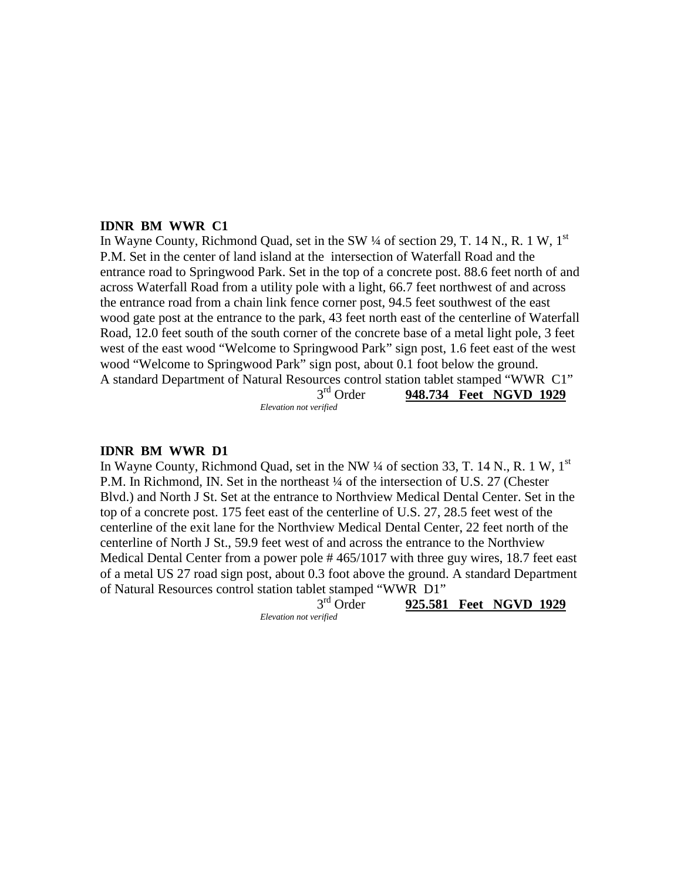**IDNR BM WWR C1**

In Wayne County, Richmond Quad, set in the SW ¼ of section 29, T. 14 N., R. 1 W, 1st P.M. Set in the center of land island at the intersection of Waterfall Road and the entrance road to Springwood Park. Set in the top of a concrete post. 88.6 feet north of and across Waterfall Road from a utility pole with a light, 66.7 feet northwest of and across the entrance road from a chain link fence corner post, 94.5 feet southwest of the east wood gate post at the entrance to the park, 43 feet north east of the centerline of Waterfall Road, 12.0 feet south of the south corner of the concrete base of a metal light pole, 3 feet west of the east wood "Welcome to Springwood Park" sign post, 1.6 feet east of the west wood "Welcome to Springwood Park" sign post, about 0.1 foot below the ground. A standard Department of Natural Resources control station tablet stamped "WWR C1"

3rd Order **948.734 Feet NGVD 1929**

*Elevation not verified*

**IDNR BM WWR D1**

In Wayne County, Richmond Quad, set in the NW ¼ of section 33, T. 14 N., R. 1 W, 1st P.M. In Richmond, IN. Set in the northeast ¼ of the intersection of U.S. 27 (Chester Blvd.) and North J St. Set at the entrance to Northview Medical Dental Center. Set in the top of a concrete post. 175 feet east of the centerline of U.S. 27, 28.5 feet west of the centerline of the exit lane for the Northview Medical Dental Center, 22 feet north of the centerline of North J St., 59.9 feet west of and across the entrance to the Northview Medical Dental Center from a power pole # 465/1017 with three guy wires, 18.7 feet east of a metal US 27 road sign post, about 0.3 foot above the ground. A standard Department of Natural Resources control station tablet stamped "WWR D1"

3rd Order **925.581 Feet NGVD 1929**

*Elevation not verified*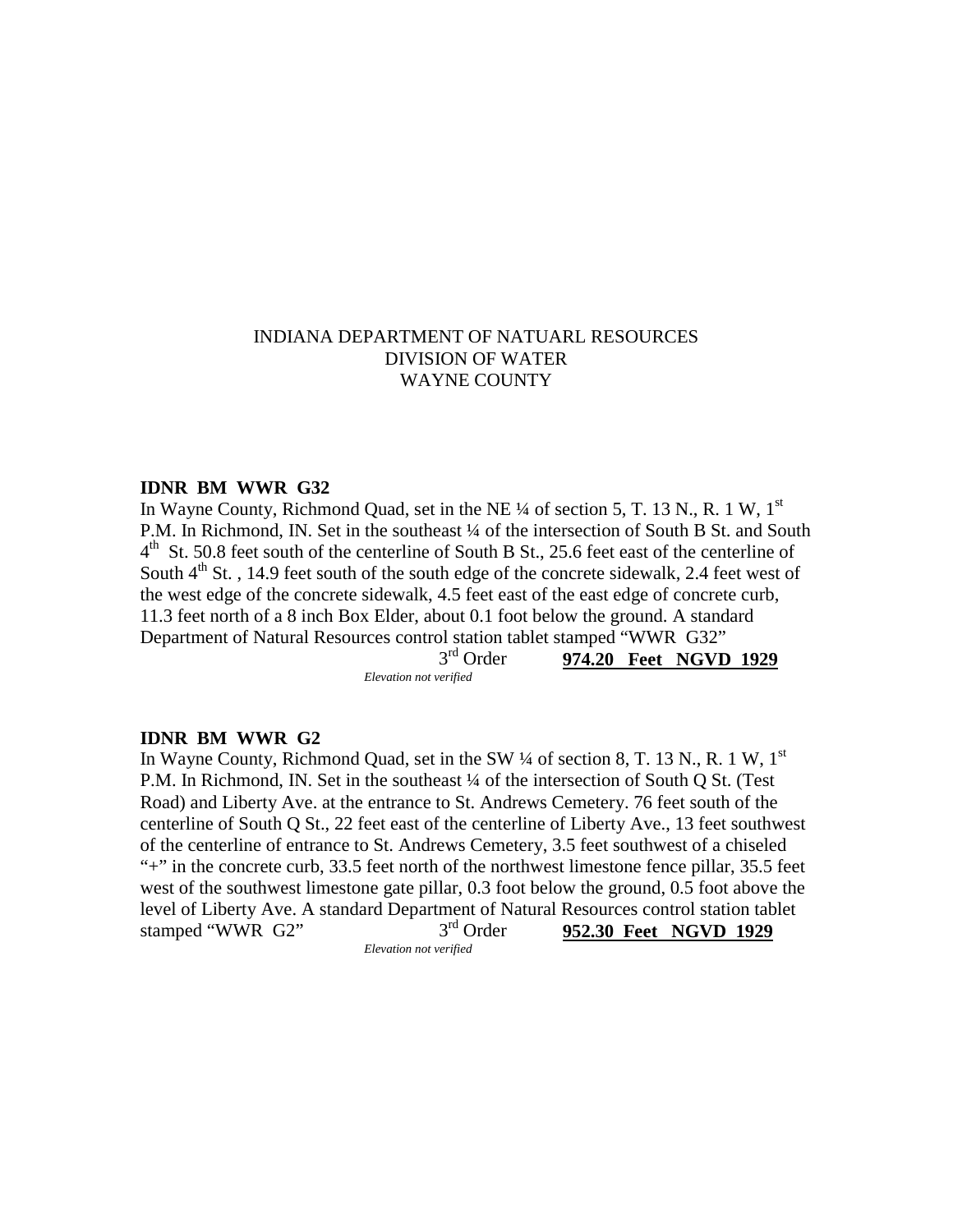INDIANA DEPARTMENT OF NATUARL RESOURCES
DIVISION OF WATER
WAYNE COUNTY

**IDNR BM WWR G32**

In Wayne County, Richmond Quad, set in the NE ¼ of section 5, T. 13 N., R. 1 W, 1st P.M. In Richmond, IN. Set in the southeast ¼ of the intersection of South B St. and South 4th St. 50.8 feet south of the centerline of South B St., 25.6 feet east of the centerline of South 4th St. , 14.9 feet south of the south edge of the concrete sidewalk, 2.4 feet west of the west edge of the concrete sidewalk, 4.5 feet east of the east edge of concrete curb, 11.3 feet north of a 8 inch Box Elder, about 0.1 foot below the ground. A standard Department of Natural Resources control station tablet stamped "WWR G32"

3rd Order **974.20 Feet NGVD 1929**

*Elevation not verified*

**IDNR BM WWR G2**

In Wayne County, Richmond Quad, set in the SW ¼ of section 8, T. 13 N., R. 1 W, 1st P.M. In Richmond, IN. Set in the southeast ¼ of the intersection of South Q St. (Test Road) and Liberty Ave. at the entrance to St. Andrews Cemetery. 76 feet south of the centerline of South Q St., 22 feet east of the centerline of Liberty Ave., 13 feet southwest of the centerline of entrance to St. Andrews Cemetery, 3.5 feet southwest of a chiseled "+" in the concrete curb, 33.5 feet north of the northwest limestone fence pillar, 35.5 feet west of the southwest limestone gate pillar, 0.3 foot below the ground, 0.5 foot above the level of Liberty Ave. A standard Department of Natural Resources control station tablet stamped "WWR G2"

3rd Order **952.30 Feet NGVD 1929**

*Elevation not verified*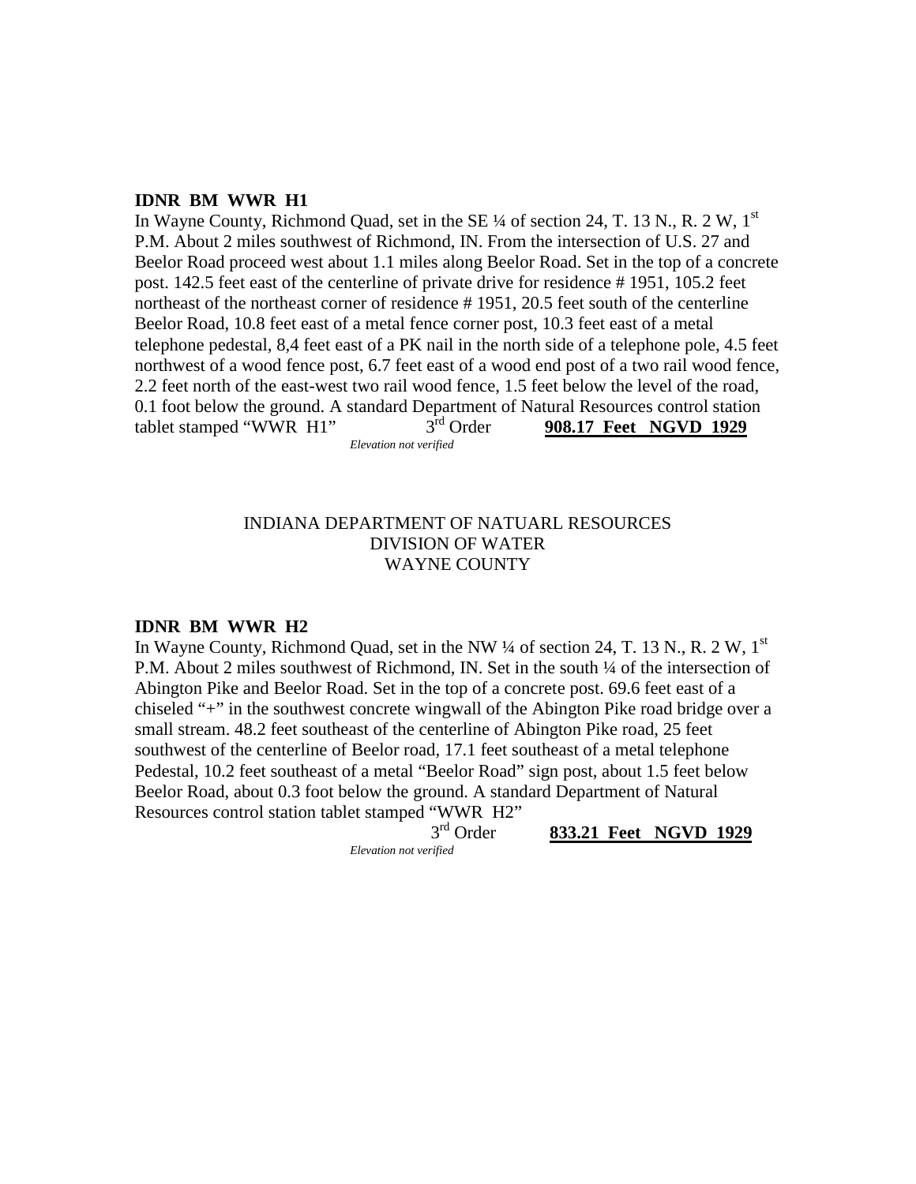**IDNR BM WWR H1**

In Wayne County, Richmond Quad, set in the SE ¼ of section 24, T. 13 N., R. 2 W, 1st P.M. About 2 miles southwest of Richmond, IN. From the intersection of U.S. 27 and Beelor Road proceed west about 1.1 miles along Beelor Road. Set in the top of a concrete post. 142.5 feet east of the centerline of private drive for residence # 1951, 105.2 feet northeast of the northeast corner of residence # 1951, 20.5 feet south of the centerline Beelor Road, 10.8 feet east of a metal fence corner post, 10.3 feet east of a metal telephone pedestal, 8,4 feet east of a PK nail in the north side of a telephone pole, 4.5 feet northwest of a wood fence post, 6.7 feet east of a wood end post of a two rail wood fence, 2.2 feet north of the east-west two rail wood fence, 1.5 feet below the level of the road, 0.1 foot below the ground. A standard Department of Natural Resources control station tablet stamped "WWR H1" 3rd Order **908.17 Feet NGVD 1929**

*Elevation not verified*

INDIANA DEPARTMENT OF NATUARL RESOURCES
DIVISION OF WATER
WAYNE COUNTY

**IDNR BM WWR H2**

In Wayne County, Richmond Quad, set in the NW ¼ of section 24, T. 13 N., R. 2 W, 1st P.M. About 2 miles southwest of Richmond, IN. Set in the south ¼ of the intersection of Abington Pike and Beelor Road. Set in the top of a concrete post. 69.6 feet east of a chiseled "+" in the southwest concrete wingwall of the Abington Pike road bridge over a small stream. 48.2 feet southeast of the centerline of Abington Pike road, 25 feet southwest of the centerline of Beelor road, 17.1 feet southeast of a metal telephone Pedestal, 10.2 feet southeast of a metal "Beelor Road" sign post, about 1.5 feet below Beelor Road, about 0.3 foot below the ground. A standard Department of Natural Resources control station tablet stamped "WWR H2"

3rd Order **833.21 Feet NGVD 1929**

*Elevation not verified*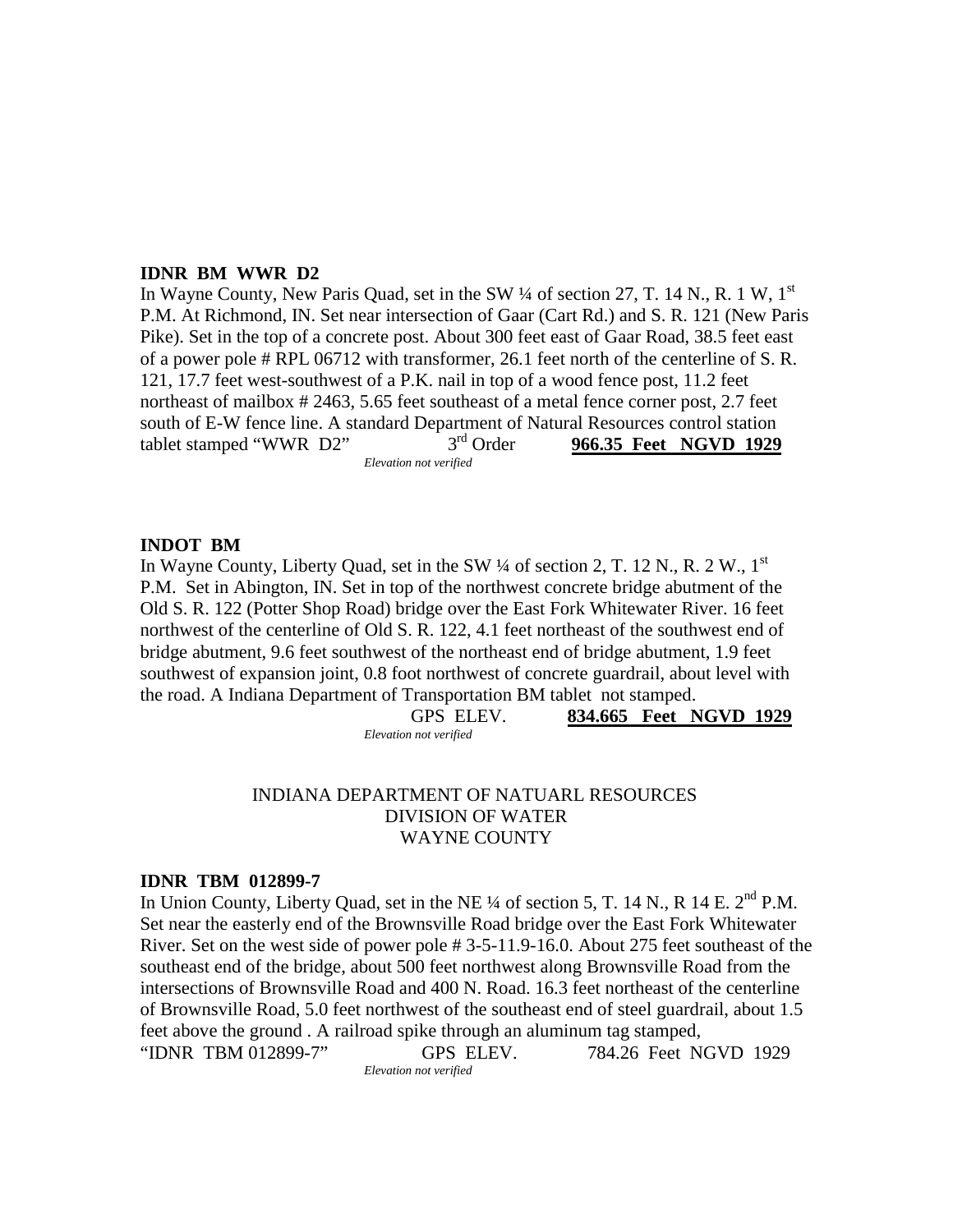**IDNR BM WWR D2**

In Wayne County, New Paris Quad, set in the SW ¼ of section 27, T. 14 N., R. 1 W, 1st P.M. At Richmond, IN. Set near intersection of Gaar (Cart Rd.) and S. R. 121 (New Paris Pike). Set in the top of a concrete post. About 300 feet east of Gaar Road, 38.5 feet east of a power pole # RPL 06712 with transformer, 26.1 feet north of the centerline of S. R. 121, 17.7 feet west-southwest of a P.K. nail in top of a wood fence post, 11.2 feet northeast of mailbox # 2463, 5.65 feet southeast of a metal fence corner post, 2.7 feet south of E-W fence line. A standard Department of Natural Resources control station tablet stamped "WWR D2" 3rd Order **966.35 Feet NGVD 1929**

*Elevation not verified*

**INDOT BM**

In Wayne County, Liberty Quad, set in the SW ¼ of section 2, T. 12 N., R. 2 W., 1st P.M. Set in Abington, IN. Set in top of the northwest concrete bridge abutment of the Old S. R. 122 (Potter Shop Road) bridge over the East Fork Whitewater River. 16 feet northwest of the centerline of Old S. R. 122, 4.1 feet northeast of the southwest end of bridge abutment, 9.6 feet southwest of the northeast end of bridge abutment, 1.9 feet southwest of expansion joint, 0.8 foot northwest of concrete guardrail, about level with the road. A Indiana Department of Transportation BM tablet not stamped.

GPS ELEV. **834.665 Feet NGVD 1929**

*Elevation not verified*

INDIANA DEPARTMENT OF NATUARL RESOURCES
DIVISION OF WATER
WAYNE COUNTY

**IDNR TBM 012899-7**

In Union County, Liberty Quad, set in the NE ¼ of section 5, T. 14 N., R 14 E. 2nd P.M. Set near the easterly end of the Brownsville Road bridge over the East Fork Whitewater River. Set on the west side of power pole # 3-5-11.9-16.0. About 275 feet southeast of the southeast end of the bridge, about 500 feet northwest along Brownsville Road from the intersections of Brownsville Road and 400 N. Road. 16.3 feet northeast of the centerline of Brownsville Road, 5.0 feet northwest of the southeast end of steel guardrail, about 1.5 feet above the ground . A railroad spike through an aluminum tag stamped, "IDNR TBM 012899-7" GPS ELEV. 784.26 Feet NGVD 1929

*Elevation not verified*